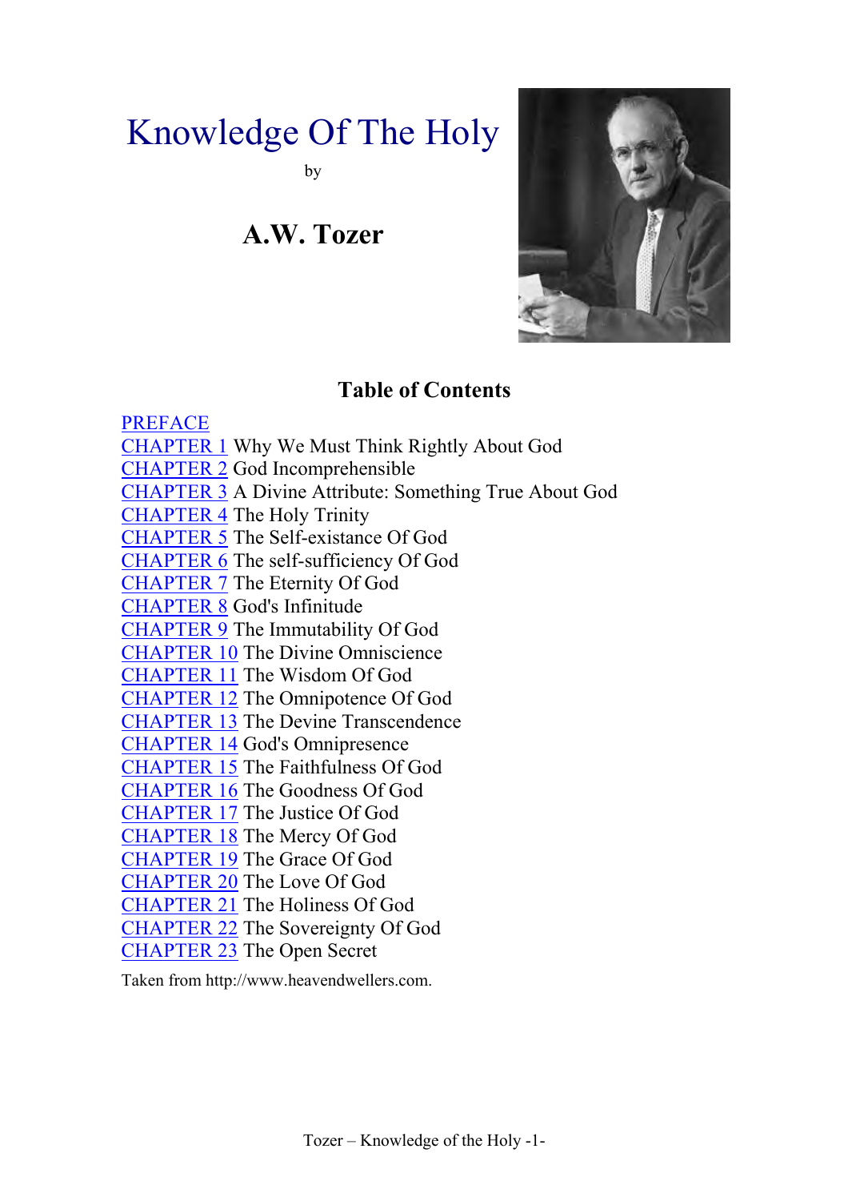# Knowledge Of The Holy

by

## A.W. Tozer

### Table of Contents

PREFACE
CHAPTER 1 Why We Must Think Rightly About God
CHAPTER 2 God Incomprehensible
CHAPTER 3 A Divine Attribute: Something True About God
CHAPTER 4 The Holy Trinity
CHAPTER 5 The Self-existance Of God
CHAPTER 6 The self-sufficiency Of God
CHAPTER 7 The Eternity Of God
CHAPTER 8 God's Infinitude
CHAPTER 9 The Immutability Of God
CHAPTER 10 The Divine Omniscience
CHAPTER 11 The Wisdom Of God
CHAPTER 12 The Omnipotence Of God
CHAPTER 13 The Devine Transcendence
CHAPTER 14 God's Omnipresence
CHAPTER 15 The Faithfulness Of God
CHAPTER 16 The Goodness Of God
CHAPTER 17 The Justice Of God
CHAPTER 18 The Mercy Of God
CHAPTER 19 The Grace Of God
CHAPTER 20 The Love Of God
CHAPTER 21 The Holiness Of God
CHAPTER 22 The Sovereignty Of God
CHAPTER 23 The Open Secret

Taken from http://www.heavendwellers.com.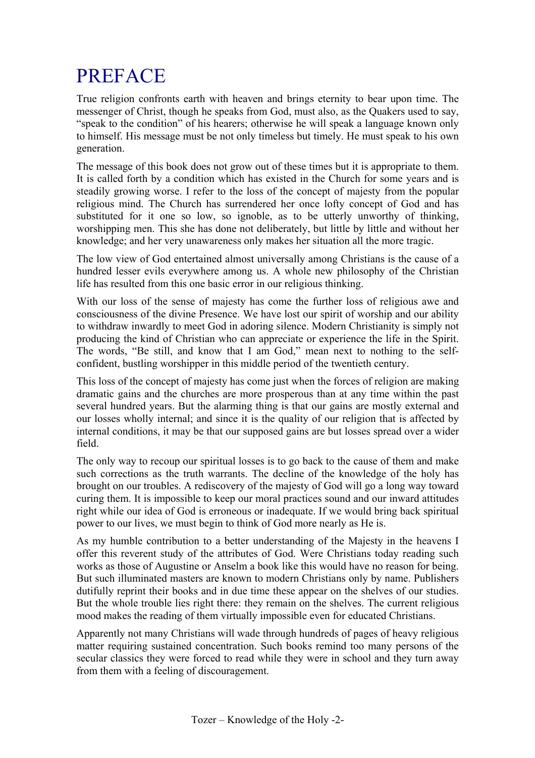# PREFACE

True religion confronts earth with heaven and brings eternity to bear upon time. The messenger of Christ, though he speaks from God, must also, as the Quakers used to say, "speak to the condition" of his hearers; otherwise he will speak a language known only to himself. His message must be not only timeless but timely. He must speak to his own generation.

The message of this book does not grow out of these times but it is appropriate to them. It is called forth by a condition which has existed in the Church for some years and is steadily growing worse. I refer to the loss of the concept of majesty from the popular religious mind. The Church has surrendered her once lofty concept of God and has substituted for it one so low, so ignoble, as to be utterly unworthy of thinking, worshipping men. This she has done not deliberately, but little by little and without her knowledge; and her very unawareness only makes her situation all the more tragic.

The low view of God entertained almost universally among Christians is the cause of a hundred lesser evils everywhere among us. A whole new philosophy of the Christian life has resulted from this one basic error in our religious thinking.

With our loss of the sense of majesty has come the further loss of religious awe and consciousness of the divine Presence. We have lost our spirit of worship and our ability to withdraw inwardly to meet God in adoring silence. Modern Christianity is simply not producing the kind of Christian who can appreciate or experience the life in the Spirit. The words, "Be still, and know that I am God," mean next to nothing to the self-confident, bustling worshipper in this middle period of the twentieth century.

This loss of the concept of majesty has come just when the forces of religion are making dramatic gains and the churches are more prosperous than at any time within the past several hundred years. But the alarming thing is that our gains are mostly external and our losses wholly internal; and since it is the quality of our religion that is affected by internal conditions, it may be that our supposed gains are but losses spread over a wider field.

The only way to recoup our spiritual losses is to go back to the cause of them and make such corrections as the truth warrants. The decline of the knowledge of the holy has brought on our troubles. A rediscovery of the majesty of God will go a long way toward curing them. It is impossible to keep our moral practices sound and our inward attitudes right while our idea of God is erroneous or inadequate. If we would bring back spiritual power to our lives, we must begin to think of God more nearly as He is.

As my humble contribution to a better understanding of the Majesty in the heavens I offer this reverent study of the attributes of God. Were Christians today reading such works as those of Augustine or Anselm a book like this would have no reason for being. But such illuminated masters are known to modern Christians only by name. Publishers dutifully reprint their books and in due time these appear on the shelves of our studies. But the whole trouble lies right there: they remain on the shelves. The current religious mood makes the reading of them virtually impossible even for educated Christians.

Apparently not many Christians will wade through hundreds of pages of heavy religious matter requiring sustained concentration. Such books remind too many persons of the secular classics they were forced to read while they were in school and they turn away from them with a feeling of discouragement.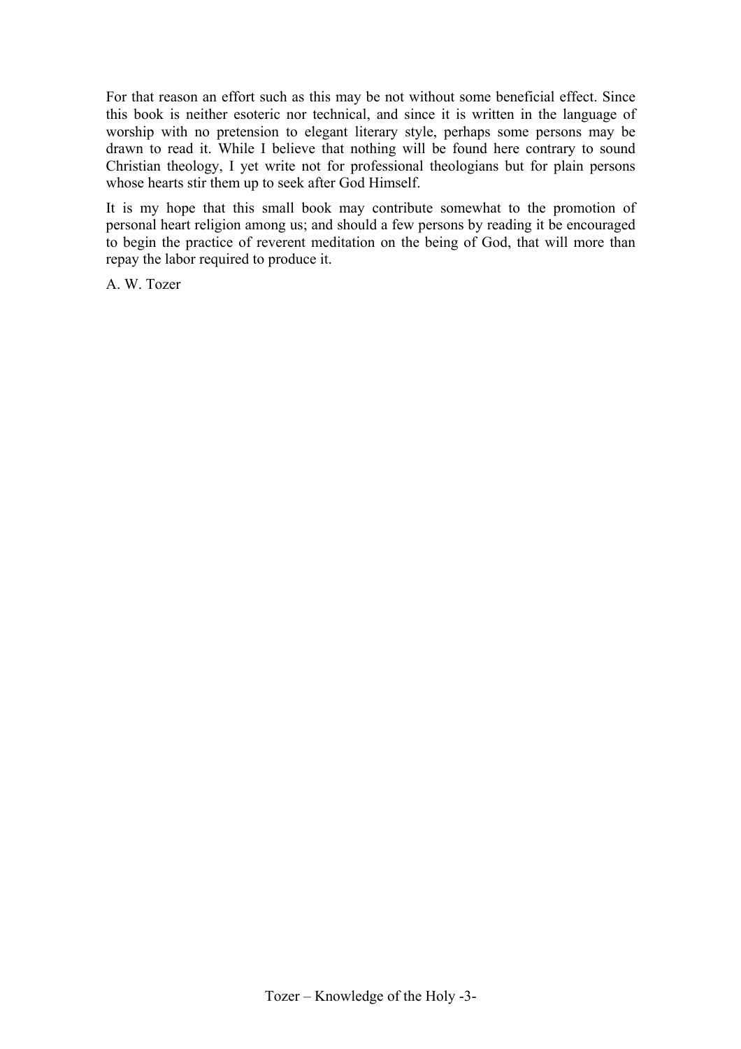For that reason an effort such as this may be not without some beneficial effect. Since this book is neither esoteric nor technical, and since it is written in the language of worship with no pretension to elegant literary style, perhaps some persons may be drawn to read it. While I believe that nothing will be found here contrary to sound Christian theology, I yet write not for professional theologians but for plain persons whose hearts stir them up to seek after God Himself.

It is my hope that this small book may contribute somewhat to the promotion of personal heart religion among us; and should a few persons by reading it be encouraged to begin the practice of reverent meditation on the being of God, that will more than repay the labor required to produce it.

A. W. Tozer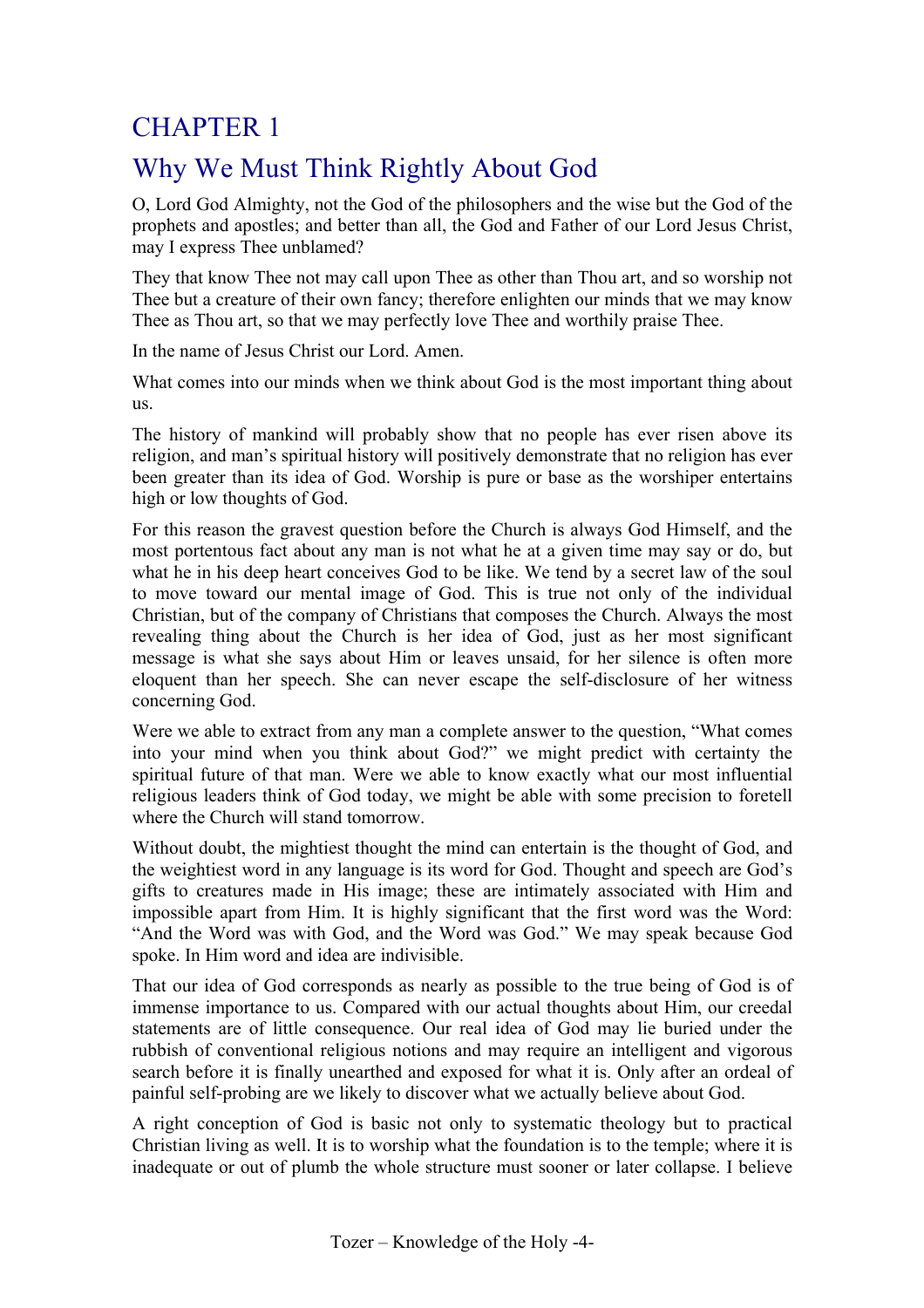# CHAPTER 1

# Why We Must Think Rightly About God

O, Lord God Almighty, not the God of the philosophers and the wise but the God of the prophets and apostles; and better than all, the God and Father of our Lord Jesus Christ, may I express Thee unblamed?

They that know Thee not may call upon Thee as other than Thou art, and so worship not Thee but a creature of their own fancy; therefore enlighten our minds that we may know Thee as Thou art, so that we may perfectly love Thee and worthily praise Thee.

In the name of Jesus Christ our Lord. Amen.

What comes into our minds when we think about God is the most important thing about us.

The history of mankind will probably show that no people has ever risen above its religion, and man's spiritual history will positively demonstrate that no religion has ever been greater than its idea of God. Worship is pure or base as the worshiper entertains high or low thoughts of God.

For this reason the gravest question before the Church is always God Himself, and the most portentous fact about any man is not what he at a given time may say or do, but what he in his deep heart conceives God to be like. We tend by a secret law of the soul to move toward our mental image of God. This is true not only of the individual Christian, but of the company of Christians that composes the Church. Always the most revealing thing about the Church is her idea of God, just as her most significant message is what she says about Him or leaves unsaid, for her silence is often more eloquent than her speech. She can never escape the self-disclosure of her witness concerning God.

Were we able to extract from any man a complete answer to the question, "What comes into your mind when you think about God?" we might predict with certainty the spiritual future of that man. Were we able to know exactly what our most influential religious leaders think of God today, we might be able with some precision to foretell where the Church will stand tomorrow.

Without doubt, the mightiest thought the mind can entertain is the thought of God, and the weightiest word in any language is its word for God. Thought and speech are God's gifts to creatures made in His image; these are intimately associated with Him and impossible apart from Him. It is highly significant that the first word was the Word: "And the Word was with God, and the Word was God." We may speak because God spoke. In Him word and idea are indivisible.

That our idea of God corresponds as nearly as possible to the true being of God is of immense importance to us. Compared with our actual thoughts about Him, our creedal statements are of little consequence. Our real idea of God may lie buried under the rubbish of conventional religious notions and may require an intelligent and vigorous search before it is finally unearthed and exposed for what it is. Only after an ordeal of painful self-probing are we likely to discover what we actually believe about God.

A right conception of God is basic not only to systematic theology but to practical Christian living as well. It is to worship what the foundation is to the temple; where it is inadequate or out of plumb the whole structure must sooner or later collapse. I believe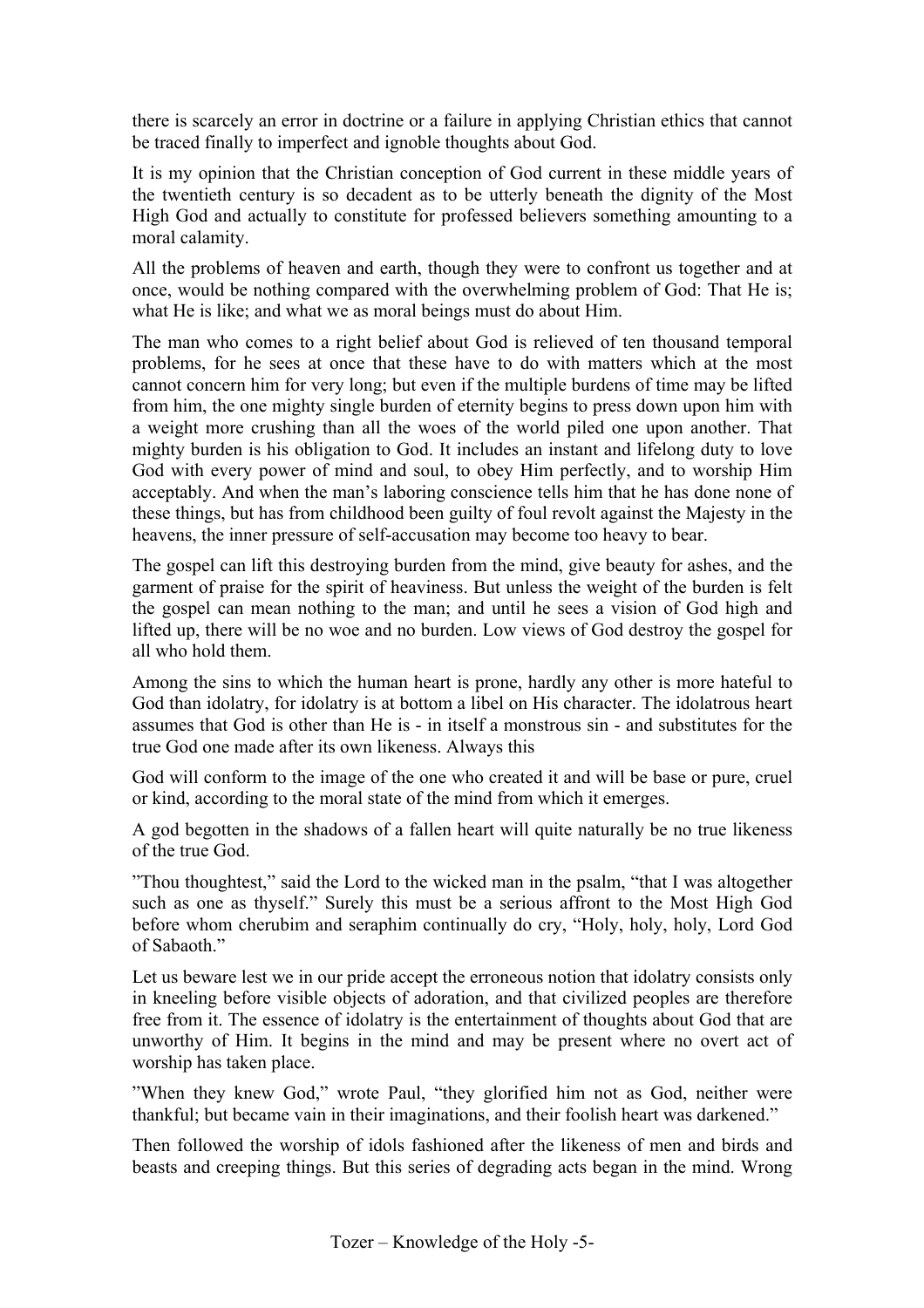there is scarcely an error in doctrine or a failure in applying Christian ethics that cannot be traced finally to imperfect and ignoble thoughts about God.

It is my opinion that the Christian conception of God current in these middle years of the twentieth century is so decadent as to be utterly beneath the dignity of the Most High God and actually to constitute for professed believers something amounting to a moral calamity.

All the problems of heaven and earth, though they were to confront us together and at once, would be nothing compared with the overwhelming problem of God: That He is; what He is like; and what we as moral beings must do about Him.

The man who comes to a right belief about God is relieved of ten thousand temporal problems, for he sees at once that these have to do with matters which at the most cannot concern him for very long; but even if the multiple burdens of time may be lifted from him, the one mighty single burden of eternity begins to press down upon him with a weight more crushing than all the woes of the world piled one upon another. That mighty burden is his obligation to God. It includes an instant and lifelong duty to love God with every power of mind and soul, to obey Him perfectly, and to worship Him acceptably. And when the man's laboring conscience tells him that he has done none of these things, but has from childhood been guilty of foul revolt against the Majesty in the heavens, the inner pressure of self-accusation may become too heavy to bear.

The gospel can lift this destroying burden from the mind, give beauty for ashes, and the garment of praise for the spirit of heaviness. But unless the weight of the burden is felt the gospel can mean nothing to the man; and until he sees a vision of God high and lifted up, there will be no woe and no burden. Low views of God destroy the gospel for all who hold them.

Among the sins to which the human heart is prone, hardly any other is more hateful to God than idolatry, for idolatry is at bottom a libel on His character. The idolatrous heart assumes that God is other than He is - in itself a monstrous sin - and substitutes for the true God one made after its own likeness. Always this

God will conform to the image of the one who created it and will be base or pure, cruel or kind, according to the moral state of the mind from which it emerges.

A god begotten in the shadows of a fallen heart will quite naturally be no true likeness of the true God.

"Thou thoughtest," said the Lord to the wicked man in the psalm, "that I was altogether such as one as thyself." Surely this must be a serious affront to the Most High God before whom cherubim and seraphim continually do cry, "Holy, holy, holy, Lord God of Sabaoth."

Let us beware lest we in our pride accept the erroneous notion that idolatry consists only in kneeling before visible objects of adoration, and that civilized peoples are therefore free from it. The essence of idolatry is the entertainment of thoughts about God that are unworthy of Him. It begins in the mind and may be present where no overt act of worship has taken place.

"When they knew God," wrote Paul, "they glorified him not as God, neither were thankful; but became vain in their imaginations, and their foolish heart was darkened."

Then followed the worship of idols fashioned after the likeness of men and birds and beasts and creeping things. But this series of degrading acts began in the mind. Wrong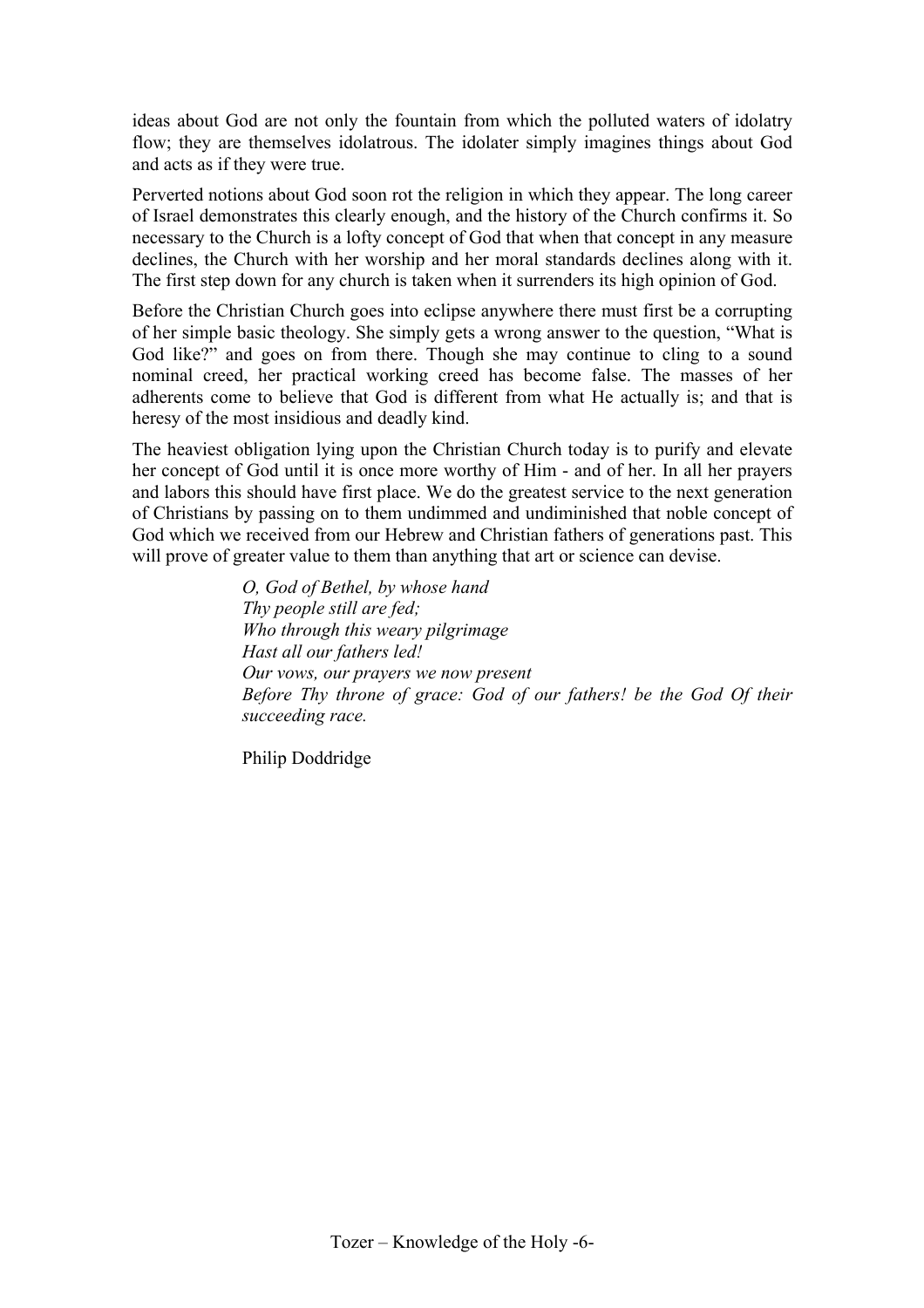ideas about God are not only the fountain from which the polluted waters of idolatry flow; they are themselves idolatrous. The idolater simply imagines things about God and acts as if they were true.

Perverted notions about God soon rot the religion in which they appear. The long career of Israel demonstrates this clearly enough, and the history of the Church confirms it. So necessary to the Church is a lofty concept of God that when that concept in any measure declines, the Church with her worship and her moral standards declines along with it. The first step down for any church is taken when it surrenders its high opinion of God.

Before the Christian Church goes into eclipse anywhere there must first be a corrupting of her simple basic theology. She simply gets a wrong answer to the question, "What is God like?" and goes on from there. Though she may continue to cling to a sound nominal creed, her practical working creed has become false. The masses of her adherents come to believe that God is different from what He actually is; and that is heresy of the most insidious and deadly kind.

The heaviest obligation lying upon the Christian Church today is to purify and elevate her concept of God until it is once more worthy of Him - and of her. In all her prayers and labors this should have first place. We do the greatest service to the next generation of Christians by passing on to them undimmed and undiminished that noble concept of God which we received from our Hebrew and Christian fathers of generations past. This will prove of greater value to them than anything that art or science can devise.

*O, God of Bethel, by whose hand*
*Thy people still are fed;*
*Who through this weary pilgrimage*
*Hast all our fathers led!*
*Our vows, our prayers we now present*
*Before Thy throne of grace: God of our fathers! be the God Of their succeeding race.*

Philip Doddridge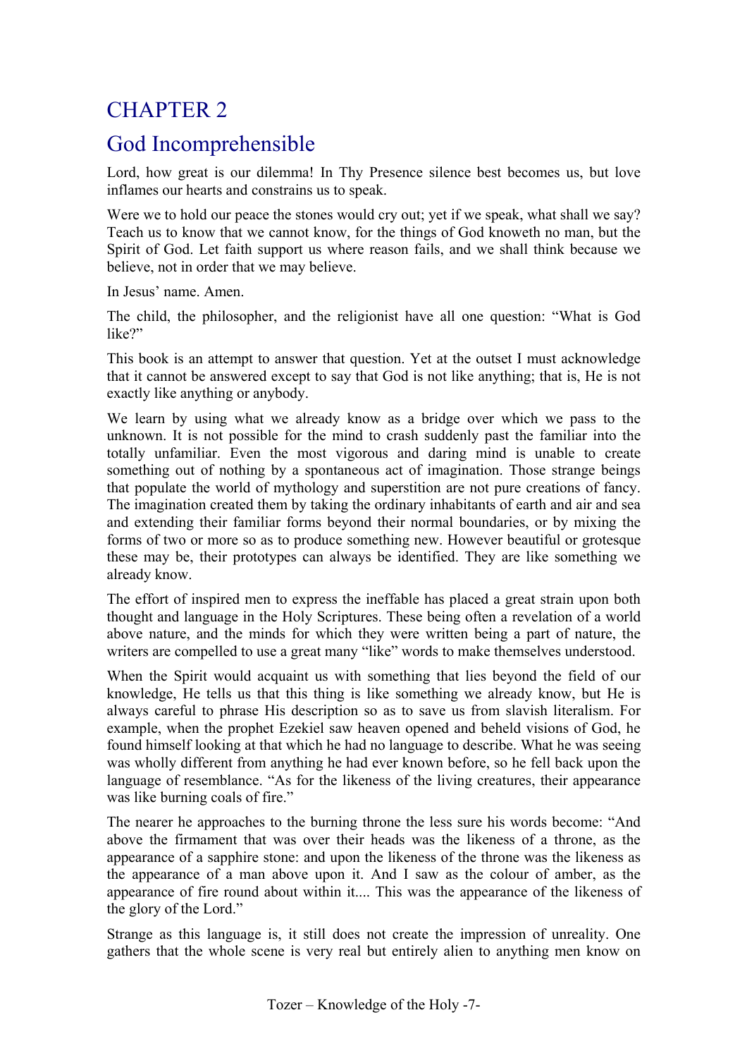# CHAPTER 2

# God Incomprehensible

Lord, how great is our dilemma! In Thy Presence silence best becomes us, but love inflames our hearts and constrains us to speak.

Were we to hold our peace the stones would cry out; yet if we speak, what shall we say? Teach us to know that we cannot know, for the things of God knoweth no man, but the Spirit of God. Let faith support us where reason fails, and we shall think because we believe, not in order that we may believe.

In Jesus' name. Amen.

The child, the philosopher, and the religionist have all one question: "What is God like?"

This book is an attempt to answer that question. Yet at the outset I must acknowledge that it cannot be answered except to say that God is not like anything; that is, He is not exactly like anything or anybody.

We learn by using what we already know as a bridge over which we pass to the unknown. It is not possible for the mind to crash suddenly past the familiar into the totally unfamiliar. Even the most vigorous and daring mind is unable to create something out of nothing by a spontaneous act of imagination. Those strange beings that populate the world of mythology and superstition are not pure creations of fancy. The imagination created them by taking the ordinary inhabitants of earth and air and sea and extending their familiar forms beyond their normal boundaries, or by mixing the forms of two or more so as to produce something new. However beautiful or grotesque these may be, their prototypes can always be identified. They are like something we already know.

The effort of inspired men to express the ineffable has placed a great strain upon both thought and language in the Holy Scriptures. These being often a revelation of a world above nature, and the minds for which they were written being a part of nature, the writers are compelled to use a great many "like" words to make themselves understood.

When the Spirit would acquaint us with something that lies beyond the field of our knowledge, He tells us that this thing is like something we already know, but He is always careful to phrase His description so as to save us from slavish literalism. For example, when the prophet Ezekiel saw heaven opened and beheld visions of God, he found himself looking at that which he had no language to describe. What he was seeing was wholly different from anything he had ever known before, so he fell back upon the language of resemblance. "As for the likeness of the living creatures, their appearance was like burning coals of fire."

The nearer he approaches to the burning throne the less sure his words become: "And above the firmament that was over their heads was the likeness of a throne, as the appearance of a sapphire stone: and upon the likeness of the throne was the likeness as the appearance of a man above upon it. And I saw as the colour of amber, as the appearance of fire round about within it.... This was the appearance of the likeness of the glory of the Lord."

Strange as this language is, it still does not create the impression of unreality. One gathers that the whole scene is very real but entirely alien to anything men know on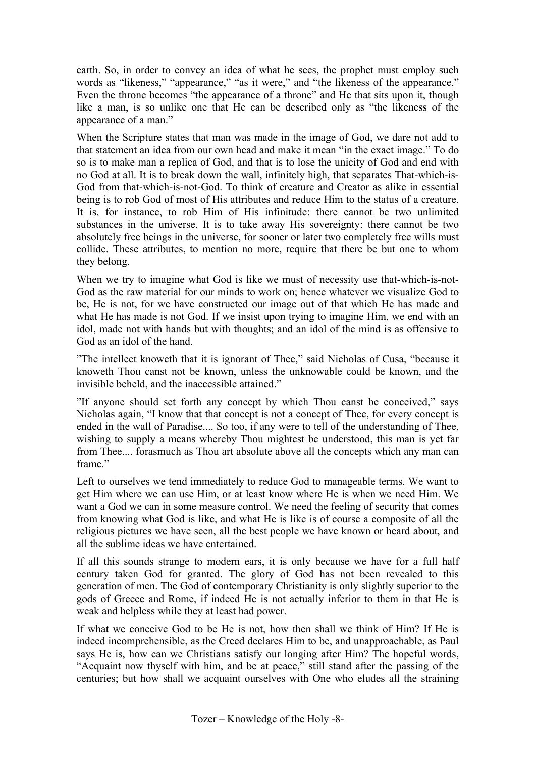earth. So, in order to convey an idea of what he sees, the prophet must employ such words as "likeness," "appearance," "as it were," and "the likeness of the appearance." Even the throne becomes "the appearance of a throne" and He that sits upon it, though like a man, is so unlike one that He can be described only as "the likeness of the appearance of a man."

When the Scripture states that man was made in the image of God, we dare not add to that statement an idea from our own head and make it mean "in the exact image." To do so is to make man a replica of God, and that is to lose the unicity of God and end with no God at all. It is to break down the wall, infinitely high, that separates That-which-is-God from that-which-is-not-God. To think of creature and Creator as alike in essential being is to rob God of most of His attributes and reduce Him to the status of a creature. It is, for instance, to rob Him of His infinitude: there cannot be two unlimited substances in the universe. It is to take away His sovereignty: there cannot be two absolutely free beings in the universe, for sooner or later two completely free wills must collide. These attributes, to mention no more, require that there be but one to whom they belong.

When we try to imagine what God is like we must of necessity use that-which-is-not-God as the raw material for our minds to work on; hence whatever we visualize God to be, He is not, for we have constructed our image out of that which He has made and what He has made is not God. If we insist upon trying to imagine Him, we end with an idol, made not with hands but with thoughts; and an idol of the mind is as offensive to God as an idol of the hand.

"The intellect knoweth that it is ignorant of Thee," said Nicholas of Cusa, "because it knoweth Thou canst not be known, unless the unknowable could be known, and the invisible beheld, and the inaccessible attained."

"If anyone should set forth any concept by which Thou canst be conceived," says Nicholas again, "I know that that concept is not a concept of Thee, for every concept is ended in the wall of Paradise.... So too, if any were to tell of the understanding of Thee, wishing to supply a means whereby Thou mightest be understood, this man is yet far from Thee.... forasmuch as Thou art absolute above all the concepts which any man can frame."

Left to ourselves we tend immediately to reduce God to manageable terms. We want to get Him where we can use Him, or at least know where He is when we need Him. We want a God we can in some measure control. We need the feeling of security that comes from knowing what God is like, and what He is like is of course a composite of all the religious pictures we have seen, all the best people we have known or heard about, and all the sublime ideas we have entertained.

If all this sounds strange to modern ears, it is only because we have for a full half century taken God for granted. The glory of God has not been revealed to this generation of men. The God of contemporary Christianity is only slightly superior to the gods of Greece and Rome, if indeed He is not actually inferior to them in that He is weak and helpless while they at least had power.

If what we conceive God to be He is not, how then shall we think of Him? If He is indeed incomprehensible, as the Creed declares Him to be, and unapproachable, as Paul says He is, how can we Christians satisfy our longing after Him? The hopeful words, "Acquaint now thyself with him, and be at peace," still stand after the passing of the centuries; but how shall we acquaint ourselves with One who eludes all the straining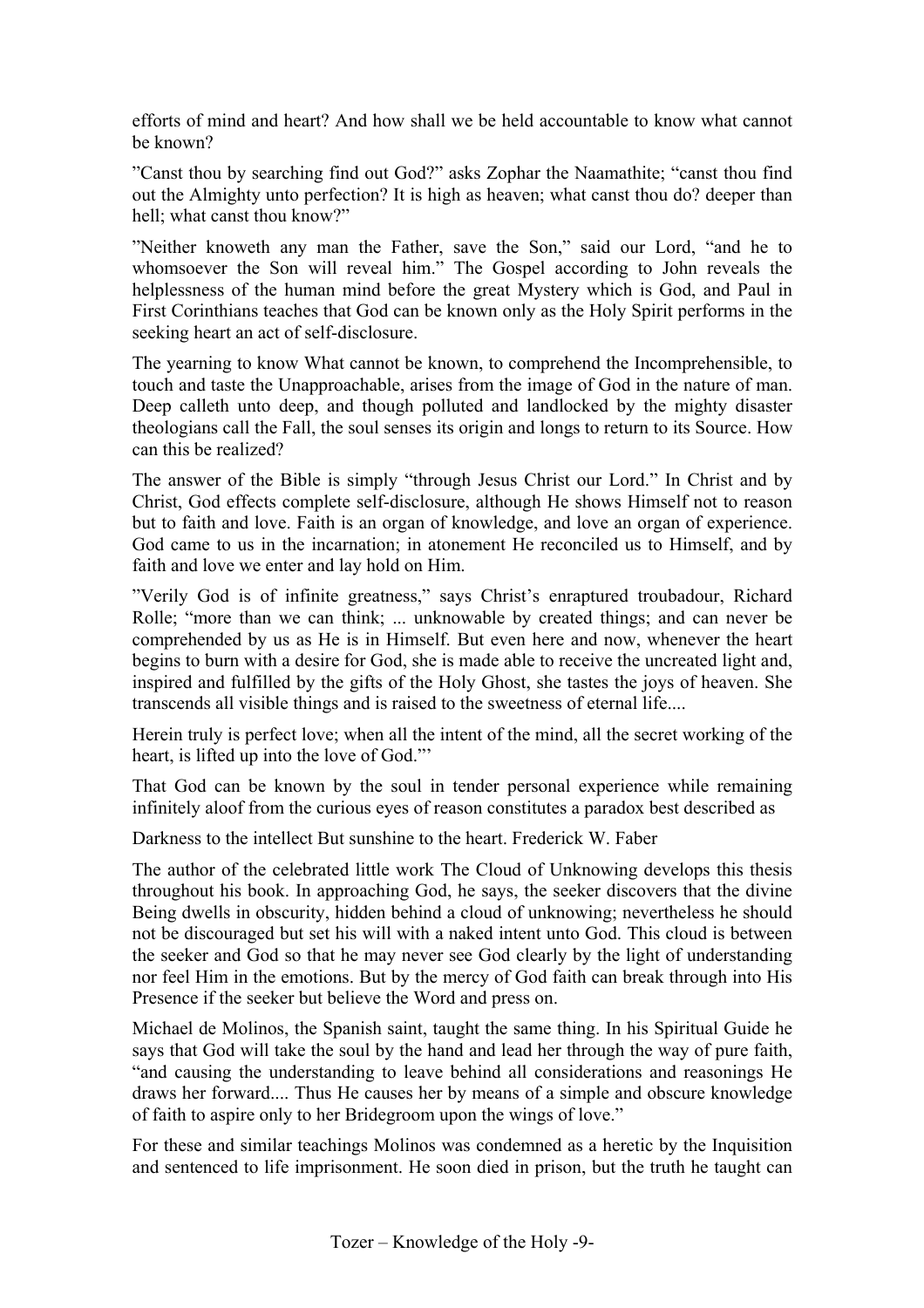efforts of mind and heart? And how shall we be held accountable to know what cannot be known?

”Canst thou by searching find out God?” asks Zophar the Naamathite; “canst thou find out the Almighty unto perfection? It is high as heaven; what canst thou do? deeper than hell; what canst thou know?”

”Neither knoweth any man the Father, save the Son,” said our Lord, “and he to whomsoever the Son will reveal him.” The Gospel according to John reveals the helplessness of the human mind before the great Mystery which is God, and Paul in First Corinthians teaches that God can be known only as the Holy Spirit performs in the seeking heart an act of self-disclosure.

The yearning to know What cannot be known, to comprehend the Incomprehensible, to touch and taste the Unapproachable, arises from the image of God in the nature of man. Deep calleth unto deep, and though polluted and landlocked by the mighty disaster theologians call the Fall, the soul senses its origin and longs to return to its Source. How can this be realized?

The answer of the Bible is simply “through Jesus Christ our Lord.” In Christ and by Christ, God effects complete self-disclosure, although He shows Himself not to reason but to faith and love. Faith is an organ of knowledge, and love an organ of experience. God came to us in the incarnation; in atonement He reconciled us to Himself, and by faith and love we enter and lay hold on Him.

”Verily God is of infinite greatness,” says Christ’s enraptured troubadour, Richard Rolle; “more than we can think; ... unknowable by created things; and can never be comprehended by us as He is in Himself. But even here and now, whenever the heart begins to burn with a desire for God, she is made able to receive the uncreated light and, inspired and fulfilled by the gifts of the Holy Ghost, she tastes the joys of heaven. She transcends all visible things and is raised to the sweetness of eternal life....

Herein truly is perfect love; when all the intent of the mind, all the secret working of the heart, is lifted up into the love of God.”’

That God can be known by the soul in tender personal experience while remaining infinitely aloof from the curious eyes of reason constitutes a paradox best described as

Darkness to the intellect But sunshine to the heart. Frederick W. Faber

The author of the celebrated little work The Cloud of Unknowing develops this thesis throughout his book. In approaching God, he says, the seeker discovers that the divine Being dwells in obscurity, hidden behind a cloud of unknowing; nevertheless he should not be discouraged but set his will with a naked intent unto God. This cloud is between the seeker and God so that he may never see God clearly by the light of understanding nor feel Him in the emotions. But by the mercy of God faith can break through into His Presence if the seeker but believe the Word and press on.

Michael de Molinos, the Spanish saint, taught the same thing. In his Spiritual Guide he says that God will take the soul by the hand and lead her through the way of pure faith, “and causing the understanding to leave behind all considerations and reasonings He draws her forward.... Thus He causes her by means of a simple and obscure knowledge of faith to aspire only to her Bridegroom upon the wings of love.”

For these and similar teachings Molinos was condemned as a heretic by the Inquisition and sentenced to life imprisonment. He soon died in prison, but the truth he taught can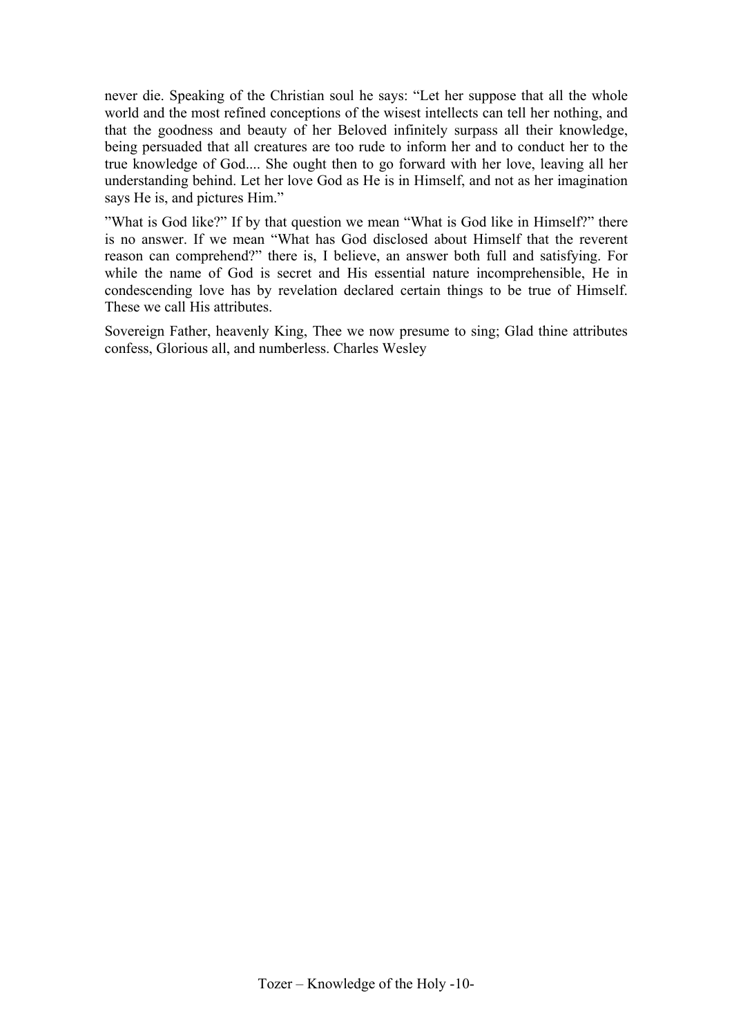never die. Speaking of the Christian soul he says: "Let her suppose that all the whole world and the most refined conceptions of the wisest intellects can tell her nothing, and that the goodness and beauty of her Beloved infinitely surpass all their knowledge, being persuaded that all creatures are too rude to inform her and to conduct her to the true knowledge of God.... She ought then to go forward with her love, leaving all her understanding behind. Let her love God as He is in Himself, and not as her imagination says He is, and pictures Him."

"What is God like?" If by that question we mean "What is God like in Himself?" there is no answer. If we mean "What has God disclosed about Himself that the reverent reason can comprehend?" there is, I believe, an answer both full and satisfying. For while the name of God is secret and His essential nature incomprehensible, He in condescending love has by revelation declared certain things to be true of Himself. These we call His attributes.

Sovereign Father, heavenly King, Thee we now presume to sing; Glad thine attributes confess, Glorious all, and numberless. Charles Wesley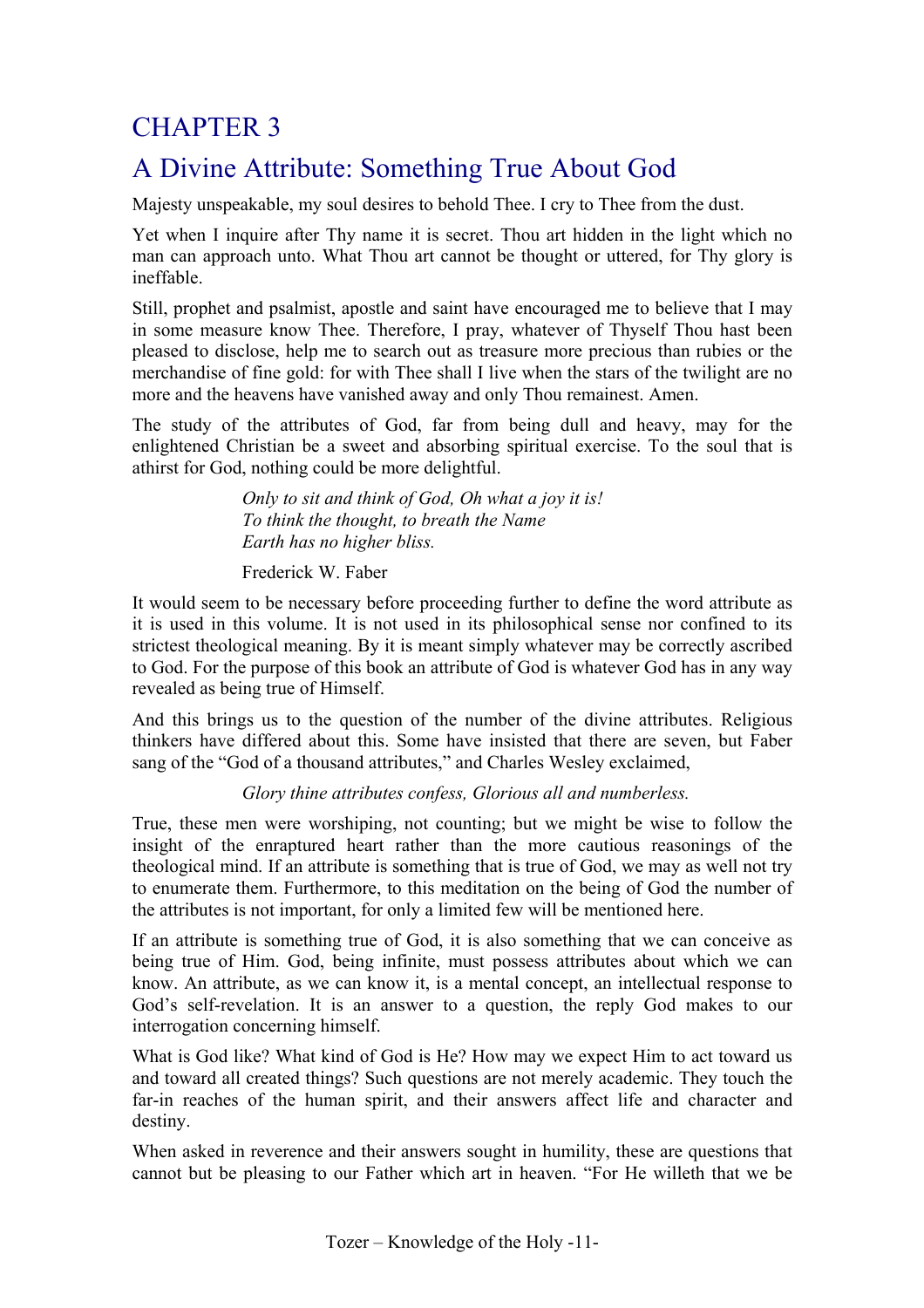# CHAPTER 3

## A Divine Attribute: Something True About God

Majesty unspeakable, my soul desires to behold Thee. I cry to Thee from the dust.

Yet when I inquire after Thy name it is secret. Thou art hidden in the light which no man can approach unto. What Thou art cannot be thought or uttered, for Thy glory is ineffable.

Still, prophet and psalmist, apostle and saint have encouraged me to believe that I may in some measure know Thee. Therefore, I pray, whatever of Thyself Thou hast been pleased to disclose, help me to search out as treasure more precious than rubies or the merchandise of fine gold: for with Thee shall I live when the stars of the twilight are no more and the heavens have vanished away and only Thou remainest. Amen.

The study of the attributes of God, far from being dull and heavy, may for the enlightened Christian be a sweet and absorbing spiritual exercise. To the soul that is athirst for God, nothing could be more delightful.

> *Only to sit and think of God, Oh what a joy it is!*
> *To think the thought, to breath the Name*
> *Earth has no higher bliss.*
>
> Frederick W. Faber

It would seem to be necessary before proceeding further to define the word attribute as it is used in this volume. It is not used in its philosophical sense nor confined to its strictest theological meaning. By it is meant simply whatever may be correctly ascribed to God. For the purpose of this book an attribute of God is whatever God has in any way revealed as being true of Himself.

And this brings us to the question of the number of the divine attributes. Religious thinkers have differed about this. Some have insisted that there are seven, but Faber sang of the "God of a thousand attributes," and Charles Wesley exclaimed,

> *Glory thine attributes confess, Glorious all and numberless.*

True, these men were worshiping, not counting; but we might be wise to follow the insight of the enraptured heart rather than the more cautious reasonings of the theological mind. If an attribute is something that is true of God, we may as well not try to enumerate them. Furthermore, to this meditation on the being of God the number of the attributes is not important, for only a limited few will be mentioned here.

If an attribute is something true of God, it is also something that we can conceive as being true of Him. God, being infinite, must possess attributes about which we can know. An attribute, as we can know it, is a mental concept, an intellectual response to God's self-revelation. It is an answer to a question, the reply God makes to our interrogation concerning himself.

What is God like? What kind of God is He? How may we expect Him to act toward us and toward all created things? Such questions are not merely academic. They touch the far-in reaches of the human spirit, and their answers affect life and character and destiny.

When asked in reverence and their answers sought in humility, these are questions that cannot but be pleasing to our Father which art in heaven. "For He willeth that we be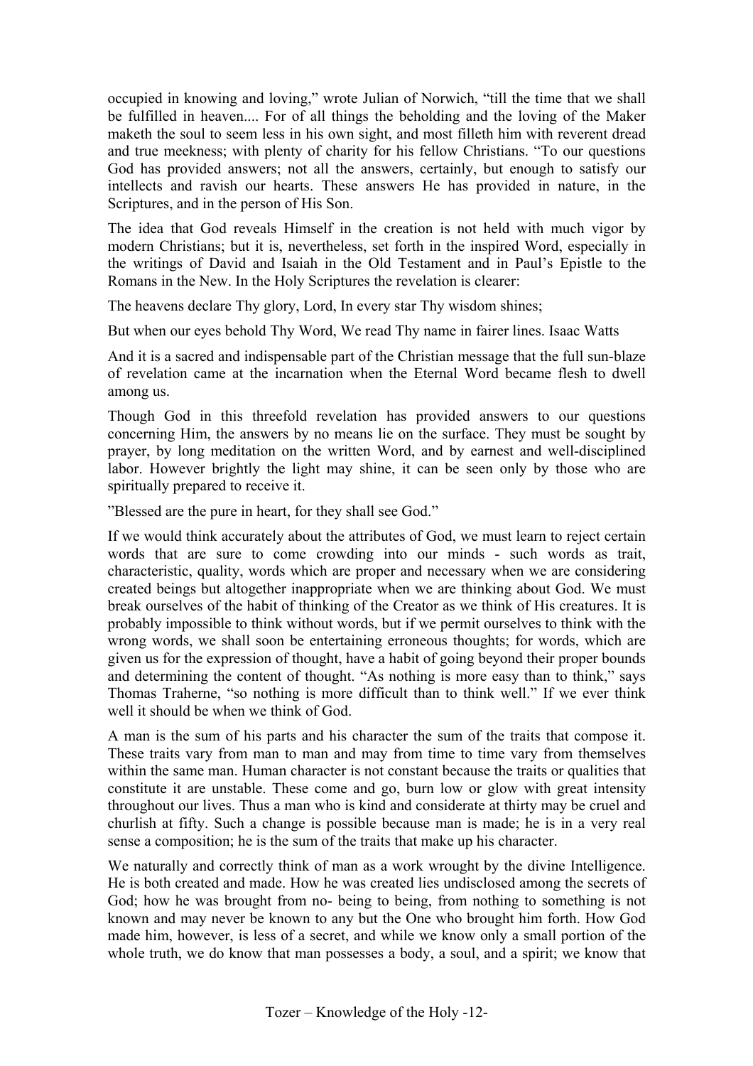occupied in knowing and loving," wrote Julian of Norwich, "till the time that we shall be fulfilled in heaven.... For of all things the beholding and the loving of the Maker maketh the soul to seem less in his own sight, and most filleth him with reverent dread and true meekness; with plenty of charity for his fellow Christians. "To our questions God has provided answers; not all the answers, certainly, but enough to satisfy our intellects and ravish our hearts. These answers He has provided in nature, in the Scriptures, and in the person of His Son.

The idea that God reveals Himself in the creation is not held with much vigor by modern Christians; but it is, nevertheless, set forth in the inspired Word, especially in the writings of David and Isaiah in the Old Testament and in Paul's Epistle to the Romans in the New. In the Holy Scriptures the revelation is clearer:

The heavens declare Thy glory, Lord, In every star Thy wisdom shines;

But when our eyes behold Thy Word, We read Thy name in fairer lines. Isaac Watts

And it is a sacred and indispensable part of the Christian message that the full sun-blaze of revelation came at the incarnation when the Eternal Word became flesh to dwell among us.

Though God in this threefold revelation has provided answers to our questions concerning Him, the answers by no means lie on the surface. They must be sought by prayer, by long meditation on the written Word, and by earnest and well-disciplined labor. However brightly the light may shine, it can be seen only by those who are spiritually prepared to receive it.

"Blessed are the pure in heart, for they shall see God."

If we would think accurately about the attributes of God, we must learn to reject certain words that are sure to come crowding into our minds - such words as trait, characteristic, quality, words which are proper and necessary when we are considering created beings but altogether inappropriate when we are thinking about God. We must break ourselves of the habit of thinking of the Creator as we think of His creatures. It is probably impossible to think without words, but if we permit ourselves to think with the wrong words, we shall soon be entertaining erroneous thoughts; for words, which are given us for the expression of thought, have a habit of going beyond their proper bounds and determining the content of thought. "As nothing is more easy than to think," says Thomas Traherne, "so nothing is more difficult than to think well." If we ever think well it should be when we think of God.

A man is the sum of his parts and his character the sum of the traits that compose it. These traits vary from man to man and may from time to time vary from themselves within the same man. Human character is not constant because the traits or qualities that constitute it are unstable. These come and go, burn low or glow with great intensity throughout our lives. Thus a man who is kind and considerate at thirty may be cruel and churlish at fifty. Such a change is possible because man is made; he is in a very real sense a composition; he is the sum of the traits that make up his character.

We naturally and correctly think of man as a work wrought by the divine Intelligence. He is both created and made. How he was created lies undisclosed among the secrets of God; how he was brought from no- being to being, from nothing to something is not known and may never be known to any but the One who brought him forth. How God made him, however, is less of a secret, and while we know only a small portion of the whole truth, we do know that man possesses a body, a soul, and a spirit; we know that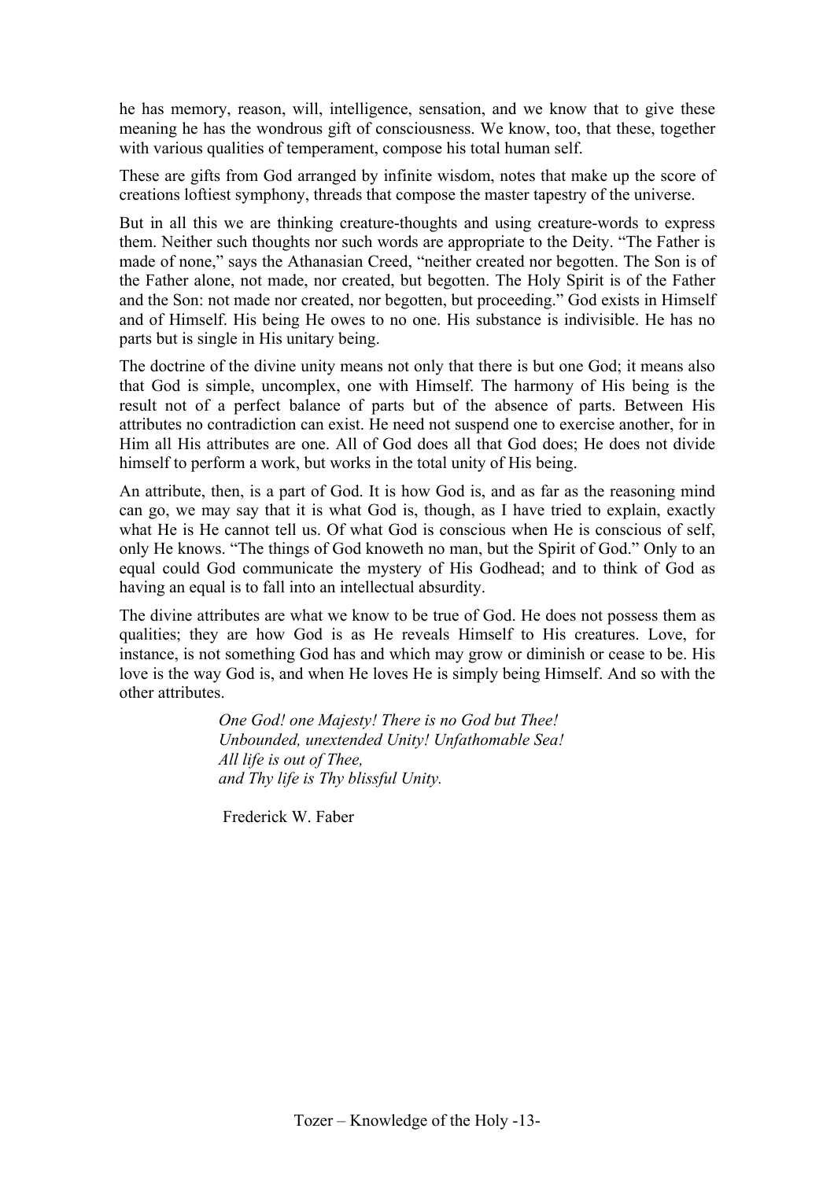he has memory, reason, will, intelligence, sensation, and we know that to give these meaning he has the wondrous gift of consciousness. We know, too, that these, together with various qualities of temperament, compose his total human self.

These are gifts from God arranged by infinite wisdom, notes that make up the score of creations loftiest symphony, threads that compose the master tapestry of the universe.

But in all this we are thinking creature-thoughts and using creature-words to express them. Neither such thoughts nor such words are appropriate to the Deity. "The Father is made of none," says the Athanasian Creed, "neither created nor begotten. The Son is of the Father alone, not made, nor created, but begotten. The Holy Spirit is of the Father and the Son: not made nor created, nor begotten, but proceeding." God exists in Himself and of Himself. His being He owes to no one. His substance is indivisible. He has no parts but is single in His unitary being.

The doctrine of the divine unity means not only that there is but one God; it means also that God is simple, uncomplex, one with Himself. The harmony of His being is the result not of a perfect balance of parts but of the absence of parts. Between His attributes no contradiction can exist. He need not suspend one to exercise another, for in Him all His attributes are one. All of God does all that God does; He does not divide himself to perform a work, but works in the total unity of His being.

An attribute, then, is a part of God. It is how God is, and as far as the reasoning mind can go, we may say that it is what God is, though, as I have tried to explain, exactly what He is He cannot tell us. Of what God is conscious when He is conscious of self, only He knows. "The things of God knoweth no man, but the Spirit of God." Only to an equal could God communicate the mystery of His Godhead; and to think of God as having an equal is to fall into an intellectual absurdity.

The divine attributes are what we know to be true of God. He does not possess them as qualities; they are how God is as He reveals Himself to His creatures. Love, for instance, is not something God has and which may grow or diminish or cease to be. His love is the way God is, and when He loves He is simply being Himself. And so with the other attributes.

*One God! one Majesty! There is no God but Thee!*
*Unbounded, unextended Unity! Unfathomable Sea!*
*All life is out of Thee,*
*and Thy life is Thy blissful Unity.*

Frederick W. Faber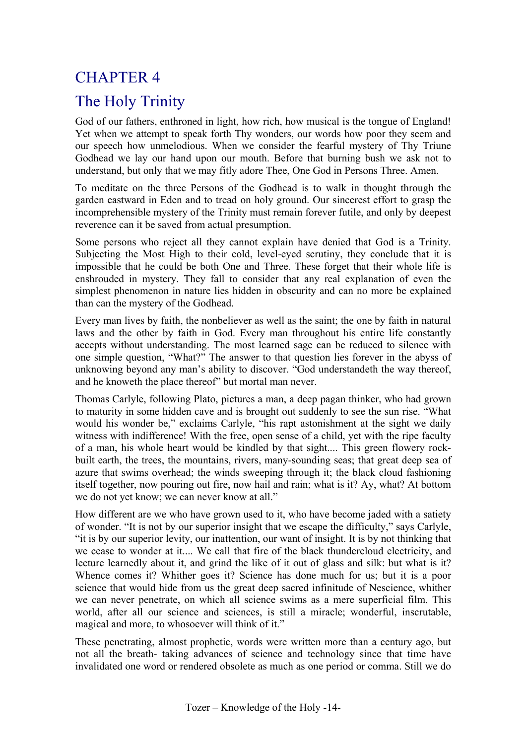# CHAPTER 4

# The Holy Trinity

God of our fathers, enthroned in light, how rich, how musical is the tongue of England! Yet when we attempt to speak forth Thy wonders, our words how poor they seem and our speech how unmelodious. When we consider the fearful mystery of Thy Triune Godhead we lay our hand upon our mouth. Before that burning bush we ask not to understand, but only that we may fitly adore Thee, One God in Persons Three. Amen.

To meditate on the three Persons of the Godhead is to walk in thought through the garden eastward in Eden and to tread on holy ground. Our sincerest effort to grasp the incomprehensible mystery of the Trinity must remain forever futile, and only by deepest reverence can it be saved from actual presumption.

Some persons who reject all they cannot explain have denied that God is a Trinity. Subjecting the Most High to their cold, level-eyed scrutiny, they conclude that it is impossible that he could be both One and Three. These forget that their whole life is enshrouded in mystery. They fall to consider that any real explanation of even the simplest phenomenon in nature lies hidden in obscurity and can no more be explained than can the mystery of the Godhead.

Every man lives by faith, the nonbeliever as well as the saint; the one by faith in natural laws and the other by faith in God. Every man throughout his entire life constantly accepts without understanding. The most learned sage can be reduced to silence with one simple question, "What?" The answer to that question lies forever in the abyss of unknowing beyond any man's ability to discover. "God understandeth the way thereof, and he knoweth the place thereof" but mortal man never.

Thomas Carlyle, following Plato, pictures a man, a deep pagan thinker, who had grown to maturity in some hidden cave and is brought out suddenly to see the sun rise. "What would his wonder be," exclaims Carlyle, "his rapt astonishment at the sight we daily witness with indifference! With the free, open sense of a child, yet with the ripe faculty of a man, his whole heart would be kindled by that sight.... This green flowery rock-built earth, the trees, the mountains, rivers, many-sounding seas; that great deep sea of azure that swims overhead; the winds sweeping through it; the black cloud fashioning itself together, now pouring out fire, now hail and rain; what is it? Ay, what? At bottom we do not yet know; we can never know at all."

How different are we who have grown used to it, who have become jaded with a satiety of wonder. "It is not by our superior insight that we escape the difficulty," says Carlyle, "it is by our superior levity, our inattention, our want of insight. It is by not thinking that we cease to wonder at it.... We call that fire of the black thundercloud electricity, and lecture learnedly about it, and grind the like of it out of glass and silk: but what is it? Whence comes it? Whither goes it? Science has done much for us; but it is a poor science that would hide from us the great deep sacred infinitude of Nescience, whither we can never penetrate, on which all science swims as a mere superficial film. This world, after all our science and sciences, is still a miracle; wonderful, inscrutable, magical and more, to whosoever will think of it."

These penetrating, almost prophetic, words were written more than a century ago, but not all the breath- taking advances of science and technology since that time have invalidated one word or rendered obsolete as much as one period or comma. Still we do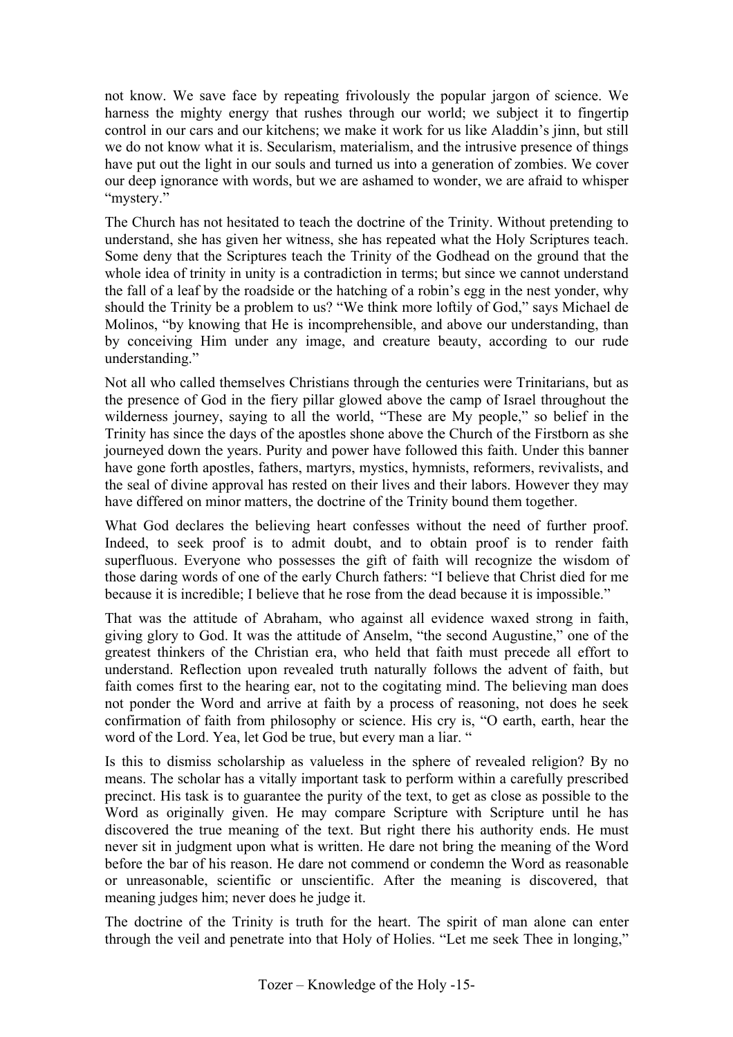not know. We save face by repeating frivolously the popular jargon of science. We harness the mighty energy that rushes through our world; we subject it to fingertip control in our cars and our kitchens; we make it work for us like Aladdin's jinn, but still we do not know what it is. Secularism, materialism, and the intrusive presence of things have put out the light in our souls and turned us into a generation of zombies. We cover our deep ignorance with words, but we are ashamed to wonder, we are afraid to whisper "mystery."

The Church has not hesitated to teach the doctrine of the Trinity. Without pretending to understand, she has given her witness, she has repeated what the Holy Scriptures teach. Some deny that the Scriptures teach the Trinity of the Godhead on the ground that the whole idea of trinity in unity is a contradiction in terms; but since we cannot understand the fall of a leaf by the roadside or the hatching of a robin's egg in the nest yonder, why should the Trinity be a problem to us? "We think more loftily of God," says Michael de Molinos, "by knowing that He is incomprehensible, and above our understanding, than by conceiving Him under any image, and creature beauty, according to our rude understanding."

Not all who called themselves Christians through the centuries were Trinitarians, but as the presence of God in the fiery pillar glowed above the camp of Israel throughout the wilderness journey, saying to all the world, "These are My people," so belief in the Trinity has since the days of the apostles shone above the Church of the Firstborn as she journeyed down the years. Purity and power have followed this faith. Under this banner have gone forth apostles, fathers, martyrs, mystics, hymnists, reformers, revivalists, and the seal of divine approval has rested on their lives and their labors. However they may have differed on minor matters, the doctrine of the Trinity bound them together.

What God declares the believing heart confesses without the need of further proof. Indeed, to seek proof is to admit doubt, and to obtain proof is to render faith superfluous. Everyone who possesses the gift of faith will recognize the wisdom of those daring words of one of the early Church fathers: "I believe that Christ died for me because it is incredible; I believe that he rose from the dead because it is impossible."

That was the attitude of Abraham, who against all evidence waxed strong in faith, giving glory to God. It was the attitude of Anselm, "the second Augustine," one of the greatest thinkers of the Christian era, who held that faith must precede all effort to understand. Reflection upon revealed truth naturally follows the advent of faith, but faith comes first to the hearing ear, not to the cogitating mind. The believing man does not ponder the Word and arrive at faith by a process of reasoning, not does he seek confirmation of faith from philosophy or science. His cry is, "O earth, earth, hear the word of the Lord. Yea, let God be true, but every man a liar. "

Is this to dismiss scholarship as valueless in the sphere of revealed religion? By no means. The scholar has a vitally important task to perform within a carefully prescribed precinct. His task is to guarantee the purity of the text, to get as close as possible to the Word as originally given. He may compare Scripture with Scripture until he has discovered the true meaning of the text. But right there his authority ends. He must never sit in judgment upon what is written. He dare not bring the meaning of the Word before the bar of his reason. He dare not commend or condemn the Word as reasonable or unreasonable, scientific or unscientific. After the meaning is discovered, that meaning judges him; never does he judge it.

The doctrine of the Trinity is truth for the heart. The spirit of man alone can enter through the veil and penetrate into that Holy of Holies. "Let me seek Thee in longing,"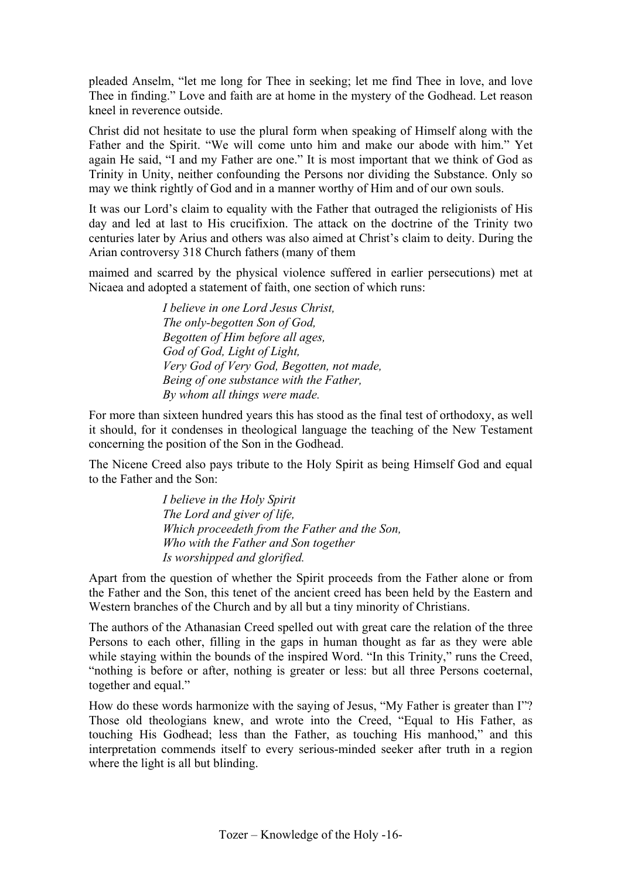pleaded Anselm, "let me long for Thee in seeking; let me find Thee in love, and love Thee in finding." Love and faith are at home in the mystery of the Godhead. Let reason kneel in reverence outside.

Christ did not hesitate to use the plural form when speaking of Himself along with the Father and the Spirit. "We will come unto him and make our abode with him." Yet again He said, "I and my Father are one." It is most important that we think of God as Trinity in Unity, neither confounding the Persons nor dividing the Substance. Only so may we think rightly of God and in a manner worthy of Him and of our own souls.

It was our Lord's claim to equality with the Father that outraged the religionists of His day and led at last to His crucifixion. The attack on the doctrine of the Trinity two centuries later by Arius and others was also aimed at Christ's claim to deity. During the Arian controversy 318 Church fathers (many of them maimed and scarred by the physical violence suffered in earlier persecutions) met at Nicaea and adopted a statement of faith, one section of which runs:

> *I believe in one Lord Jesus Christ,*
> *The only-begotten Son of God,*
> *Begotten of Him before all ages,*
> *God of God, Light of Light,*
> *Very God of Very God, Begotten, not made,*
> *Being of one substance with the Father,*
> *By whom all things were made.*

For more than sixteen hundred years this has stood as the final test of orthodoxy, as well it should, for it condenses in theological language the teaching of the New Testament concerning the position of the Son in the Godhead.

The Nicene Creed also pays tribute to the Holy Spirit as being Himself God and equal to the Father and the Son:

> *I believe in the Holy Spirit*
> *The Lord and giver of life,*
> *Which proceedeth from the Father and the Son,*
> *Who with the Father and Son together*
> *Is worshipped and glorified.*

Apart from the question of whether the Spirit proceeds from the Father alone or from the Father and the Son, this tenet of the ancient creed has been held by the Eastern and Western branches of the Church and by all but a tiny minority of Christians.

The authors of the Athanasian Creed spelled out with great care the relation of the three Persons to each other, filling in the gaps in human thought as far as they were able while staying within the bounds of the inspired Word. "In this Trinity," runs the Creed, "nothing is before or after, nothing is greater or less: but all three Persons coeternal, together and equal."

How do these words harmonize with the saying of Jesus, "My Father is greater than I"? Those old theologians knew, and wrote into the Creed, "Equal to His Father, as touching His Godhead; less than the Father, as touching His manhood," and this interpretation commends itself to every serious-minded seeker after truth in a region where the light is all but blinding.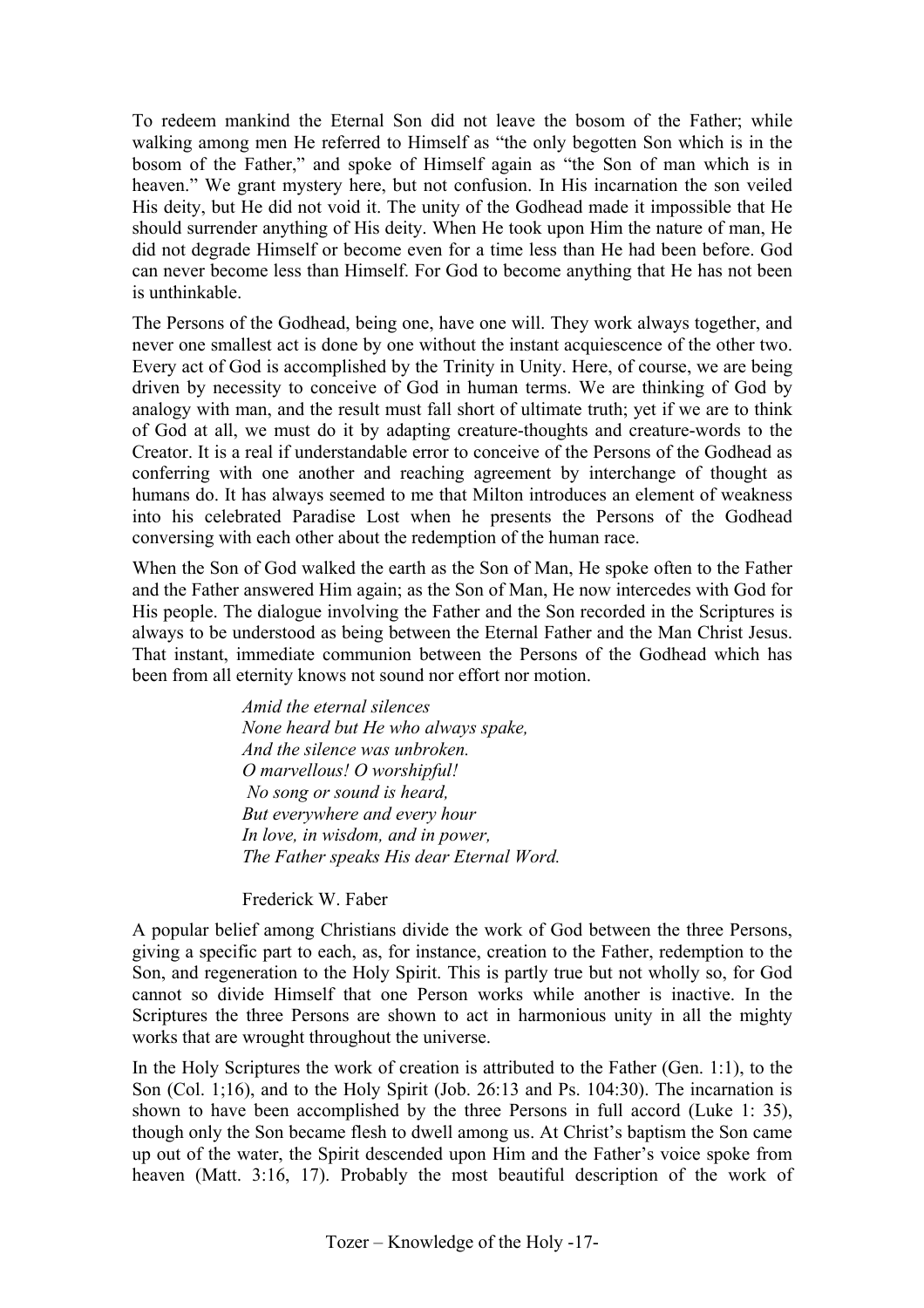To redeem mankind the Eternal Son did not leave the bosom of the Father; while walking among men He referred to Himself as "the only begotten Son which is in the bosom of the Father," and spoke of Himself again as "the Son of man which is in heaven." We grant mystery here, but not confusion. In His incarnation the son veiled His deity, but He did not void it. The unity of the Godhead made it impossible that He should surrender anything of His deity. When He took upon Him the nature of man, He did not degrade Himself or become even for a time less than He had been before. God can never become less than Himself. For God to become anything that He has not been is unthinkable.

The Persons of the Godhead, being one, have one will. They work always together, and never one smallest act is done by one without the instant acquiescence of the other two. Every act of God is accomplished by the Trinity in Unity. Here, of course, we are being driven by necessity to conceive of God in human terms. We are thinking of God by analogy with man, and the result must fall short of ultimate truth; yet if we are to think of God at all, we must do it by adapting creature-thoughts and creature-words to the Creator. It is a real if understandable error to conceive of the Persons of the Godhead as conferring with one another and reaching agreement by interchange of thought as humans do. It has always seemed to me that Milton introduces an element of weakness into his celebrated Paradise Lost when he presents the Persons of the Godhead conversing with each other about the redemption of the human race.

When the Son of God walked the earth as the Son of Man, He spoke often to the Father and the Father answered Him again; as the Son of Man, He now intercedes with God for His people. The dialogue involving the Father and the Son recorded in the Scriptures is always to be understood as being between the Eternal Father and the Man Christ Jesus. That instant, immediate communion between the Persons of the Godhead which has been from all eternity knows not sound nor effort nor motion.

*Amid the eternal silences*
*None heard but He who always spake,*
*And the silence was unbroken.*
*O marvellous! O worshipful!*
*No song or sound is heard,*
*But everywhere and every hour*
*In love, in wisdom, and in power,*
*The Father speaks His dear Eternal Word.*

Frederick W. Faber

A popular belief among Christians divide the work of God between the three Persons, giving a specific part to each, as, for instance, creation to the Father, redemption to the Son, and regeneration to the Holy Spirit. This is partly true but not wholly so, for God cannot so divide Himself that one Person works while another is inactive. In the Scriptures the three Persons are shown to act in harmonious unity in all the mighty works that are wrought throughout the universe.

In the Holy Scriptures the work of creation is attributed to the Father (Gen. 1:1), to the Son (Col. 1;16), and to the Holy Spirit (Job. 26:13 and Ps. 104:30). The incarnation is shown to have been accomplished by the three Persons in full accord (Luke 1: 35), though only the Son became flesh to dwell among us. At Christ's baptism the Son came up out of the water, the Spirit descended upon Him and the Father's voice spoke from heaven (Matt. 3:16, 17). Probably the most beautiful description of the work of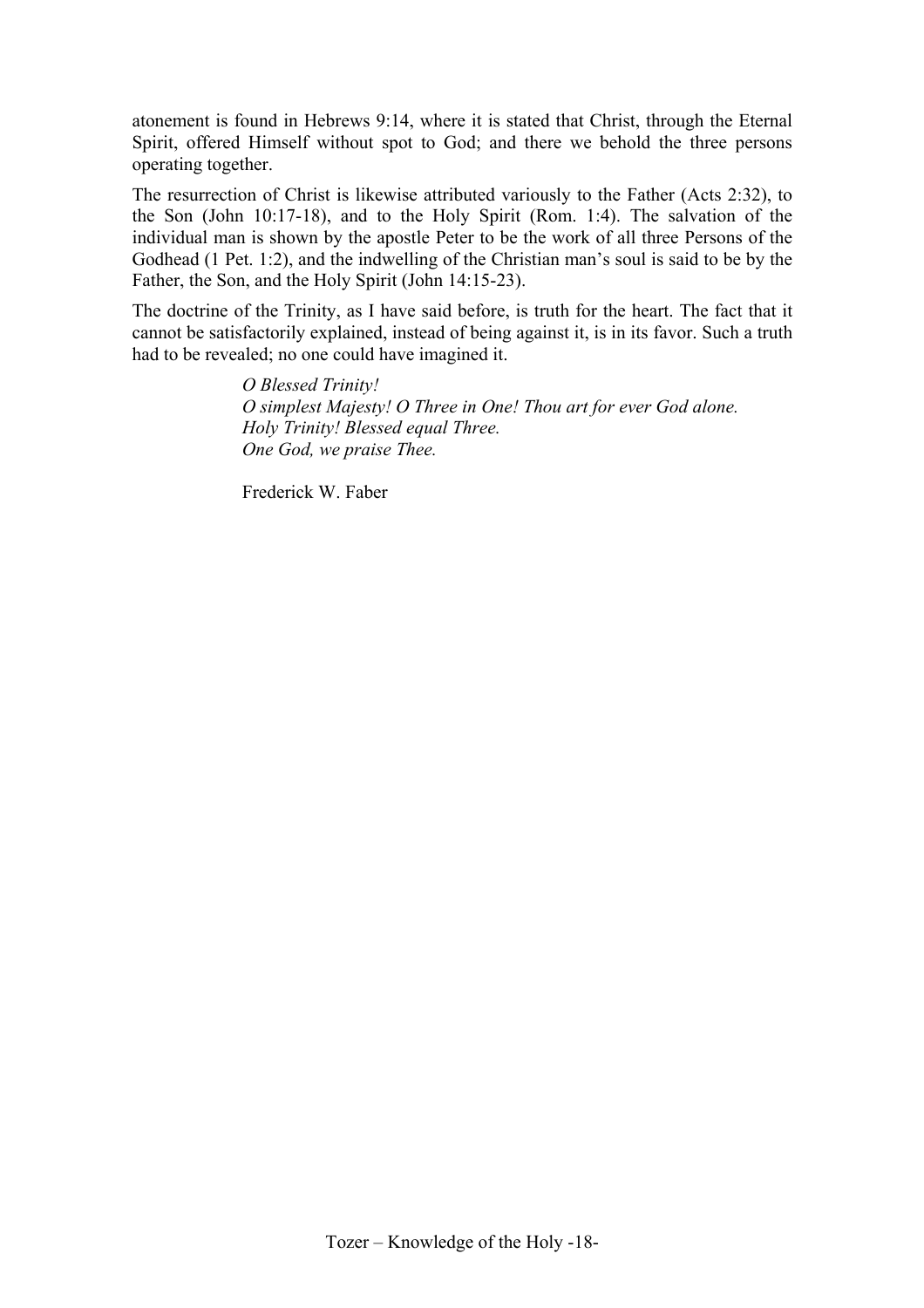atonement is found in Hebrews 9:14, where it is stated that Christ, through the Eternal Spirit, offered Himself without spot to God; and there we behold the three persons operating together.

The resurrection of Christ is likewise attributed variously to the Father (Acts 2:32), to the Son (John 10:17-18), and to the Holy Spirit (Rom. 1:4). The salvation of the individual man is shown by the apostle Peter to be the work of all three Persons of the Godhead (1 Pet. 1:2), and the indwelling of the Christian man's soul is said to be by the Father, the Son, and the Holy Spirit (John 14:15-23).

The doctrine of the Trinity, as I have said before, is truth for the heart. The fact that it cannot be satisfactorily explained, instead of being against it, is in its favor. Such a truth had to be revealed; no one could have imagined it.

> *O Blessed Trinity!*
> *O simplest Majesty! O Three in One! Thou art for ever God alone.*
> *Holy Trinity! Blessed equal Three.*
> *One God, we praise Thee.*
>
> Frederick W. Faber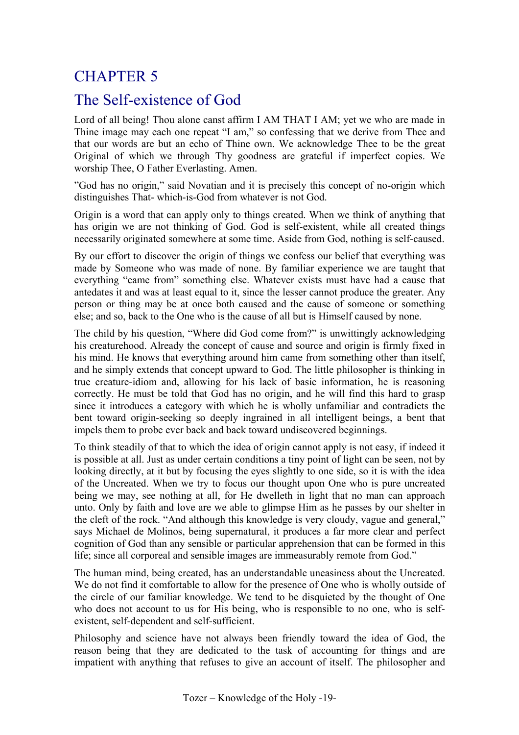# CHAPTER 5

## The Self-existence of God

Lord of all being! Thou alone canst affirm I AM THAT I AM; yet we who are made in Thine image may each one repeat "I am," so confessing that we derive from Thee and that our words are but an echo of Thine own. We acknowledge Thee to be the great Original of which we through Thy goodness are grateful if imperfect copies. We worship Thee, O Father Everlasting. Amen.

"God has no origin," said Novatian and it is precisely this concept of no-origin which distinguishes That- which-is-God from whatever is not God.

Origin is a word that can apply only to things created. When we think of anything that has origin we are not thinking of God. God is self-existent, while all created things necessarily originated somewhere at some time. Aside from God, nothing is self-caused.

By our effort to discover the origin of things we confess our belief that everything was made by Someone who was made of none. By familiar experience we are taught that everything "came from" something else. Whatever exists must have had a cause that antedates it and was at least equal to it, since the lesser cannot produce the greater. Any person or thing may be at once both caused and the cause of someone or something else; and so, back to the One who is the cause of all but is Himself caused by none.

The child by his question, "Where did God come from?" is unwittingly acknowledging his creaturehood. Already the concept of cause and source and origin is firmly fixed in his mind. He knows that everything around him came from something other than itself, and he simply extends that concept upward to God. The little philosopher is thinking in true creature-idiom and, allowing for his lack of basic information, he is reasoning correctly. He must be told that God has no origin, and he will find this hard to grasp since it introduces a category with which he is wholly unfamiliar and contradicts the bent toward origin-seeking so deeply ingrained in all intelligent beings, a bent that impels them to probe ever back and back toward undiscovered beginnings.

To think steadily of that to which the idea of origin cannot apply is not easy, if indeed it is possible at all. Just as under certain conditions a tiny point of light can be seen, not by looking directly, at it but by focusing the eyes slightly to one side, so it is with the idea of the Uncreated. When we try to focus our thought upon One who is pure uncreated being we may, see nothing at all, for He dwelleth in light that no man can approach unto. Only by faith and love are we able to glimpse Him as he passes by our shelter in the cleft of the rock. "And although this knowledge is very cloudy, vague and general," says Michael de Molinos, being supernatural, it produces a far more clear and perfect cognition of God than any sensible or particular apprehension that can be formed in this life; since all corporeal and sensible images are immeasurably remote from God."

The human mind, being created, has an understandable uneasiness about the Uncreated. We do not find it comfortable to allow for the presence of One who is wholly outside of the circle of our familiar knowledge. We tend to be disquieted by the thought of One who does not account to us for His being, who is responsible to no one, who is self-existent, self-dependent and self-sufficient.

Philosophy and science have not always been friendly toward the idea of God, the reason being that they are dedicated to the task of accounting for things and are impatient with anything that refuses to give an account of itself. The philosopher and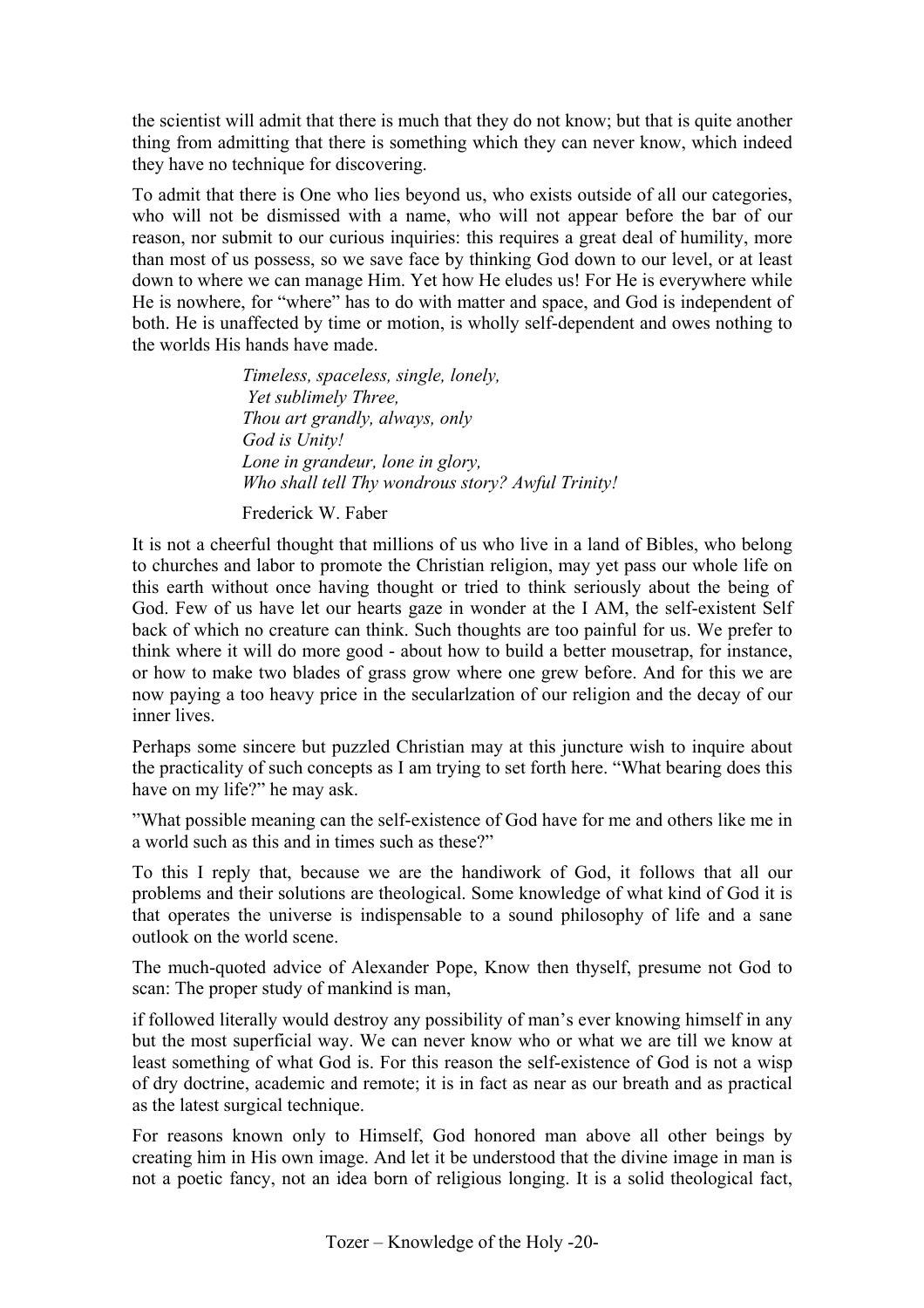the scientist will admit that there is much that they do not know; but that is quite another thing from admitting that there is something which they can never know, which indeed they have no technique for discovering.

To admit that there is One who lies beyond us, who exists outside of all our categories, who will not be dismissed with a name, who will not appear before the bar of our reason, nor submit to our curious inquiries: this requires a great deal of humility, more than most of us possess, so we save face by thinking God down to our level, or at least down to where we can manage Him. Yet how He eludes us! For He is everywhere while He is nowhere, for "where" has to do with matter and space, and God is independent of both. He is unaffected by time or motion, is wholly self-dependent and owes nothing to the worlds His hands have made.

> *Timeless, spaceless, single, lonely,*
> *Yet sublimely Three,*
> *Thou art grandly, always, only*
> *God is Unity!*
> *Lone in grandeur, lone in glory,*
> *Who shall tell Thy wondrous story? Awful Trinity!*
>
> Frederick W. Faber

It is not a cheerful thought that millions of us who live in a land of Bibles, who belong to churches and labor to promote the Christian religion, may yet pass our whole life on this earth without once having thought or tried to think seriously about the being of God. Few of us have let our hearts gaze in wonder at the I AM, the self-existent Self back of which no creature can think. Such thoughts are too painful for us. We prefer to think where it will do more good - about how to build a better mousetrap, for instance, or how to make two blades of grass grow where one grew before. And for this we are now paying a too heavy price in the secularlzation of our religion and the decay of our inner lives.

Perhaps some sincere but puzzled Christian may at this juncture wish to inquire about the practicality of such concepts as I am trying to set forth here. "What bearing does this have on my life?" he may ask.

"What possible meaning can the self-existence of God have for me and others like me in a world such as this and in times such as these?"

To this I reply that, because we are the handiwork of God, it follows that all our problems and their solutions are theological. Some knowledge of what kind of God it is that operates the universe is indispensable to a sound philosophy of life and a sane outlook on the world scene.

The much-quoted advice of Alexander Pope, Know then thyself, presume not God to scan: The proper study of mankind is man,

if followed literally would destroy any possibility of man's ever knowing himself in any but the most superficial way. We can never know who or what we are till we know at least something of what God is. For this reason the self-existence of God is not a wisp of dry doctrine, academic and remote; it is in fact as near as our breath and as practical as the latest surgical technique.

For reasons known only to Himself, God honored man above all other beings by creating him in His own image. And let it be understood that the divine image in man is not a poetic fancy, not an idea born of religious longing. It is a solid theological fact,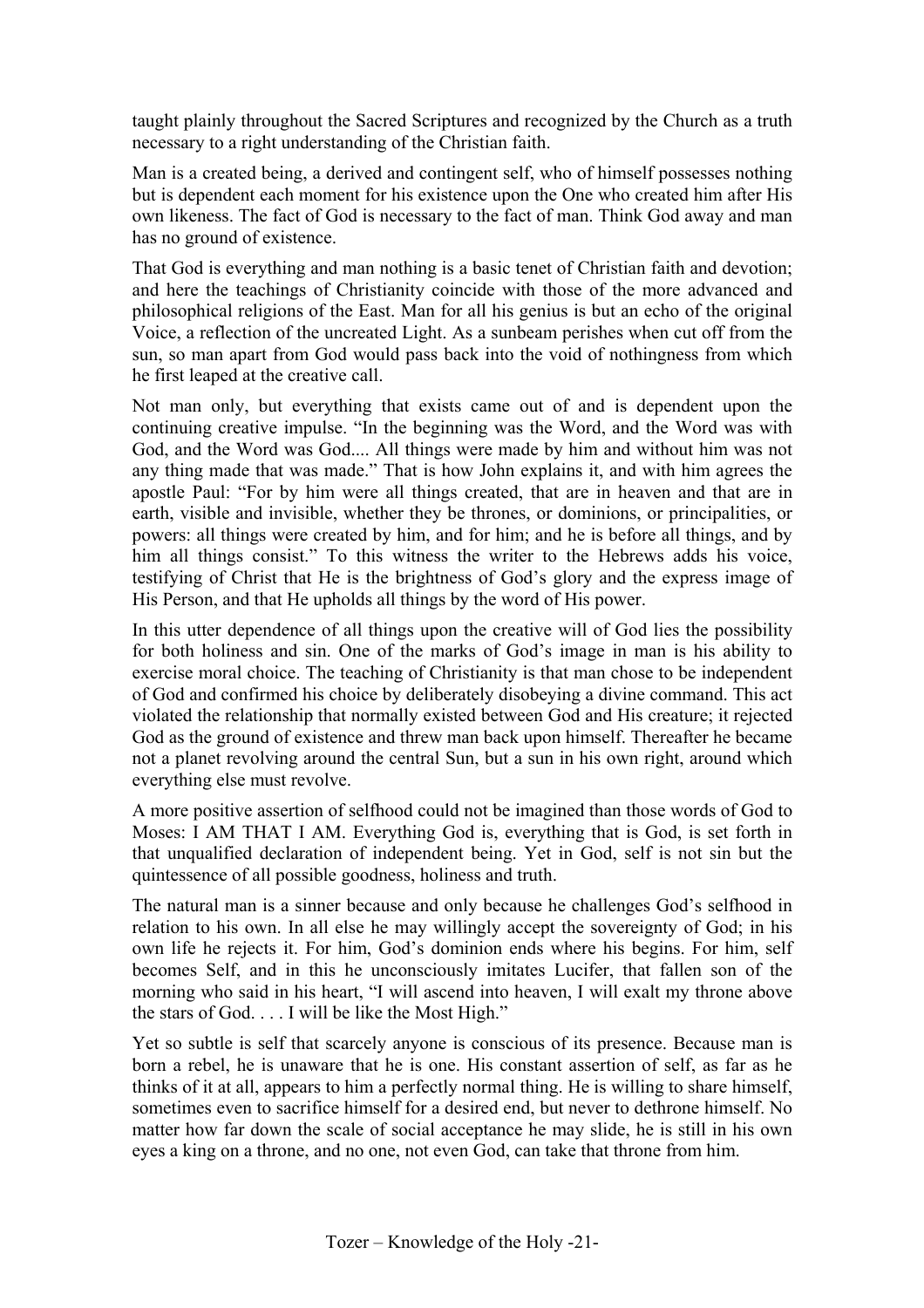taught plainly throughout the Sacred Scriptures and recognized by the Church as a truth necessary to a right understanding of the Christian faith.

Man is a created being, a derived and contingent self, who of himself possesses nothing but is dependent each moment for his existence upon the One who created him after His own likeness. The fact of God is necessary to the fact of man. Think God away and man has no ground of existence.

That God is everything and man nothing is a basic tenet of Christian faith and devotion; and here the teachings of Christianity coincide with those of the more advanced and philosophical religions of the East. Man for all his genius is but an echo of the original Voice, a reflection of the uncreated Light. As a sunbeam perishes when cut off from the sun, so man apart from God would pass back into the void of nothingness from which he first leaped at the creative call.

Not man only, but everything that exists came out of and is dependent upon the continuing creative impulse. "In the beginning was the Word, and the Word was with God, and the Word was God.... All things were made by him and without him was not any thing made that was made." That is how John explains it, and with him agrees the apostle Paul: "For by him were all things created, that are in heaven and that are in earth, visible and invisible, whether they be thrones, or dominions, or principalities, or powers: all things were created by him, and for him; and he is before all things, and by him all things consist." To this witness the writer to the Hebrews adds his voice, testifying of Christ that He is the brightness of God's glory and the express image of His Person, and that He upholds all things by the word of His power.

In this utter dependence of all things upon the creative will of God lies the possibility for both holiness and sin. One of the marks of God's image in man is his ability to exercise moral choice. The teaching of Christianity is that man chose to be independent of God and confirmed his choice by deliberately disobeying a divine command. This act violated the relationship that normally existed between God and His creature; it rejected God as the ground of existence and threw man back upon himself. Thereafter he became not a planet revolving around the central Sun, but a sun in his own right, around which everything else must revolve.

A more positive assertion of selfhood could not be imagined than those words of God to Moses: I AM THAT I AM. Everything God is, everything that is God, is set forth in that unqualified declaration of independent being. Yet in God, self is not sin but the quintessence of all possible goodness, holiness and truth.

The natural man is a sinner because and only because he challenges God's selfhood in relation to his own. In all else he may willingly accept the sovereignty of God; in his own life he rejects it. For him, God's dominion ends where his begins. For him, self becomes Self, and in this he unconsciously imitates Lucifer, that fallen son of the morning who said in his heart, "I will ascend into heaven, I will exalt my throne above the stars of God. . . . I will be like the Most High."

Yet so subtle is self that scarcely anyone is conscious of its presence. Because man is born a rebel, he is unaware that he is one. His constant assertion of self, as far as he thinks of it at all, appears to him a perfectly normal thing. He is willing to share himself, sometimes even to sacrifice himself for a desired end, but never to dethrone himself. No matter how far down the scale of social acceptance he may slide, he is still in his own eyes a king on a throne, and no one, not even God, can take that throne from him.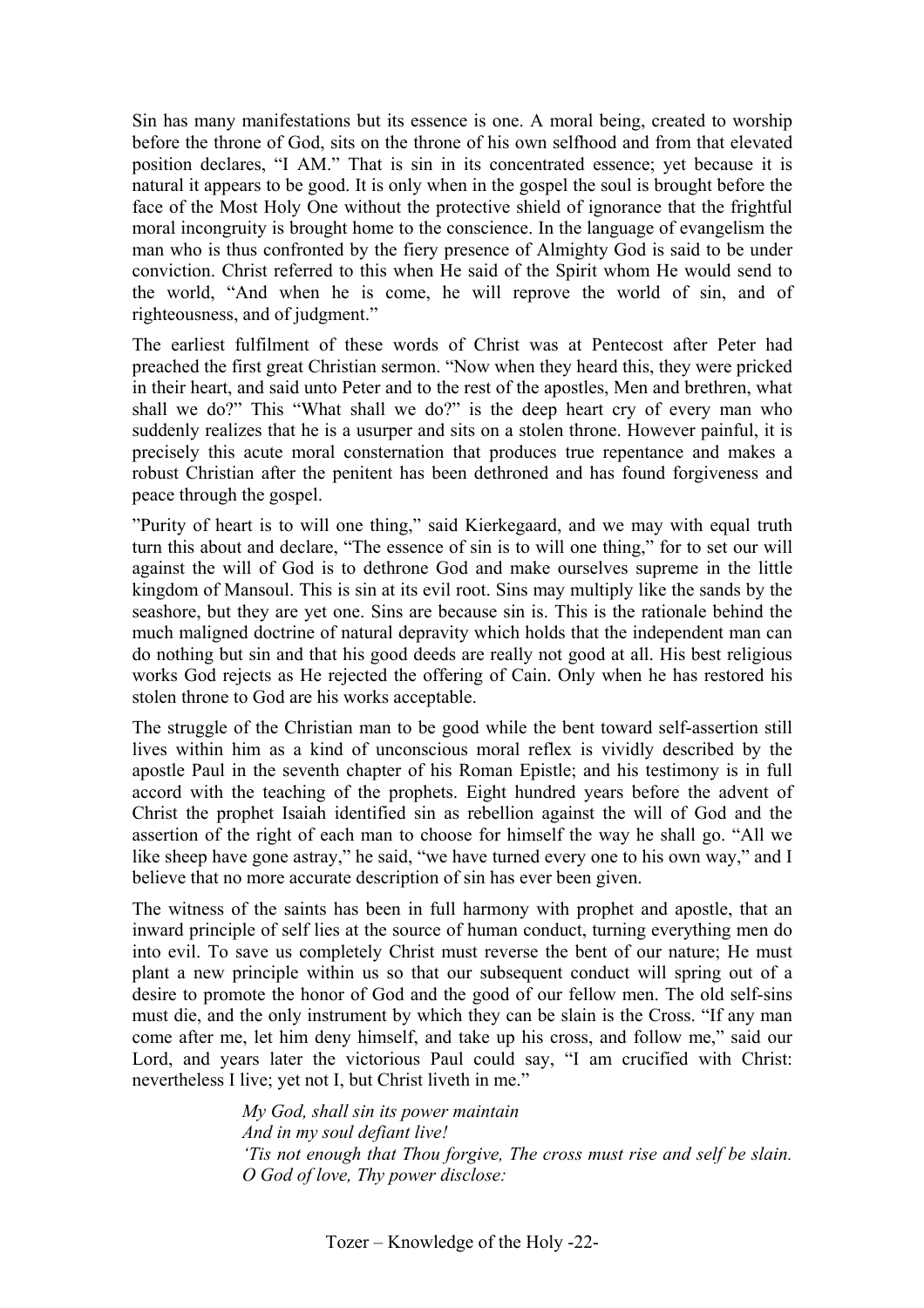Sin has many manifestations but its essence is one. A moral being, created to worship before the throne of God, sits on the throne of his own selfhood and from that elevated position declares, "I AM." That is sin in its concentrated essence; yet because it is natural it appears to be good. It is only when in the gospel the soul is brought before the face of the Most Holy One without the protective shield of ignorance that the frightful moral incongruity is brought home to the conscience. In the language of evangelism the man who is thus confronted by the fiery presence of Almighty God is said to be under conviction. Christ referred to this when He said of the Spirit whom He would send to the world, "And when he is come, he will reprove the world of sin, and of righteousness, and of judgment."

The earliest fulfilment of these words of Christ was at Pentecost after Peter had preached the first great Christian sermon. "Now when they heard this, they were pricked in their heart, and said unto Peter and to the rest of the apostles, Men and brethren, what shall we do?" This "What shall we do?" is the deep heart cry of every man who suddenly realizes that he is a usurper and sits on a stolen throne. However painful, it is precisely this acute moral consternation that produces true repentance and makes a robust Christian after the penitent has been dethroned and has found forgiveness and peace through the gospel.

"Purity of heart is to will one thing," said Kierkegaard, and we may with equal truth turn this about and declare, "The essence of sin is to will one thing," for to set our will against the will of God is to dethrone God and make ourselves supreme in the little kingdom of Mansoul. This is sin at its evil root. Sins may multiply like the sands by the seashore, but they are yet one. Sins are because sin is. This is the rationale behind the much maligned doctrine of natural depravity which holds that the independent man can do nothing but sin and that his good deeds are really not good at all. His best religious works God rejects as He rejected the offering of Cain. Only when he has restored his stolen throne to God are his works acceptable.

The struggle of the Christian man to be good while the bent toward self-assertion still lives within him as a kind of unconscious moral reflex is vividly described by the apostle Paul in the seventh chapter of his Roman Epistle; and his testimony is in full accord with the teaching of the prophets. Eight hundred years before the advent of Christ the prophet Isaiah identified sin as rebellion against the will of God and the assertion of the right of each man to choose for himself the way he shall go. "All we like sheep have gone astray," he said, "we have turned every one to his own way," and I believe that no more accurate description of sin has ever been given.

The witness of the saints has been in full harmony with prophet and apostle, that an inward principle of self lies at the source of human conduct, turning everything men do into evil. To save us completely Christ must reverse the bent of our nature; He must plant a new principle within us so that our subsequent conduct will spring out of a desire to promote the honor of God and the good of our fellow men. The old self-sins must die, and the only instrument by which they can be slain is the Cross. "If any man come after me, let him deny himself, and take up his cross, and follow me," said our Lord, and years later the victorious Paul could say, "I am crucified with Christ: nevertheless I live; yet not I, but Christ liveth in me."

*My God, shall sin its power maintain*
*And in my soul defiant live!*
*'Tis not enough that Thou forgive, The cross must rise and self be slain.*
*O God of love, Thy power disclose:*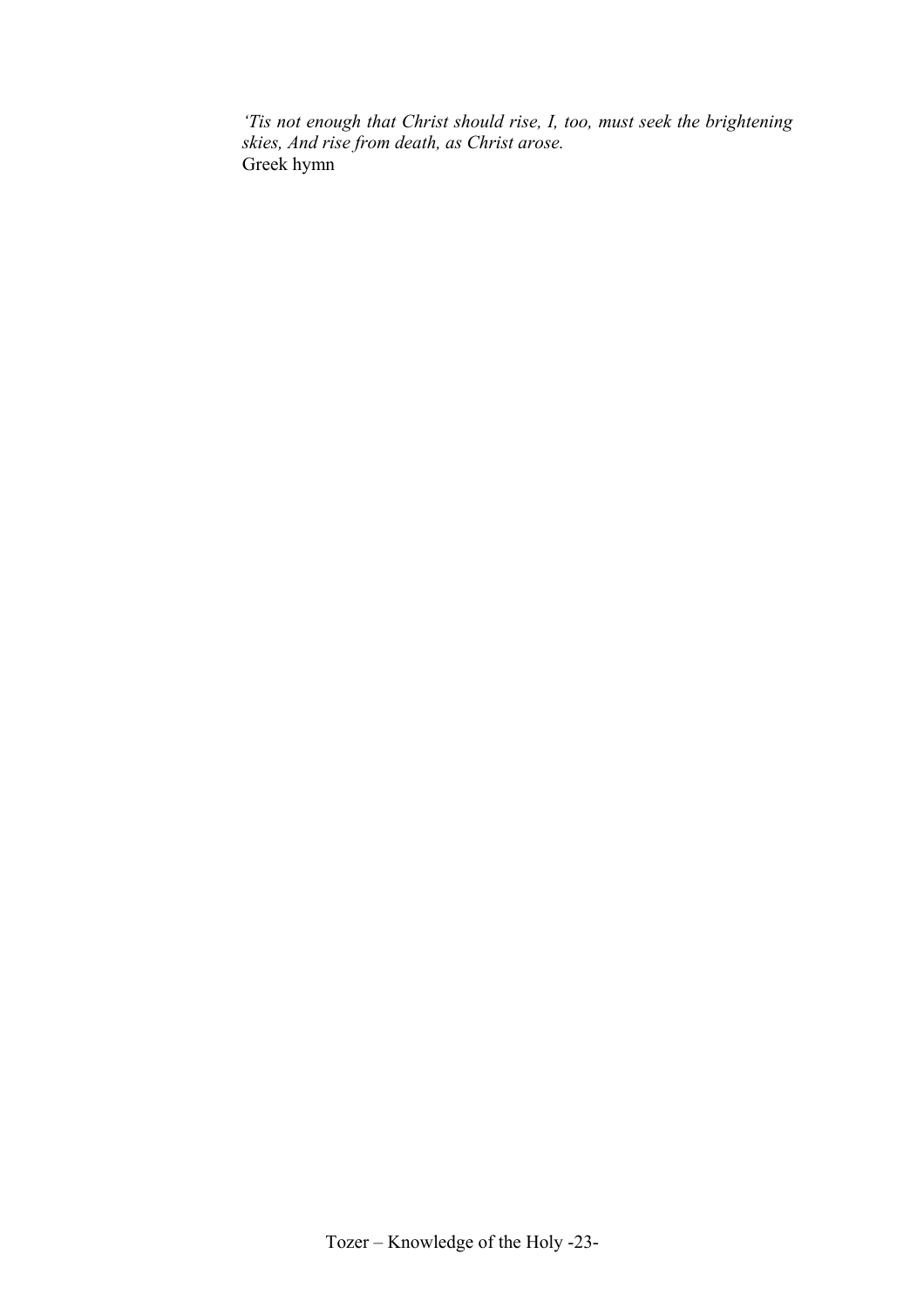*'Tis not enough that Christ should rise, I, too, must seek the brightening skies, And rise from death, as Christ arose.*
Greek hymn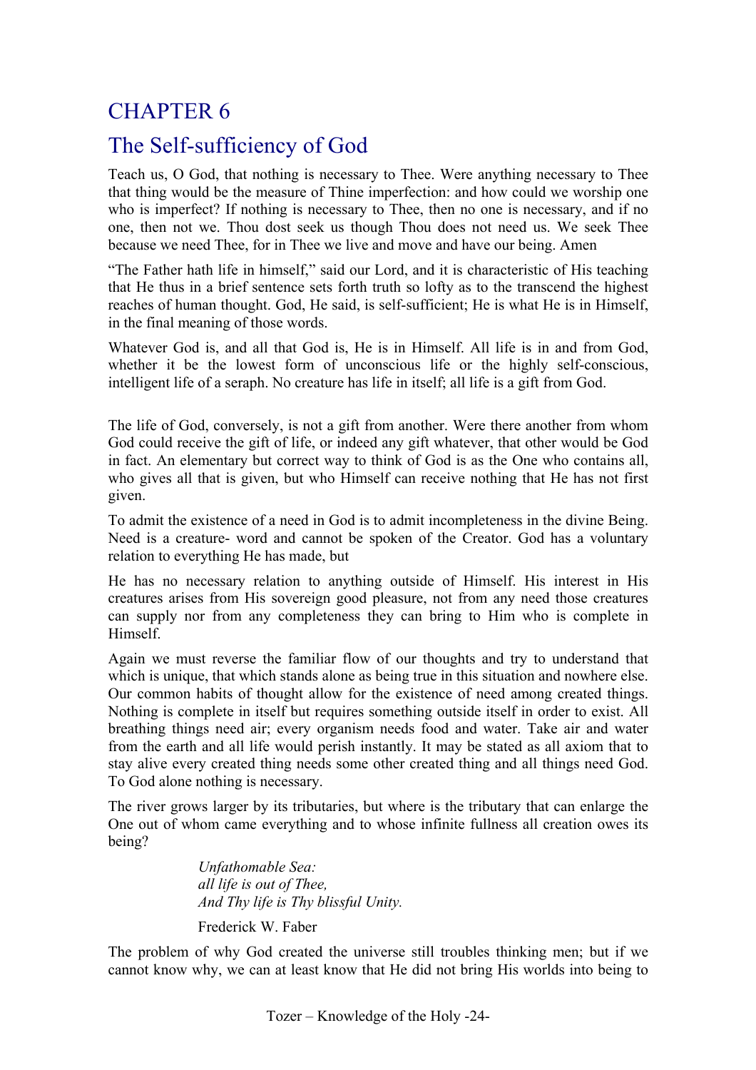# CHAPTER 6

## The Self-sufficiency of God

Teach us, O God, that nothing is necessary to Thee. Were anything necessary to Thee that thing would be the measure of Thine imperfection: and how could we worship one who is imperfect? If nothing is necessary to Thee, then no one is necessary, and if no one, then not we. Thou dost seek us though Thou does not need us. We seek Thee because we need Thee, for in Thee we live and move and have our being. Amen

"The Father hath life in himself," said our Lord, and it is characteristic of His teaching that He thus in a brief sentence sets forth truth so lofty as to the transcend the highest reaches of human thought. God, He said, is self-sufficient; He is what He is in Himself, in the final meaning of those words.

Whatever God is, and all that God is, He is in Himself. All life is in and from God, whether it be the lowest form of unconscious life or the highly self-conscious, intelligent life of a seraph. No creature has life in itself; all life is a gift from God.

The life of God, conversely, is not a gift from another. Were there another from whom God could receive the gift of life, or indeed any gift whatever, that other would be God in fact. An elementary but correct way to think of God is as the One who contains all, who gives all that is given, but who Himself can receive nothing that He has not first given.

To admit the existence of a need in God is to admit incompleteness in the divine Being. Need is a creature- word and cannot be spoken of the Creator. God has a voluntary relation to everything He has made, but

He has no necessary relation to anything outside of Himself. His interest in His creatures arises from His sovereign good pleasure, not from any need those creatures can supply nor from any completeness they can bring to Him who is complete in Himself.

Again we must reverse the familiar flow of our thoughts and try to understand that which is unique, that which stands alone as being true in this situation and nowhere else. Our common habits of thought allow for the existence of need among created things. Nothing is complete in itself but requires something outside itself in order to exist. All breathing things need air; every organism needs food and water. Take air and water from the earth and all life would perish instantly. It may be stated as all axiom that to stay alive every created thing needs some other created thing and all things need God. To God alone nothing is necessary.

The river grows larger by its tributaries, but where is the tributary that can enlarge the One out of whom came everything and to whose infinite fullness all creation owes its being?

> *Unfathomable Sea:*
> *all life is out of Thee,*
> *And Thy life is Thy blissful Unity.*
>
> Frederick W. Faber

The problem of why God created the universe still troubles thinking men; but if we cannot know why, we can at least know that He did not bring His worlds into being to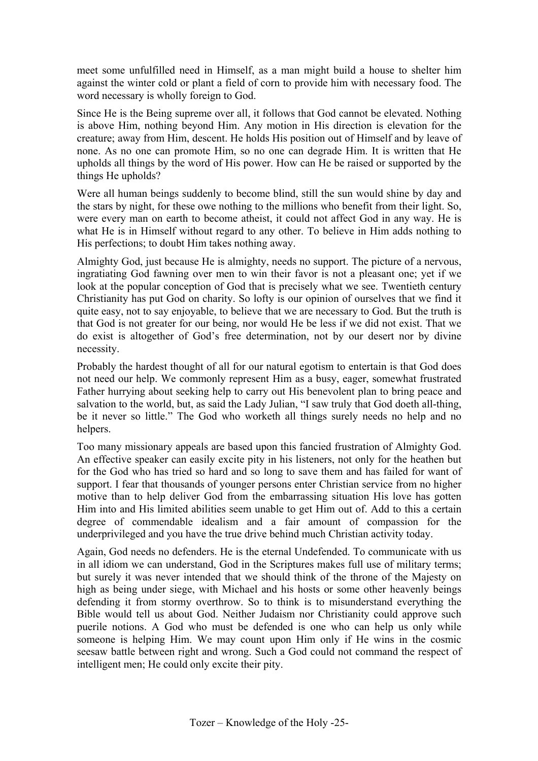meet some unfulfilled need in Himself, as a man might build a house to shelter him against the winter cold or plant a field of corn to provide him with necessary food. The word necessary is wholly foreign to God.

Since He is the Being supreme over all, it follows that God cannot be elevated. Nothing is above Him, nothing beyond Him. Any motion in His direction is elevation for the creature; away from Him, descent. He holds His position out of Himself and by leave of none. As no one can promote Him, so no one can degrade Him. It is written that He upholds all things by the word of His power. How can He be raised or supported by the things He upholds?

Were all human beings suddenly to become blind, still the sun would shine by day and the stars by night, for these owe nothing to the millions who benefit from their light. So, were every man on earth to become atheist, it could not affect God in any way. He is what He is in Himself without regard to any other. To believe in Him adds nothing to His perfections; to doubt Him takes nothing away.

Almighty God, just because He is almighty, needs no support. The picture of a nervous, ingratiating God fawning over men to win their favor is not a pleasant one; yet if we look at the popular conception of God that is precisely what we see. Twentieth century Christianity has put God on charity. So lofty is our opinion of ourselves that we find it quite easy, not to say enjoyable, to believe that we are necessary to God. But the truth is that God is not greater for our being, nor would He be less if we did not exist. That we do exist is altogether of God's free determination, not by our desert nor by divine necessity.

Probably the hardest thought of all for our natural egotism to entertain is that God does not need our help. We commonly represent Him as a busy, eager, somewhat frustrated Father hurrying about seeking help to carry out His benevolent plan to bring peace and salvation to the world, but, as said the Lady Julian, "I saw truly that God doeth all-thing, be it never so little." The God who worketh all things surely needs no help and no helpers.

Too many missionary appeals are based upon this fancied frustration of Almighty God. An effective speaker can easily excite pity in his listeners, not only for the heathen but for the God who has tried so hard and so long to save them and has failed for want of support. I fear that thousands of younger persons enter Christian service from no higher motive than to help deliver God from the embarrassing situation His love has gotten Him into and His limited abilities seem unable to get Him out of. Add to this a certain degree of commendable idealism and a fair amount of compassion for the underprivileged and you have the true drive behind much Christian activity today.

Again, God needs no defenders. He is the eternal Undefended. To communicate with us in all idiom we can understand, God in the Scriptures makes full use of military terms; but surely it was never intended that we should think of the throne of the Majesty on high as being under siege, with Michael and his hosts or some other heavenly beings defending it from stormy overthrow. So to think is to misunderstand everything the Bible would tell us about God. Neither Judaism nor Christianity could approve such puerile notions. A God who must be defended is one who can help us only while someone is helping Him. We may count upon Him only if He wins in the cosmic seesaw battle between right and wrong. Such a God could not command the respect of intelligent men; He could only excite their pity.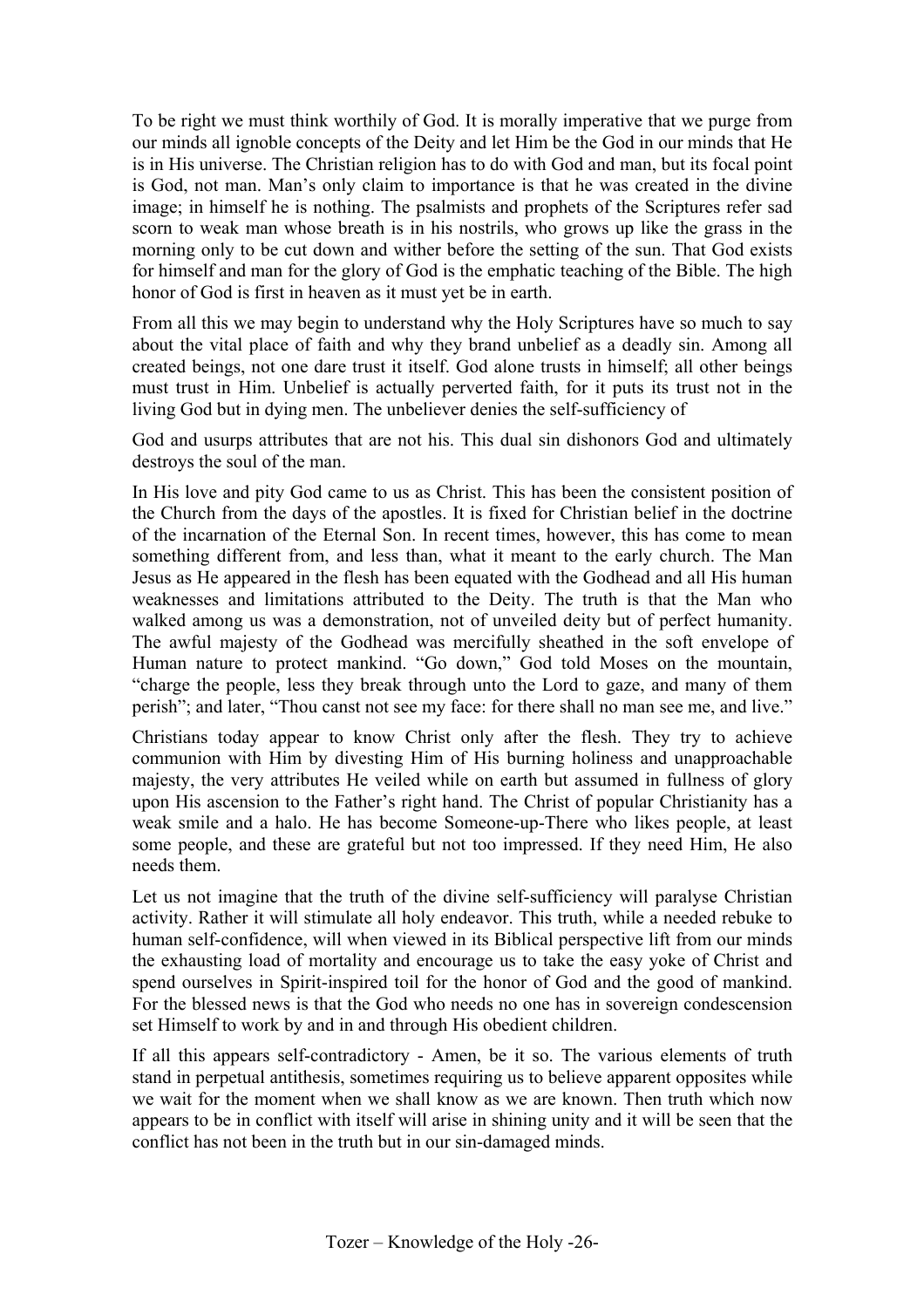To be right we must think worthily of God. It is morally imperative that we purge from our minds all ignoble concepts of the Deity and let Him be the God in our minds that He is in His universe. The Christian religion has to do with God and man, but its focal point is God, not man. Man's only claim to importance is that he was created in the divine image; in himself he is nothing. The psalmists and prophets of the Scriptures refer sad scorn to weak man whose breath is in his nostrils, who grows up like the grass in the morning only to be cut down and wither before the setting of the sun. That God exists for himself and man for the glory of God is the emphatic teaching of the Bible. The high honor of God is first in heaven as it must yet be in earth.

From all this we may begin to understand why the Holy Scriptures have so much to say about the vital place of faith and why they brand unbelief as a deadly sin. Among all created beings, not one dare trust it itself. God alone trusts in himself; all other beings must trust in Him. Unbelief is actually perverted faith, for it puts its trust not in the living God but in dying men. The unbeliever denies the self-sufficiency of God and usurps attributes that are not his. This dual sin dishonors God and ultimately destroys the soul of the man.

In His love and pity God came to us as Christ. This has been the consistent position of the Church from the days of the apostles. It is fixed for Christian belief in the doctrine of the incarnation of the Eternal Son. In recent times, however, this has come to mean something different from, and less than, what it meant to the early church. The Man Jesus as He appeared in the flesh has been equated with the Godhead and all His human weaknesses and limitations attributed to the Deity. The truth is that the Man who walked among us was a demonstration, not of unveiled deity but of perfect humanity. The awful majesty of the Godhead was mercifully sheathed in the soft envelope of Human nature to protect mankind. "Go down," God told Moses on the mountain, "charge the people, less they break through unto the Lord to gaze, and many of them perish"; and later, "Thou canst not see my face: for there shall no man see me, and live."

Christians today appear to know Christ only after the flesh. They try to achieve communion with Him by divesting Him of His burning holiness and unapproachable majesty, the very attributes He veiled while on earth but assumed in fullness of glory upon His ascension to the Father's right hand. The Christ of popular Christianity has a weak smile and a halo. He has become Someone-up-There who likes people, at least some people, and these are grateful but not too impressed. If they need Him, He also needs them.

Let us not imagine that the truth of the divine self-sufficiency will paralyse Christian activity. Rather it will stimulate all holy endeavor. This truth, while a needed rebuke to human self-confidence, will when viewed in its Biblical perspective lift from our minds the exhausting load of mortality and encourage us to take the easy yoke of Christ and spend ourselves in Spirit-inspired toil for the honor of God and the good of mankind. For the blessed news is that the God who needs no one has in sovereign condescension set Himself to work by and in and through His obedient children.

If all this appears self-contradictory - Amen, be it so. The various elements of truth stand in perpetual antithesis, sometimes requiring us to believe apparent opposites while we wait for the moment when we shall know as we are known. Then truth which now appears to be in conflict with itself will arise in shining unity and it will be seen that the conflict has not been in the truth but in our sin-damaged minds.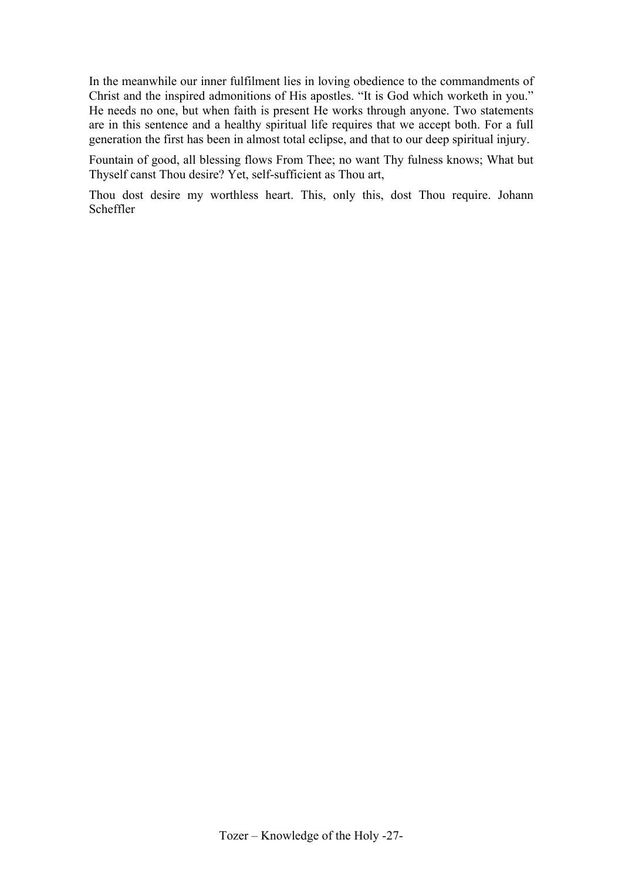In the meanwhile our inner fulfilment lies in loving obedience to the commandments of Christ and the inspired admonitions of His apostles. "It is God which worketh in you." He needs no one, but when faith is present He works through anyone. Two statements are in this sentence and a healthy spiritual life requires that we accept both. For a full generation the first has been in almost total eclipse, and that to our deep spiritual injury.

Fountain of good, all blessing flows From Thee; no want Thy fulness knows; What but Thyself canst Thou desire? Yet, self-sufficient as Thou art,

Thou dost desire my worthless heart. This, only this, dost Thou require. Johann Scheffler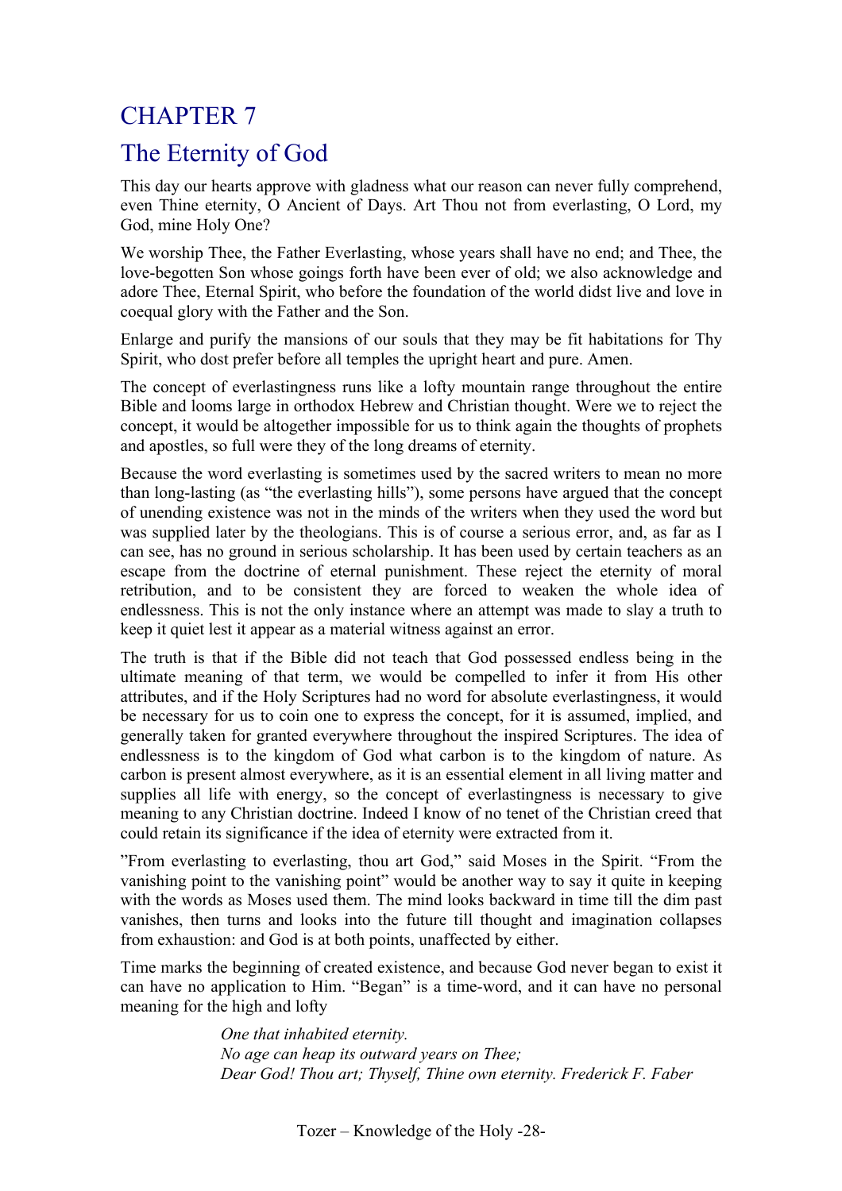# CHAPTER 7

## The Eternity of God

This day our hearts approve with gladness what our reason can never fully comprehend, even Thine eternity, O Ancient of Days. Art Thou not from everlasting, O Lord, my God, mine Holy One?

We worship Thee, the Father Everlasting, whose years shall have no end; and Thee, the love-begotten Son whose goings forth have been ever of old; we also acknowledge and adore Thee, Eternal Spirit, who before the foundation of the world didst live and love in coequal glory with the Father and the Son.

Enlarge and purify the mansions of our souls that they may be fit habitations for Thy Spirit, who dost prefer before all temples the upright heart and pure. Amen.

The concept of everlastingness runs like a lofty mountain range throughout the entire Bible and looms large in orthodox Hebrew and Christian thought. Were we to reject the concept, it would be altogether impossible for us to think again the thoughts of prophets and apostles, so full were they of the long dreams of eternity.

Because the word everlasting is sometimes used by the sacred writers to mean no more than long-lasting (as "the everlasting hills"), some persons have argued that the concept of unending existence was not in the minds of the writers when they used the word but was supplied later by the theologians. This is of course a serious error, and, as far as I can see, has no ground in serious scholarship. It has been used by certain teachers as an escape from the doctrine of eternal punishment. These reject the eternity of moral retribution, and to be consistent they are forced to weaken the whole idea of endlessness. This is not the only instance where an attempt was made to slay a truth to keep it quiet lest it appear as a material witness against an error.

The truth is that if the Bible did not teach that God possessed endless being in the ultimate meaning of that term, we would be compelled to infer it from His other attributes, and if the Holy Scriptures had no word for absolute everlastingness, it would be necessary for us to coin one to express the concept, for it is assumed, implied, and generally taken for granted everywhere throughout the inspired Scriptures. The idea of endlessness is to the kingdom of God what carbon is to the kingdom of nature. As carbon is present almost everywhere, as it is an essential element in all living matter and supplies all life with energy, so the concept of everlastingness is necessary to give meaning to any Christian doctrine. Indeed I know of no tenet of the Christian creed that could retain its significance if the idea of eternity were extracted from it.

"From everlasting to everlasting, thou art God," said Moses in the Spirit. "From the vanishing point to the vanishing point" would be another way to say it quite in keeping with the words as Moses used them. The mind looks backward in time till the dim past vanishes, then turns and looks into the future till thought and imagination collapses from exhaustion: and God is at both points, unaffected by either.

Time marks the beginning of created existence, and because God never began to exist it can have no application to Him. "Began" is a time-word, and it can have no personal meaning for the high and lofty

*One that inhabited eternity.*
*No age can heap its outward years on Thee;*
*Dear God! Thou art; Thyself, Thine own eternity. Frederick F. Faber*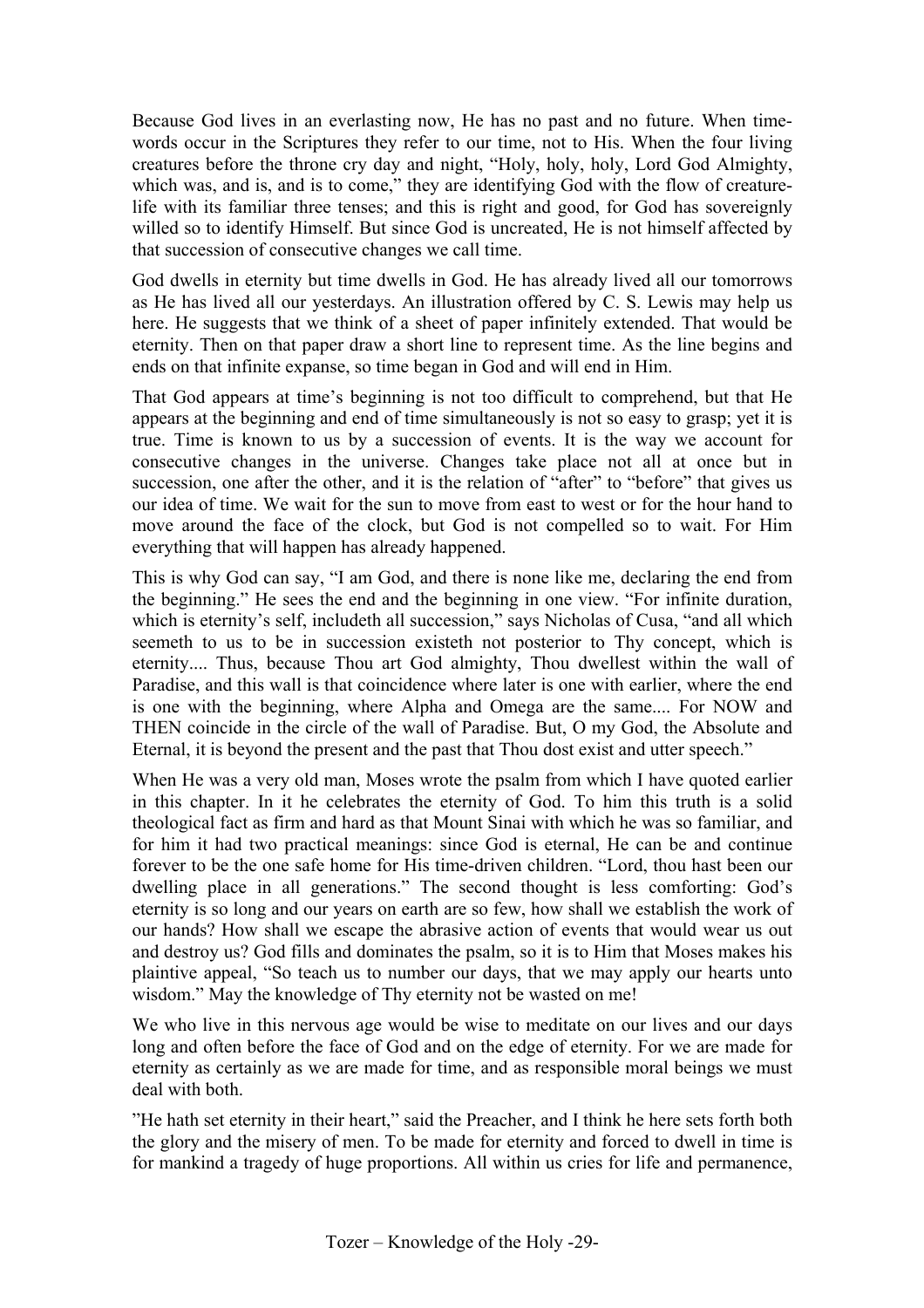Because God lives in an everlasting now, He has no past and no future. When time-words occur in the Scriptures they refer to our time, not to His. When the four living creatures before the throne cry day and night, "Holy, holy, holy, Lord God Almighty, which was, and is, and is to come," they are identifying God with the flow of creature-life with its familiar three tenses; and this is right and good, for God has sovereignly willed so to identify Himself. But since God is uncreated, He is not himself affected by that succession of consecutive changes we call time.

God dwells in eternity but time dwells in God. He has already lived all our tomorrows as He has lived all our yesterdays. An illustration offered by C. S. Lewis may help us here. He suggests that we think of a sheet of paper infinitely extended. That would be eternity. Then on that paper draw a short line to represent time. As the line begins and ends on that infinite expanse, so time began in God and will end in Him.

That God appears at time's beginning is not too difficult to comprehend, but that He appears at the beginning and end of time simultaneously is not so easy to grasp; yet it is true. Time is known to us by a succession of events. It is the way we account for consecutive changes in the universe. Changes take place not all at once but in succession, one after the other, and it is the relation of "after" to "before" that gives us our idea of time. We wait for the sun to move from east to west or for the hour hand to move around the face of the clock, but God is not compelled so to wait. For Him everything that will happen has already happened.

This is why God can say, "I am God, and there is none like me, declaring the end from the beginning." He sees the end and the beginning in one view. "For infinite duration, which is eternity's self, includeth all succession," says Nicholas of Cusa, "and all which seemeth to us to be in succession existeth not posterior to Thy concept, which is eternity.... Thus, because Thou art God almighty, Thou dwellest within the wall of Paradise, and this wall is that coincidence where later is one with earlier, where the end is one with the beginning, where Alpha and Omega are the same.... For NOW and THEN coincide in the circle of the wall of Paradise. But, O my God, the Absolute and Eternal, it is beyond the present and the past that Thou dost exist and utter speech."

When He was a very old man, Moses wrote the psalm from which I have quoted earlier in this chapter. In it he celebrates the eternity of God. To him this truth is a solid theological fact as firm and hard as that Mount Sinai with which he was so familiar, and for him it had two practical meanings: since God is eternal, He can be and continue forever to be the one safe home for His time-driven children. "Lord, thou hast been our dwelling place in all generations." The second thought is less comforting: God's eternity is so long and our years on earth are so few, how shall we establish the work of our hands? How shall we escape the abrasive action of events that would wear us out and destroy us? God fills and dominates the psalm, so it is to Him that Moses makes his plaintive appeal, "So teach us to number our days, that we may apply our hearts unto wisdom." May the knowledge of Thy eternity not be wasted on me!

We who live in this nervous age would be wise to meditate on our lives and our days long and often before the face of God and on the edge of eternity. For we are made for eternity as certainly as we are made for time, and as responsible moral beings we must deal with both.

"He hath set eternity in their heart," said the Preacher, and I think he here sets forth both the glory and the misery of men. To be made for eternity and forced to dwell in time is for mankind a tragedy of huge proportions. All within us cries for life and permanence,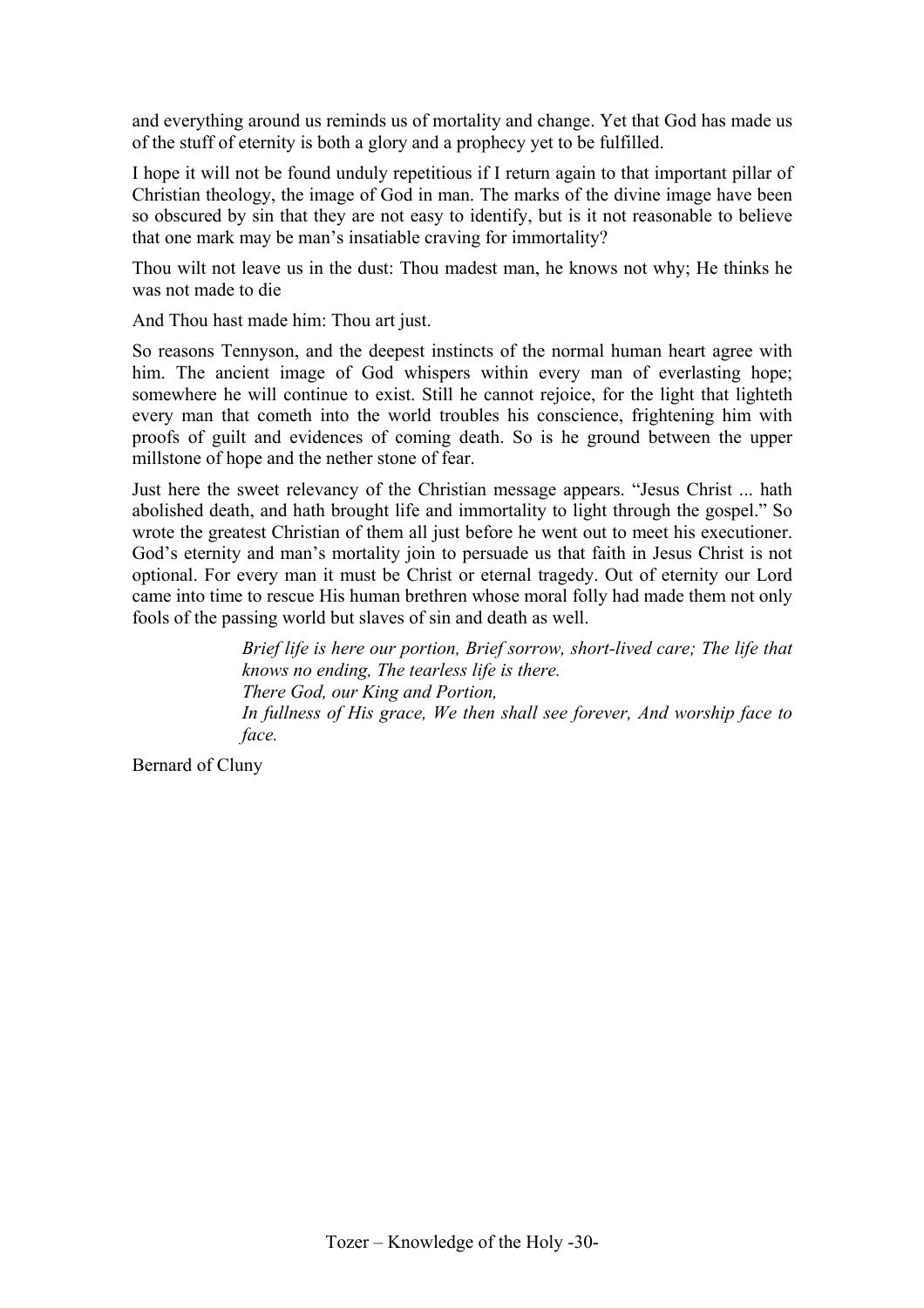and everything around us reminds us of mortality and change. Yet that God has made us of the stuff of eternity is both a glory and a prophecy yet to be fulfilled.

I hope it will not be found unduly repetitious if I return again to that important pillar of Christian theology, the image of God in man. The marks of the divine image have been so obscured by sin that they are not easy to identify, but is it not reasonable to believe that one mark may be man's insatiable craving for immortality?

Thou wilt not leave us in the dust: Thou madest man, he knows not why; He thinks he was not made to die

And Thou hast made him: Thou art just.

So reasons Tennyson, and the deepest instincts of the normal human heart agree with him. The ancient image of God whispers within every man of everlasting hope; somewhere he will continue to exist. Still he cannot rejoice, for the light that lighteth every man that cometh into the world troubles his conscience, frightening him with proofs of guilt and evidences of coming death. So is he ground between the upper millstone of hope and the nether stone of fear.

Just here the sweet relevancy of the Christian message appears. "Jesus Christ ... hath abolished death, and hath brought life and immortality to light through the gospel." So wrote the greatest Christian of them all just before he went out to meet his executioner. God's eternity and man's mortality join to persuade us that faith in Jesus Christ is not optional. For every man it must be Christ or eternal tragedy. Out of eternity our Lord came into time to rescue His human brethren whose moral folly had made them not only fools of the passing world but slaves of sin and death as well.

> *Brief life is here our portion, Brief sorrow, short-lived care; The life that knows no ending, The tearless life is there.*
> *There God, our King and Portion,*
> *In fullness of His grace, We then shall see forever, And worship face to face.*

Bernard of Cluny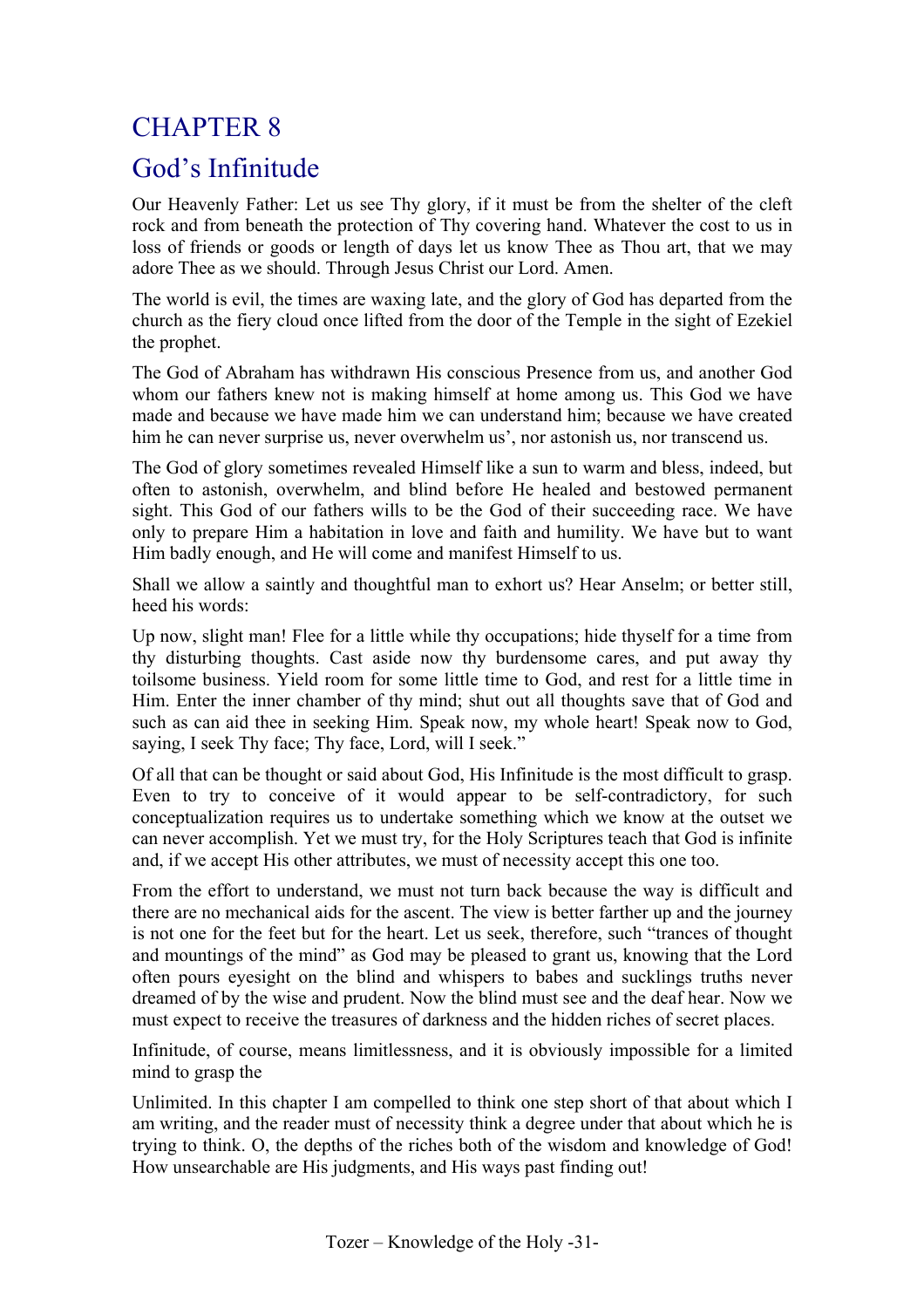# CHAPTER 8

# God's Infinitude

Our Heavenly Father: Let us see Thy glory, if it must be from the shelter of the cleft rock and from beneath the protection of Thy covering hand. Whatever the cost to us in loss of friends or goods or length of days let us know Thee as Thou art, that we may adore Thee as we should. Through Jesus Christ our Lord. Amen.

The world is evil, the times are waxing late, and the glory of God has departed from the church as the fiery cloud once lifted from the door of the Temple in the sight of Ezekiel the prophet.

The God of Abraham has withdrawn His conscious Presence from us, and another God whom our fathers knew not is making himself at home among us. This God we have made and because we have made him we can understand him; because we have created him he can never surprise us, never overwhelm us', nor astonish us, nor transcend us.

The God of glory sometimes revealed Himself like a sun to warm and bless, indeed, but often to astonish, overwhelm, and blind before He healed and bestowed permanent sight. This God of our fathers wills to be the God of their succeeding race. We have only to prepare Him a habitation in love and faith and humility. We have but to want Him badly enough, and He will come and manifest Himself to us.

Shall we allow a saintly and thoughtful man to exhort us? Hear Anselm; or better still, heed his words:

Up now, slight man! Flee for a little while thy occupations; hide thyself for a time from thy disturbing thoughts. Cast aside now thy burdensome cares, and put away thy toilsome business. Yield room for some little time to God, and rest for a little time in Him. Enter the inner chamber of thy mind; shut out all thoughts save that of God and such as can aid thee in seeking Him. Speak now, my whole heart! Speak now to God, saying, I seek Thy face; Thy face, Lord, will I seek."

Of all that can be thought or said about God, His Infinitude is the most difficult to grasp. Even to try to conceive of it would appear to be self-contradictory, for such conceptualization requires us to undertake something which we know at the outset we can never accomplish. Yet we must try, for the Holy Scriptures teach that God is infinite and, if we accept His other attributes, we must of necessity accept this one too.

From the effort to understand, we must not turn back because the way is difficult and there are no mechanical aids for the ascent. The view is better farther up and the journey is not one for the feet but for the heart. Let us seek, therefore, such "trances of thought and mountings of the mind" as God may be pleased to grant us, knowing that the Lord often pours eyesight on the blind and whispers to babes and sucklings truths never dreamed of by the wise and prudent. Now the blind must see and the deaf hear. Now we must expect to receive the treasures of darkness and the hidden riches of secret places.

Infinitude, of course, means limitlessness, and it is obviously impossible for a limited mind to grasp the

Unlimited. In this chapter I am compelled to think one step short of that about which I am writing, and the reader must of necessity think a degree under that about which he is trying to think. O, the depths of the riches both of the wisdom and knowledge of God! How unsearchable are His judgments, and His ways past finding out!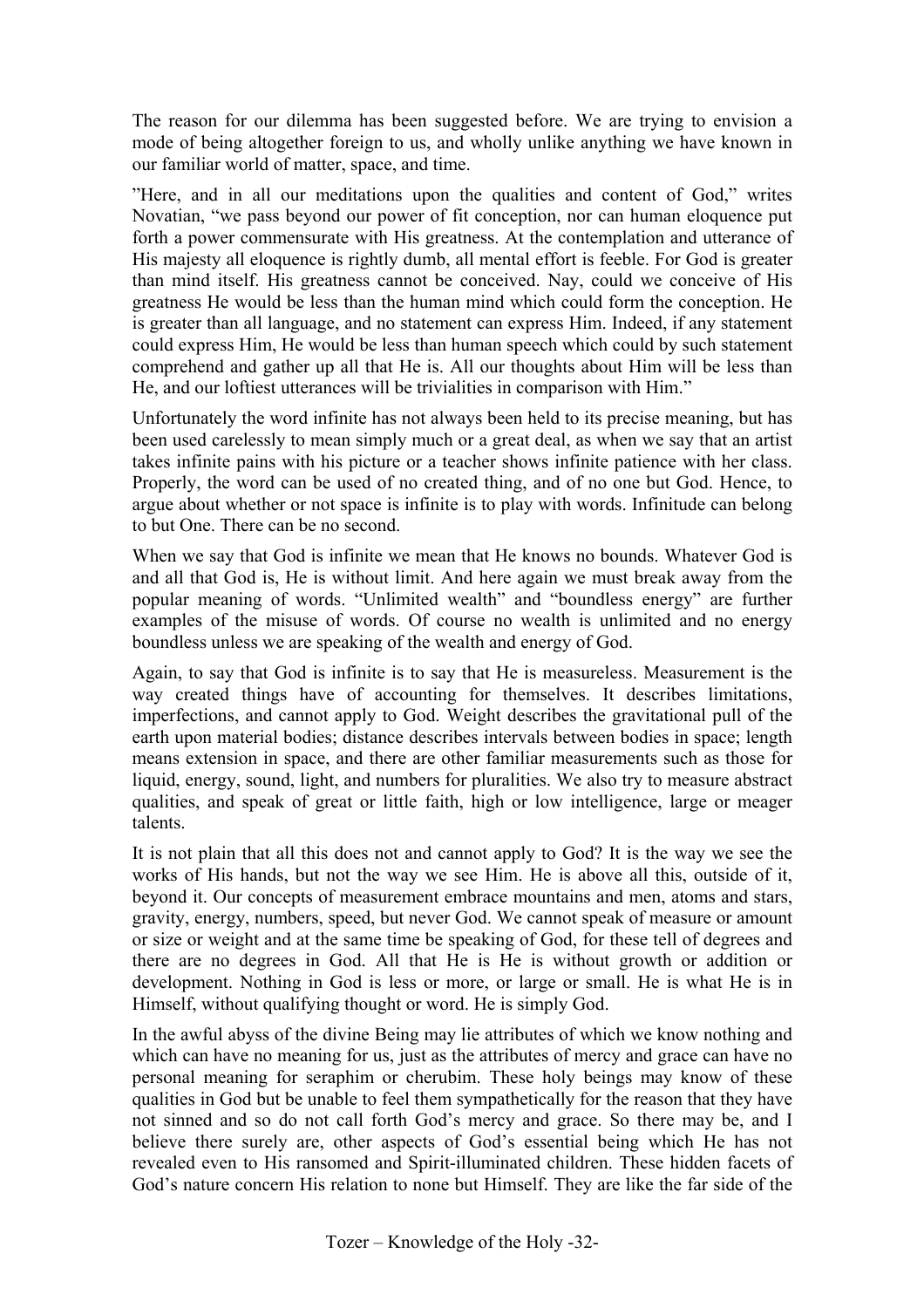The reason for our dilemma has been suggested before. We are trying to envision a mode of being altogether foreign to us, and wholly unlike anything we have known in our familiar world of matter, space, and time.

"Here, and in all our meditations upon the qualities and content of God," writes Novatian, "we pass beyond our power of fit conception, nor can human eloquence put forth a power commensurate with His greatness. At the contemplation and utterance of His majesty all eloquence is rightly dumb, all mental effort is feeble. For God is greater than mind itself. His greatness cannot be conceived. Nay, could we conceive of His greatness He would be less than the human mind which could form the conception. He is greater than all language, and no statement can express Him. Indeed, if any statement could express Him, He would be less than human speech which could by such statement comprehend and gather up all that He is. All our thoughts about Him will be less than He, and our loftiest utterances will be trivialities in comparison with Him."

Unfortunately the word infinite has not always been held to its precise meaning, but has been used carelessly to mean simply much or a great deal, as when we say that an artist takes infinite pains with his picture or a teacher shows infinite patience with her class. Properly, the word can be used of no created thing, and of no one but God. Hence, to argue about whether or not space is infinite is to play with words. Infinitude can belong to but One. There can be no second.

When we say that God is infinite we mean that He knows no bounds. Whatever God is and all that God is, He is without limit. And here again we must break away from the popular meaning of words. "Unlimited wealth" and "boundless energy" are further examples of the misuse of words. Of course no wealth is unlimited and no energy boundless unless we are speaking of the wealth and energy of God.

Again, to say that God is infinite is to say that He is measureless. Measurement is the way created things have of accounting for themselves. It describes limitations, imperfections, and cannot apply to God. Weight describes the gravitational pull of the earth upon material bodies; distance describes intervals between bodies in space; length means extension in space, and there are other familiar measurements such as those for liquid, energy, sound, light, and numbers for pluralities. We also try to measure abstract qualities, and speak of great or little faith, high or low intelligence, large or meager talents.

It is not plain that all this does not and cannot apply to God? It is the way we see the works of His hands, but not the way we see Him. He is above all this, outside of it, beyond it. Our concepts of measurement embrace mountains and men, atoms and stars, gravity, energy, numbers, speed, but never God. We cannot speak of measure or amount or size or weight and at the same time be speaking of God, for these tell of degrees and there are no degrees in God. All that He is He is without growth or addition or development. Nothing in God is less or more, or large or small. He is what He is in Himself, without qualifying thought or word. He is simply God.

In the awful abyss of the divine Being may lie attributes of which we know nothing and which can have no meaning for us, just as the attributes of mercy and grace can have no personal meaning for seraphim or cherubim. These holy beings may know of these qualities in God but be unable to feel them sympathetically for the reason that they have not sinned and so do not call forth God's mercy and grace. So there may be, and I believe there surely are, other aspects of God's essential being which He has not revealed even to His ransomed and Spirit-illuminated children. These hidden facets of God's nature concern His relation to none but Himself. They are like the far side of the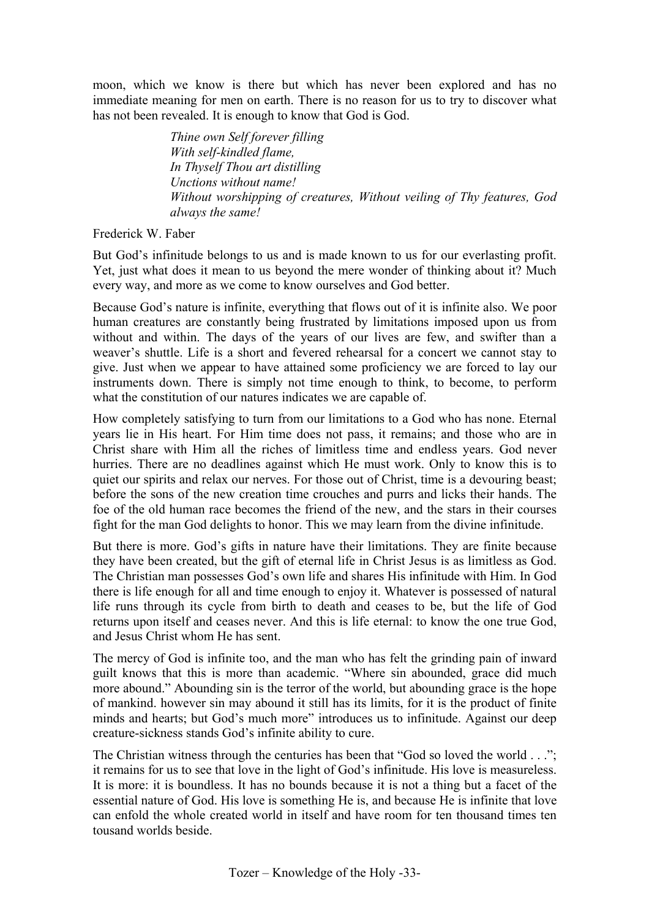moon, which we know is there but which has never been explored and has no immediate meaning for men on earth. There is no reason for us to try to discover what has not been revealed. It is enough to know that God is God.

> *Thine own Self forever filling*
> *With self-kindled flame,*
> *In Thyself Thou art distilling*
> *Unctions without name!*
> *Without worshipping of creatures, Without veiling of Thy features, God always the same!*

Frederick W. Faber

But God's infinitude belongs to us and is made known to us for our everlasting profit. Yet, just what does it mean to us beyond the mere wonder of thinking about it? Much every way, and more as we come to know ourselves and God better.

Because God's nature is infinite, everything that flows out of it is infinite also. We poor human creatures are constantly being frustrated by limitations imposed upon us from without and within. The days of the years of our lives are few, and swifter than a weaver's shuttle. Life is a short and fevered rehearsal for a concert we cannot stay to give. Just when we appear to have attained some proficiency we are forced to lay our instruments down. There is simply not time enough to think, to become, to perform what the constitution of our natures indicates we are capable of.

How completely satisfying to turn from our limitations to a God who has none. Eternal years lie in His heart. For Him time does not pass, it remains; and those who are in Christ share with Him all the riches of limitless time and endless years. God never hurries. There are no deadlines against which He must work. Only to know this is to quiet our spirits and relax our nerves. For those out of Christ, time is a devouring beast; before the sons of the new creation time crouches and purrs and licks their hands. The foe of the old human race becomes the friend of the new, and the stars in their courses fight for the man God delights to honor. This we may learn from the divine infinitude.

But there is more. God's gifts in nature have their limitations. They are finite because they have been created, but the gift of eternal life in Christ Jesus is as limitless as God. The Christian man possesses God's own life and shares His infinitude with Him. In God there is life enough for all and time enough to enjoy it. Whatever is possessed of natural life runs through its cycle from birth to death and ceases to be, but the life of God returns upon itself and ceases never. And this is life eternal: to know the one true God, and Jesus Christ whom He has sent.

The mercy of God is infinite too, and the man who has felt the grinding pain of inward guilt knows that this is more than academic. "Where sin abounded, grace did much more abound." Abounding sin is the terror of the world, but abounding grace is the hope of mankind. however sin may abound it still has its limits, for it is the product of finite minds and hearts; but God's much more" introduces us to infinitude. Against our deep creature-sickness stands God's infinite ability to cure.

The Christian witness through the centuries has been that "God so loved the world . . ."; it remains for us to see that love in the light of God's infinitude. His love is measureless. It is more: it is boundless. It has no bounds because it is not a thing but a facet of the essential nature of God. His love is something He is, and because He is infinite that love can enfold the whole created world in itself and have room for ten thousand times ten tousand worlds beside.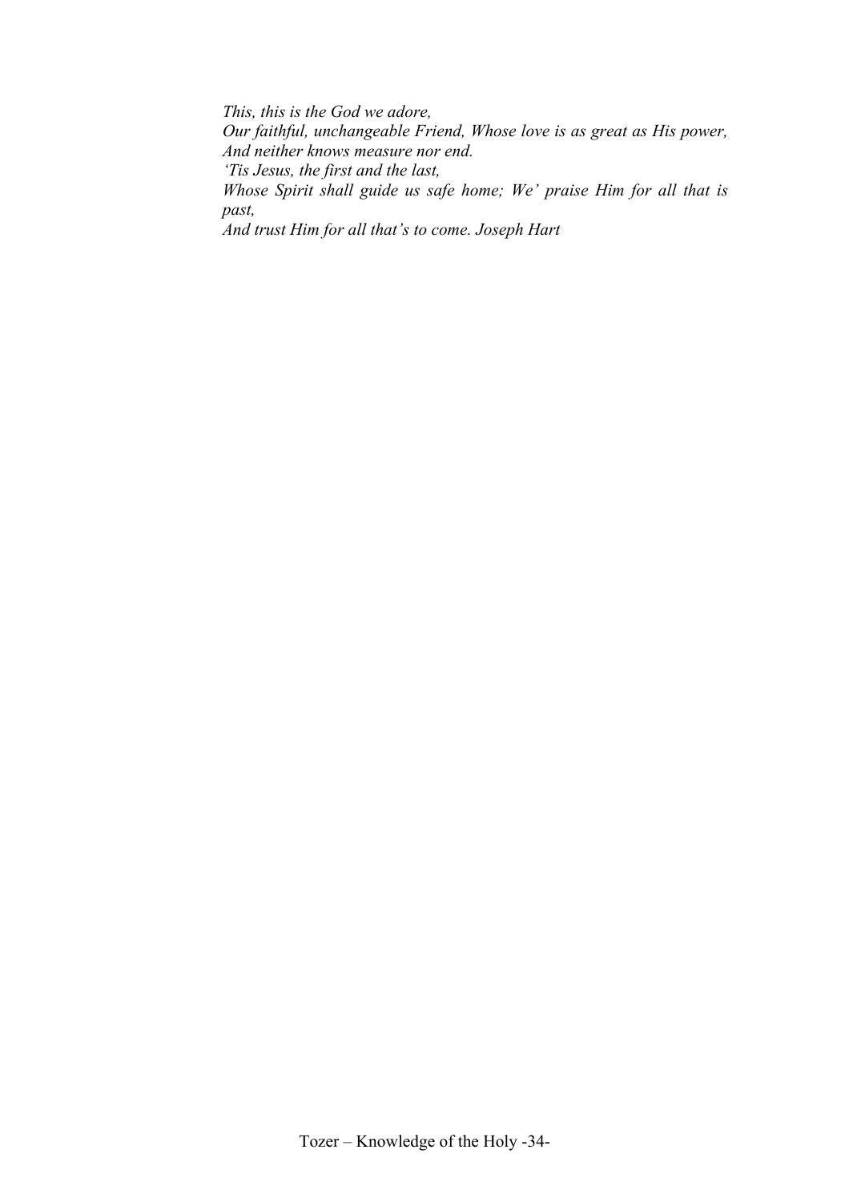*This, this is the God we adore,*
*Our faithful, unchangeable Friend, Whose love is as great as His power,*
*And neither knows measure nor end.*
*'Tis Jesus, the first and the last,*
*Whose Spirit shall guide us safe home; We' praise Him for all that is past,*
*And trust Him for all that's to come. Joseph Hart*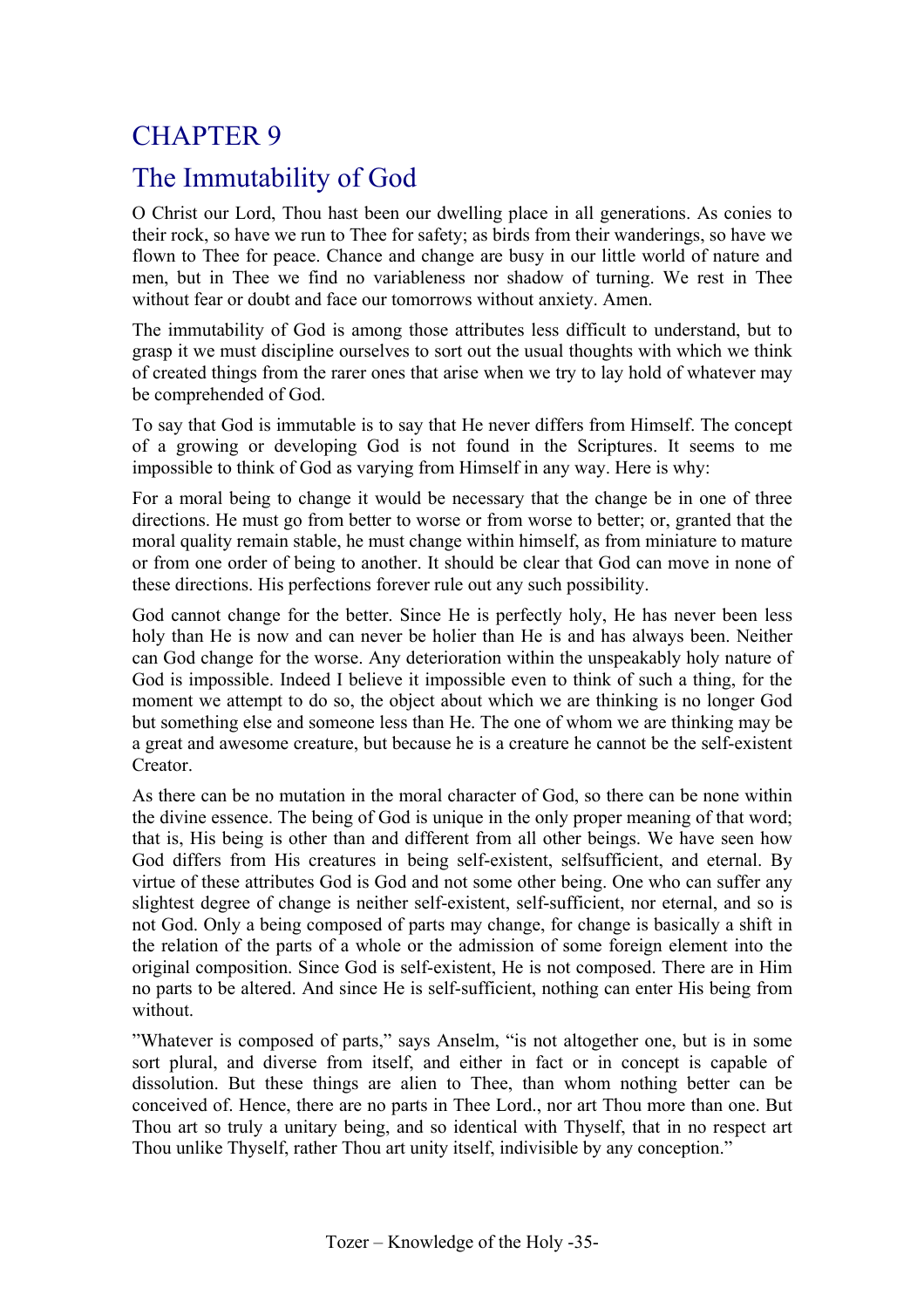# CHAPTER 9

## The Immutability of God

O Christ our Lord, Thou hast been our dwelling place in all generations. As conies to their rock, so have we run to Thee for safety; as birds from their wanderings, so have we flown to Thee for peace. Chance and change are busy in our little world of nature and men, but in Thee we find no variableness nor shadow of turning. We rest in Thee without fear or doubt and face our tomorrows without anxiety. Amen.

The immutability of God is among those attributes less difficult to understand, but to grasp it we must discipline ourselves to sort out the usual thoughts with which we think of created things from the rarer ones that arise when we try to lay hold of whatever may be comprehended of God.

To say that God is immutable is to say that He never differs from Himself. The concept of a growing or developing God is not found in the Scriptures. It seems to me impossible to think of God as varying from Himself in any way. Here is why:

For a moral being to change it would be necessary that the change be in one of three directions. He must go from better to worse or from worse to better; or, granted that the moral quality remain stable, he must change within himself, as from miniature to mature or from one order of being to another. It should be clear that God can move in none of these directions. His perfections forever rule out any such possibility.

God cannot change for the better. Since He is perfectly holy, He has never been less holy than He is now and can never be holier than He is and has always been. Neither can God change for the worse. Any deterioration within the unspeakably holy nature of God is impossible. Indeed I believe it impossible even to think of such a thing, for the moment we attempt to do so, the object about which we are thinking is no longer God but something else and someone less than He. The one of whom we are thinking may be a great and awesome creature, but because he is a creature he cannot be the self-existent Creator.

As there can be no mutation in the moral character of God, so there can be none within the divine essence. The being of God is unique in the only proper meaning of that word; that is, His being is other than and different from all other beings. We have seen how God differs from His creatures in being self-existent, selfsufficient, and eternal. By virtue of these attributes God is God and not some other being. One who can suffer any slightest degree of change is neither self-existent, self-sufficient, nor eternal, and so is not God. Only a being composed of parts may change, for change is basically a shift in the relation of the parts of a whole or the admission of some foreign element into the original composition. Since God is self-existent, He is not composed. There are in Him no parts to be altered. And since He is self-sufficient, nothing can enter His being from without.

"Whatever is composed of parts," says Anselm, "is not altogether one, but is in some sort plural, and diverse from itself, and either in fact or in concept is capable of dissolution. But these things are alien to Thee, than whom nothing better can be conceived of. Hence, there are no parts in Thee Lord., nor art Thou more than one. But Thou art so truly a unitary being, and so identical with Thyself, that in no respect art Thou unlike Thyself, rather Thou art unity itself, indivisible by any conception."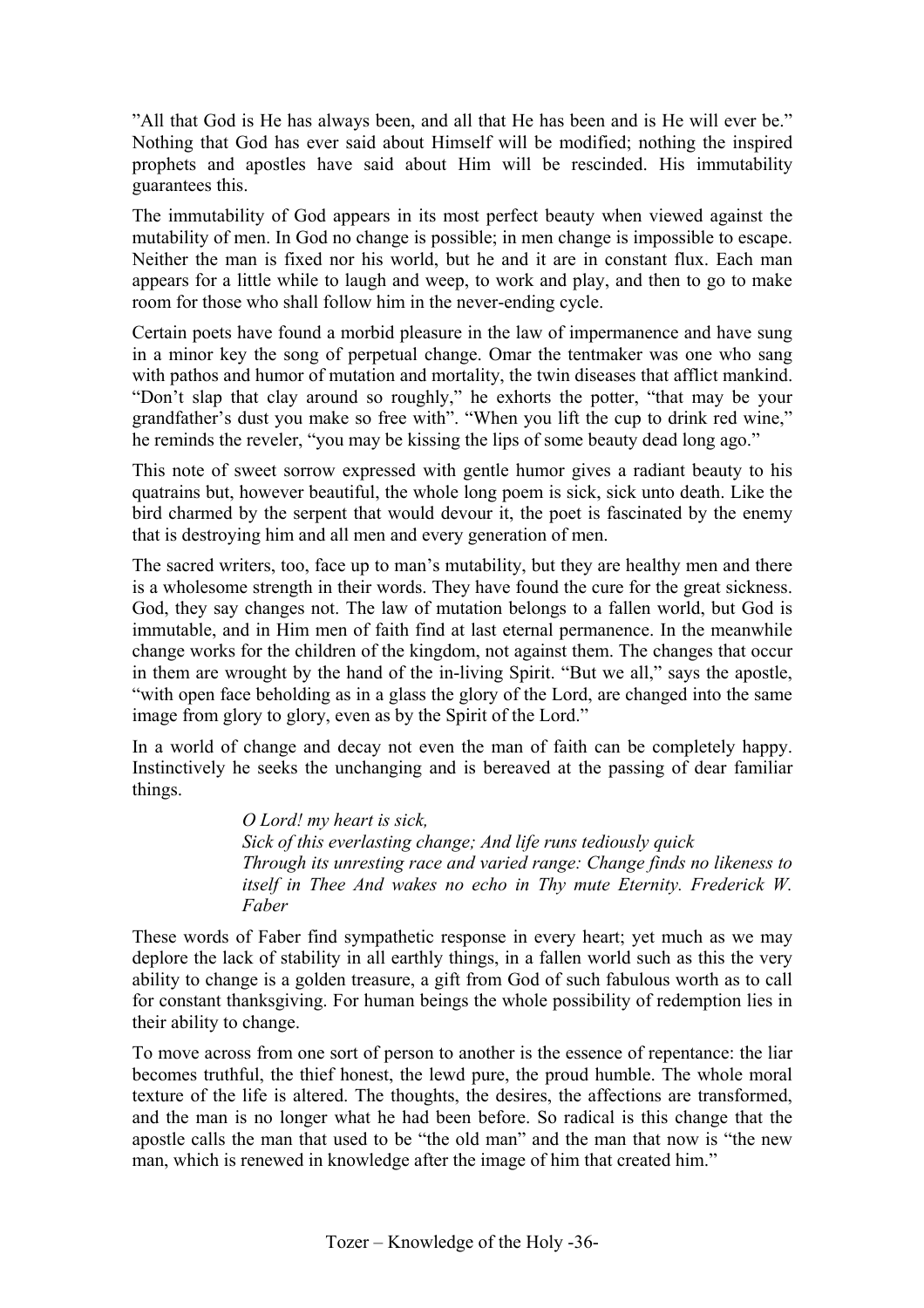"All that God is He has always been, and all that He has been and is He will ever be." Nothing that God has ever said about Himself will be modified; nothing the inspired prophets and apostles have said about Him will be rescinded. His immutability guarantees this.

The immutability of God appears in its most perfect beauty when viewed against the mutability of men. In God no change is possible; in men change is impossible to escape. Neither the man is fixed nor his world, but he and it are in constant flux. Each man appears for a little while to laugh and weep, to work and play, and then to go to make room for those who shall follow him in the never-ending cycle.

Certain poets have found a morbid pleasure in the law of impermanence and have sung in a minor key the song of perpetual change. Omar the tentmaker was one who sang with pathos and humor of mutation and mortality, the twin diseases that afflict mankind. "Don't slap that clay around so roughly," he exhorts the potter, "that may be your grandfather's dust you make so free with". "When you lift the cup to drink red wine," he reminds the reveler, "you may be kissing the lips of some beauty dead long ago."

This note of sweet sorrow expressed with gentle humor gives a radiant beauty to his quatrains but, however beautiful, the whole long poem is sick, sick unto death. Like the bird charmed by the serpent that would devour it, the poet is fascinated by the enemy that is destroying him and all men and every generation of men.

The sacred writers, too, face up to man's mutability, but they are healthy men and there is a wholesome strength in their words. They have found the cure for the great sickness. God, they say changes not. The law of mutation belongs to a fallen world, but God is immutable, and in Him men of faith find at last eternal permanence. In the meanwhile change works for the children of the kingdom, not against them. The changes that occur in them are wrought by the hand of the in-living Spirit. "But we all," says the apostle, "with open face beholding as in a glass the glory of the Lord, are changed into the same image from glory to glory, even as by the Spirit of the Lord."

In a world of change and decay not even the man of faith can be completely happy. Instinctively he seeks the unchanging and is bereaved at the passing of dear familiar things.

> *O Lord! my heart is sick,*
> *Sick of this everlasting change; And life runs tediously quick*
> *Through its unresting race and varied range: Change finds no likeness to itself in Thee And wakes no echo in Thy mute Eternity. Frederick W. Faber*

These words of Faber find sympathetic response in every heart; yet much as we may deplore the lack of stability in all earthly things, in a fallen world such as this the very ability to change is a golden treasure, a gift from God of such fabulous worth as to call for constant thanksgiving. For human beings the whole possibility of redemption lies in their ability to change.

To move across from one sort of person to another is the essence of repentance: the liar becomes truthful, the thief honest, the lewd pure, the proud humble. The whole moral texture of the life is altered. The thoughts, the desires, the affections are transformed, and the man is no longer what he had been before. So radical is this change that the apostle calls the man that used to be "the old man" and the man that now is "the new man, which is renewed in knowledge after the image of him that created him."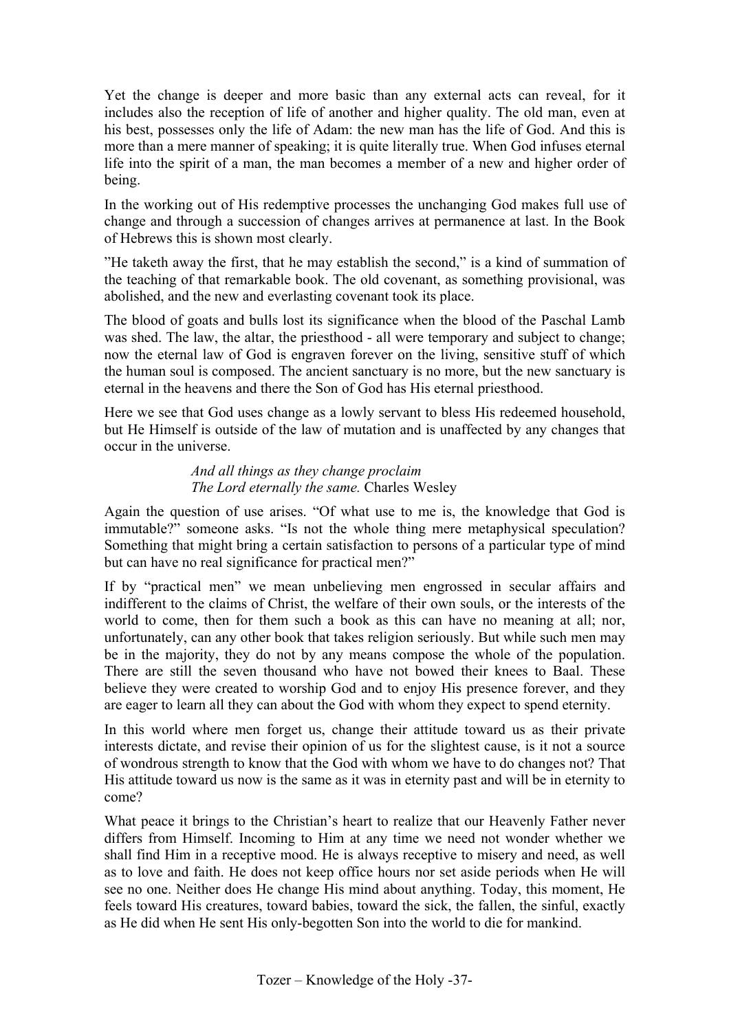Yet the change is deeper and more basic than any external acts can reveal, for it includes also the reception of life of another and higher quality. The old man, even at his best, possesses only the life of Adam: the new man has the life of God. And this is more than a mere manner of speaking; it is quite literally true. When God infuses eternal life into the spirit of a man, the man becomes a member of a new and higher order of being.

In the working out of His redemptive processes the unchanging God makes full use of change and through a succession of changes arrives at permanence at last. In the Book of Hebrews this is shown most clearly.

"He taketh away the first, that he may establish the second," is a kind of summation of the teaching of that remarkable book. The old covenant, as something provisional, was abolished, and the new and everlasting covenant took its place.

The blood of goats and bulls lost its significance when the blood of the Paschal Lamb was shed. The law, the altar, the priesthood - all were temporary and subject to change; now the eternal law of God is engraven forever on the living, sensitive stuff of which the human soul is composed. The ancient sanctuary is no more, but the new sanctuary is eternal in the heavens and there the Son of God has His eternal priesthood.

Here we see that God uses change as a lowly servant to bless His redeemed household, but He Himself is outside of the law of mutation and is unaffected by any changes that occur in the universe.

> *And all things as they change proclaim*
> *The Lord eternally the same.* Charles Wesley

Again the question of use arises. "Of what use to me is, the knowledge that God is immutable?" someone asks. "Is not the whole thing mere metaphysical speculation? Something that might bring a certain satisfaction to persons of a particular type of mind but can have no real significance for practical men?"

If by "practical men" we mean unbelieving men engrossed in secular affairs and indifferent to the claims of Christ, the welfare of their own souls, or the interests of the world to come, then for them such a book as this can have no meaning at all; nor, unfortunately, can any other book that takes religion seriously. But while such men may be in the majority, they do not by any means compose the whole of the population. There are still the seven thousand who have not bowed their knees to Baal. These believe they were created to worship God and to enjoy His presence forever, and they are eager to learn all they can about the God with whom they expect to spend eternity.

In this world where men forget us, change their attitude toward us as their private interests dictate, and revise their opinion of us for the slightest cause, is it not a source of wondrous strength to know that the God with whom we have to do changes not? That His attitude toward us now is the same as it was in eternity past and will be in eternity to come?

What peace it brings to the Christian's heart to realize that our Heavenly Father never differs from Himself. Incoming to Him at any time we need not wonder whether we shall find Him in a receptive mood. He is always receptive to misery and need, as well as to love and faith. He does not keep office hours nor set aside periods when He will see no one. Neither does He change His mind about anything. Today, this moment, He feels toward His creatures, toward babies, toward the sick, the fallen, the sinful, exactly as He did when He sent His only-begotten Son into the world to die for mankind.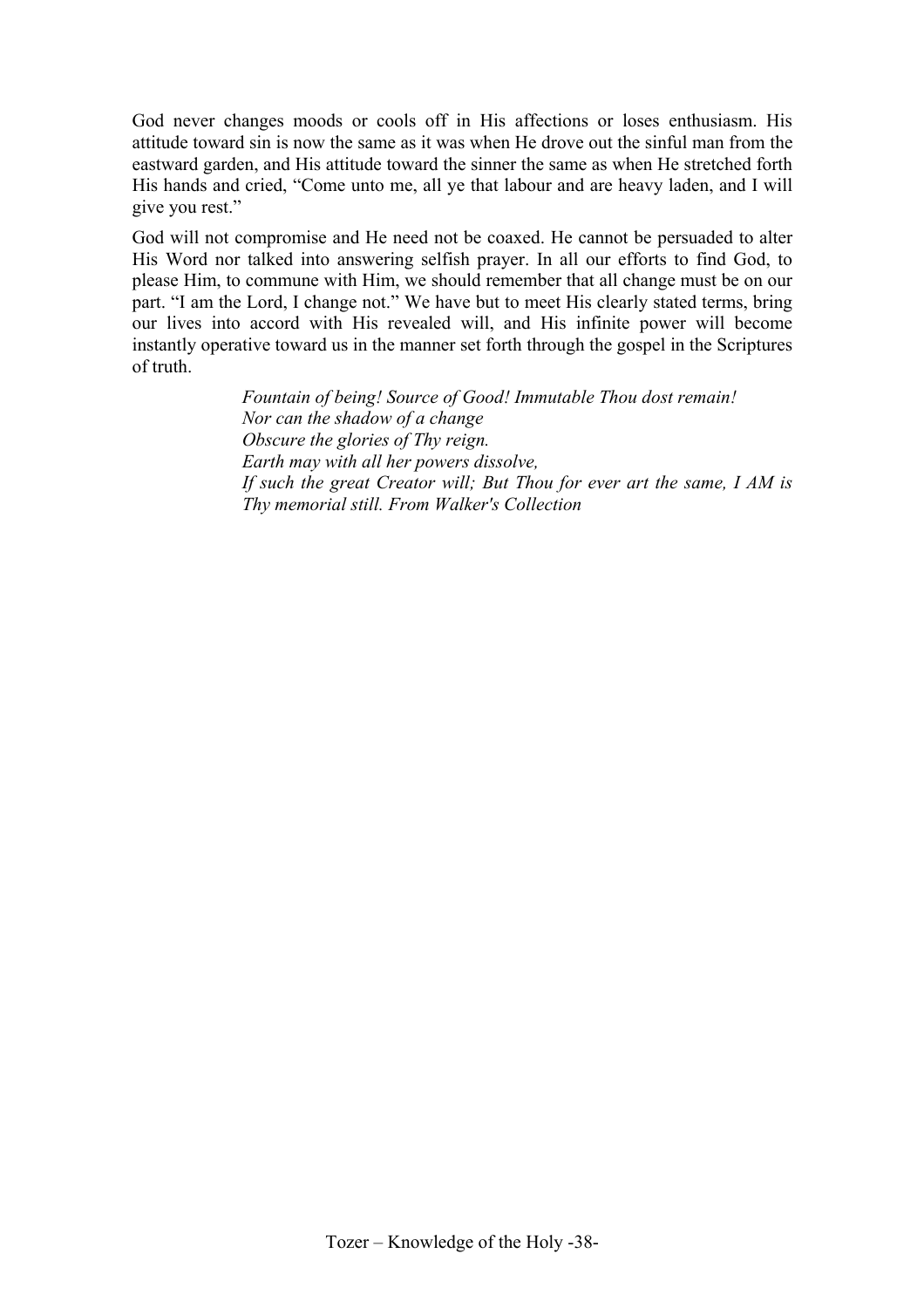God never changes moods or cools off in His affections or loses enthusiasm. His attitude toward sin is now the same as it was when He drove out the sinful man from the eastward garden, and His attitude toward the sinner the same as when He stretched forth His hands and cried, "Come unto me, all ye that labour and are heavy laden, and I will give you rest."

God will not compromise and He need not be coaxed. He cannot be persuaded to alter His Word nor talked into answering selfish prayer. In all our efforts to find God, to please Him, to commune with Him, we should remember that all change must be on our part. "I am the Lord, I change not." We have but to meet His clearly stated terms, bring our lives into accord with His revealed will, and His infinite power will become instantly operative toward us in the manner set forth through the gospel in the Scriptures of truth.

> *Fountain of being! Source of Good! Immutable Thou dost remain!*
> *Nor can the shadow of a change*
> *Obscure the glories of Thy reign.*
> *Earth may with all her powers dissolve,*
> *If such the great Creator will; But Thou for ever art the same, I AM is Thy memorial still. From Walker's Collection*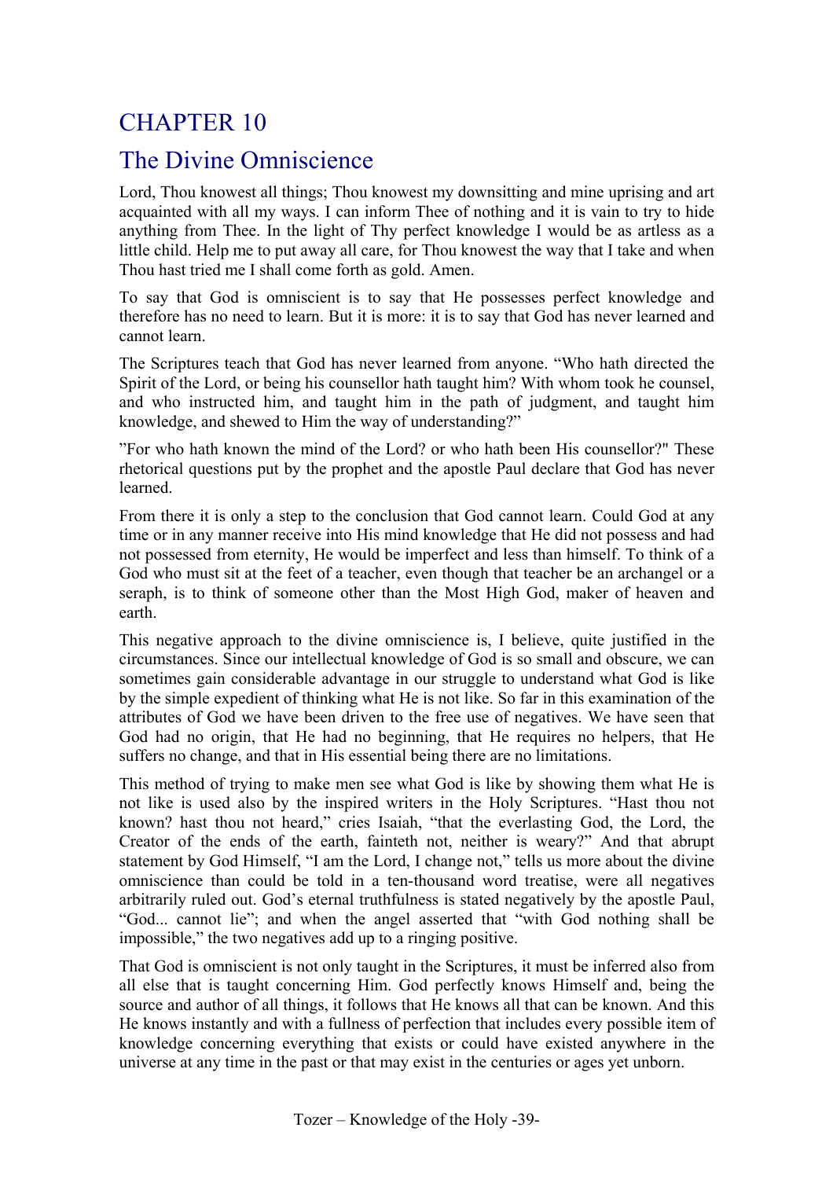# CHAPTER 10

## The Divine Omniscience

Lord, Thou knowest all things; Thou knowest my downsitting and mine uprising and art acquainted with all my ways. I can inform Thee of nothing and it is vain to try to hide anything from Thee. In the light of Thy perfect knowledge I would be as artless as a little child. Help me to put away all care, for Thou knowest the way that I take and when Thou hast tried me I shall come forth as gold. Amen.

To say that God is omniscient is to say that He possesses perfect knowledge and therefore has no need to learn. But it is more: it is to say that God has never learned and cannot learn.

The Scriptures teach that God has never learned from anyone. "Who hath directed the Spirit of the Lord, or being his counsellor hath taught him? With whom took he counsel, and who instructed him, and taught him in the path of judgment, and taught him knowledge, and shewed to Him the way of understanding?"

"For who hath known the mind of the Lord? or who hath been His counsellor?" These rhetorical questions put by the prophet and the apostle Paul declare that God has never learned.

From there it is only a step to the conclusion that God cannot learn. Could God at any time or in any manner receive into His mind knowledge that He did not possess and had not possessed from eternity, He would be imperfect and less than himself. To think of a God who must sit at the feet of a teacher, even though that teacher be an archangel or a seraph, is to think of someone other than the Most High God, maker of heaven and earth.

This negative approach to the divine omniscience is, I believe, quite justified in the circumstances. Since our intellectual knowledge of God is so small and obscure, we can sometimes gain considerable advantage in our struggle to understand what God is like by the simple expedient of thinking what He is not like. So far in this examination of the attributes of God we have been driven to the free use of negatives. We have seen that God had no origin, that He had no beginning, that He requires no helpers, that He suffers no change, and that in His essential being there are no limitations.

This method of trying to make men see what God is like by showing them what He is not like is used also by the inspired writers in the Holy Scriptures. "Hast thou not known? hast thou not heard," cries Isaiah, "that the everlasting God, the Lord, the Creator of the ends of the earth, fainteth not, neither is weary?" And that abrupt statement by God Himself, "I am the Lord, I change not," tells us more about the divine omniscience than could be told in a ten-thousand word treatise, were all negatives arbitrarily ruled out. God's eternal truthfulness is stated negatively by the apostle Paul, "God... cannot lie"; and when the angel asserted that "with God nothing shall be impossible," the two negatives add up to a ringing positive.

That God is omniscient is not only taught in the Scriptures, it must be inferred also from all else that is taught concerning Him. God perfectly knows Himself and, being the source and author of all things, it follows that He knows all that can be known. And this He knows instantly and with a fullness of perfection that includes every possible item of knowledge concerning everything that exists or could have existed anywhere in the universe at any time in the past or that may exist in the centuries or ages yet unborn.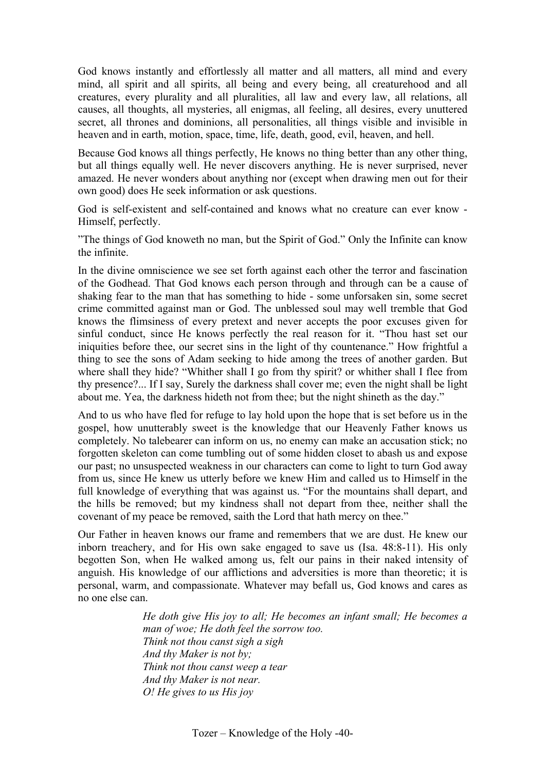God knows instantly and effortlessly all matter and all matters, all mind and every mind, all spirit and all spirits, all being and every being, all creaturehood and all creatures, every plurality and all pluralities, all law and every law, all relations, all causes, all thoughts, all mysteries, all enigmas, all feeling, all desires, every unuttered secret, all thrones and dominions, all personalities, all things visible and invisible in heaven and in earth, motion, space, time, life, death, good, evil, heaven, and hell.

Because God knows all things perfectly, He knows no thing better than any other thing, but all things equally well. He never discovers anything. He is never surprised, never amazed. He never wonders about anything nor (except when drawing men out for their own good) does He seek information or ask questions.

God is self-existent and self-contained and knows what no creature can ever know - Himself, perfectly.

"The things of God knoweth no man, but the Spirit of God." Only the Infinite can know the infinite.

In the divine omniscience we see set forth against each other the terror and fascination of the Godhead. That God knows each person through and through can be a cause of shaking fear to the man that has something to hide - some unforsaken sin, some secret crime committed against man or God. The unblessed soul may well tremble that God knows the flimsiness of every pretext and never accepts the poor excuses given for sinful conduct, since He knows perfectly the real reason for it. "Thou hast set our iniquities before thee, our secret sins in the light of thy countenance." How frightful a thing to see the sons of Adam seeking to hide among the trees of another garden. But where shall they hide? "Whither shall I go from thy spirit? or whither shall I flee from thy presence?... If I say, Surely the darkness shall cover me; even the night shall be light about me. Yea, the darkness hideth not from thee; but the night shineth as the day."

And to us who have fled for refuge to lay hold upon the hope that is set before us in the gospel, how unutterably sweet is the knowledge that our Heavenly Father knows us completely. No talebearer can inform on us, no enemy can make an accusation stick; no forgotten skeleton can come tumbling out of some hidden closet to abash us and expose our past; no unsuspected weakness in our characters can come to light to turn God away from us, since He knew us utterly before we knew Him and called us to Himself in the full knowledge of everything that was against us. "For the mountains shall depart, and the hills be removed; but my kindness shall not depart from thee, neither shall the covenant of my peace be removed, saith the Lord that hath mercy on thee."

Our Father in heaven knows our frame and remembers that we are dust. He knew our inborn treachery, and for His own sake engaged to save us (Isa. 48:8-11). His only begotten Son, when He walked among us, felt our pains in their naked intensity of anguish. His knowledge of our afflictions and adversities is more than theoretic; it is personal, warm, and compassionate. Whatever may befall us, God knows and cares as no one else can.

> *He doth give His joy to all; He becomes an infant small; He becomes a man of woe; He doth feel the sorrow too.*
> *Think not thou canst sigh a sigh*
> *And thy Maker is not by;*
> *Think not thou canst weep a tear*
> *And thy Maker is not near.*
> *O! He gives to us His joy*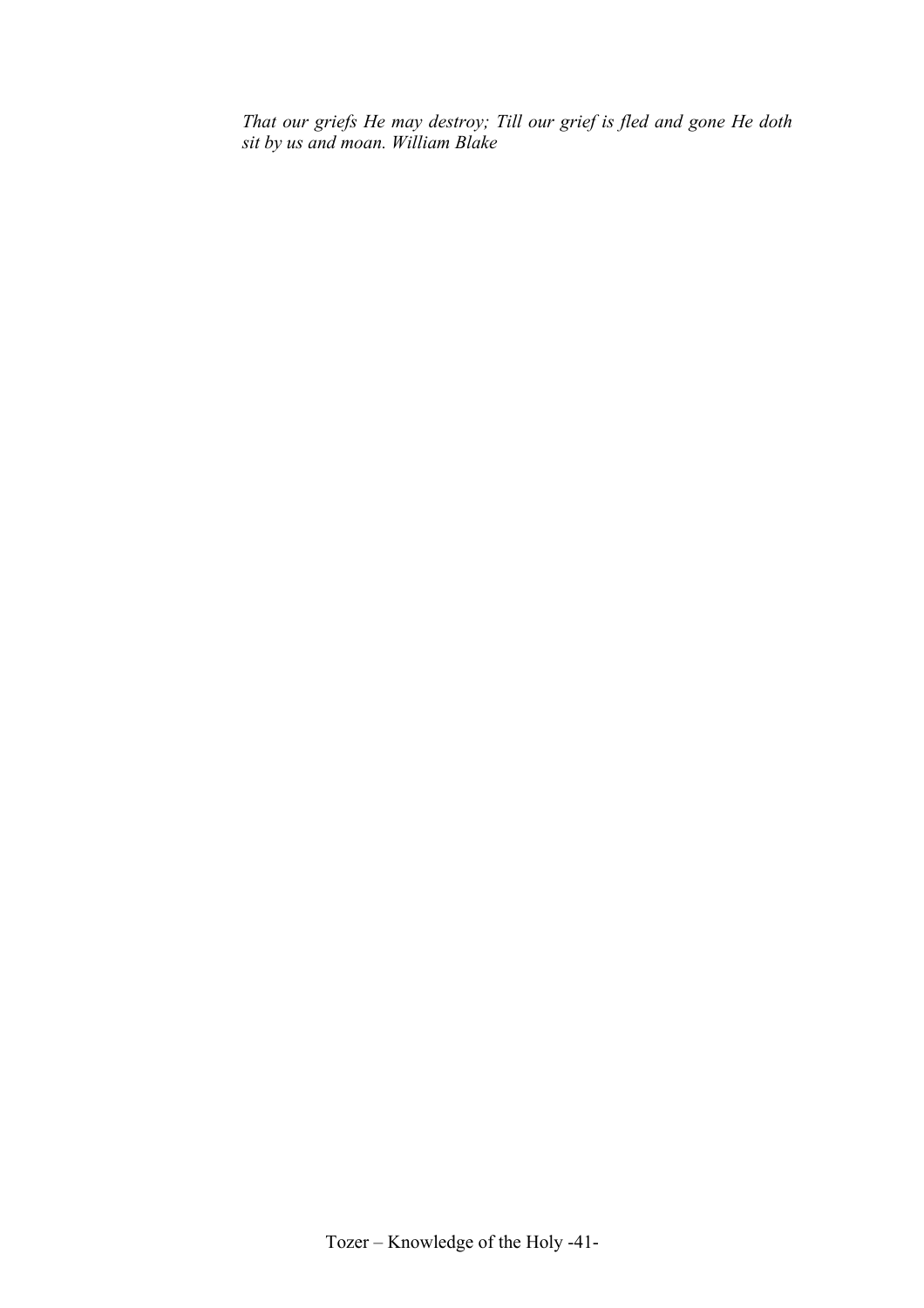*That our griefs He may destroy; Till our grief is fled and gone He doth sit by us and moan. William Blake*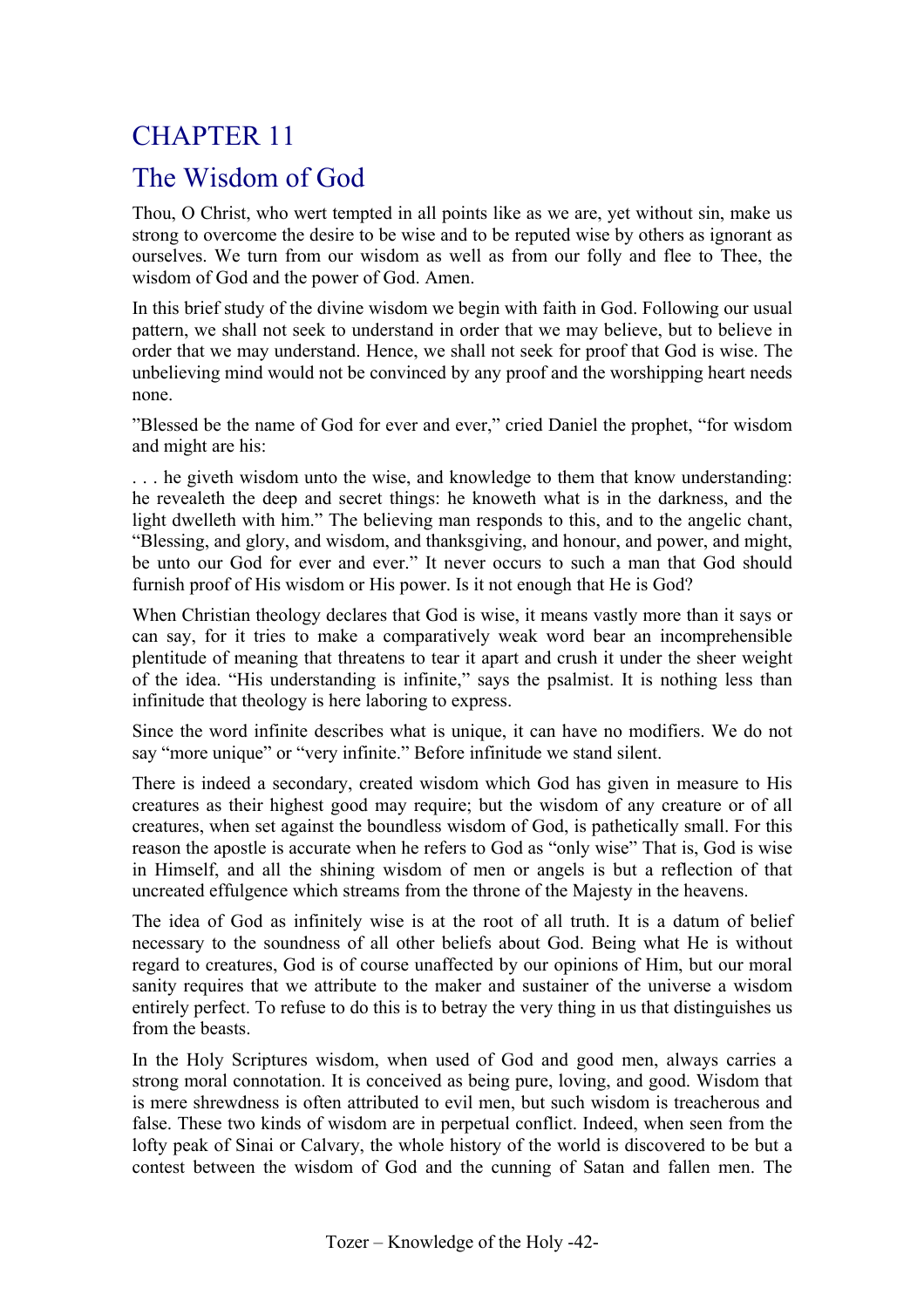# CHAPTER 11

# The Wisdom of God

Thou, O Christ, who wert tempted in all points like as we are, yet without sin, make us strong to overcome the desire to be wise and to be reputed wise by others as ignorant as ourselves. We turn from our wisdom as well as from our folly and flee to Thee, the wisdom of God and the power of God. Amen.

In this brief study of the divine wisdom we begin with faith in God. Following our usual pattern, we shall not seek to understand in order that we may believe, but to believe in order that we may understand. Hence, we shall not seek for proof that God is wise. The unbelieving mind would not be convinced by any proof and the worshipping heart needs none.

"Blessed be the name of God for ever and ever," cried Daniel the prophet, "for wisdom and might are his:

. . . he giveth wisdom unto the wise, and knowledge to them that know understanding: he revealeth the deep and secret things: he knoweth what is in the darkness, and the light dwelleth with him." The believing man responds to this, and to the angelic chant, "Blessing, and glory, and wisdom, and thanksgiving, and honour, and power, and might, be unto our God for ever and ever." It never occurs to such a man that God should furnish proof of His wisdom or His power. Is it not enough that He is God?

When Christian theology declares that God is wise, it means vastly more than it says or can say, for it tries to make a comparatively weak word bear an incomprehensible plentitude of meaning that threatens to tear it apart and crush it under the sheer weight of the idea. "His understanding is infinite," says the psalmist. It is nothing less than infinitude that theology is here laboring to express.

Since the word infinite describes what is unique, it can have no modifiers. We do not say "more unique" or "very infinite." Before infinitude we stand silent.

There is indeed a secondary, created wisdom which God has given in measure to His creatures as their highest good may require; but the wisdom of any creature or of all creatures, when set against the boundless wisdom of God, is pathetically small. For this reason the apostle is accurate when he refers to God as "only wise" That is, God is wise in Himself, and all the shining wisdom of men or angels is but a reflection of that uncreated effulgence which streams from the throne of the Majesty in the heavens.

The idea of God as infinitely wise is at the root of all truth. It is a datum of belief necessary to the soundness of all other beliefs about God. Being what He is without regard to creatures, God is of course unaffected by our opinions of Him, but our moral sanity requires that we attribute to the maker and sustainer of the universe a wisdom entirely perfect. To refuse to do this is to betray the very thing in us that distinguishes us from the beasts.

In the Holy Scriptures wisdom, when used of God and good men, always carries a strong moral connotation. It is conceived as being pure, loving, and good. Wisdom that is mere shrewdness is often attributed to evil men, but such wisdom is treacherous and false. These two kinds of wisdom are in perpetual conflict. Indeed, when seen from the lofty peak of Sinai or Calvary, the whole history of the world is discovered to be but a contest between the wisdom of God and the cunning of Satan and fallen men. The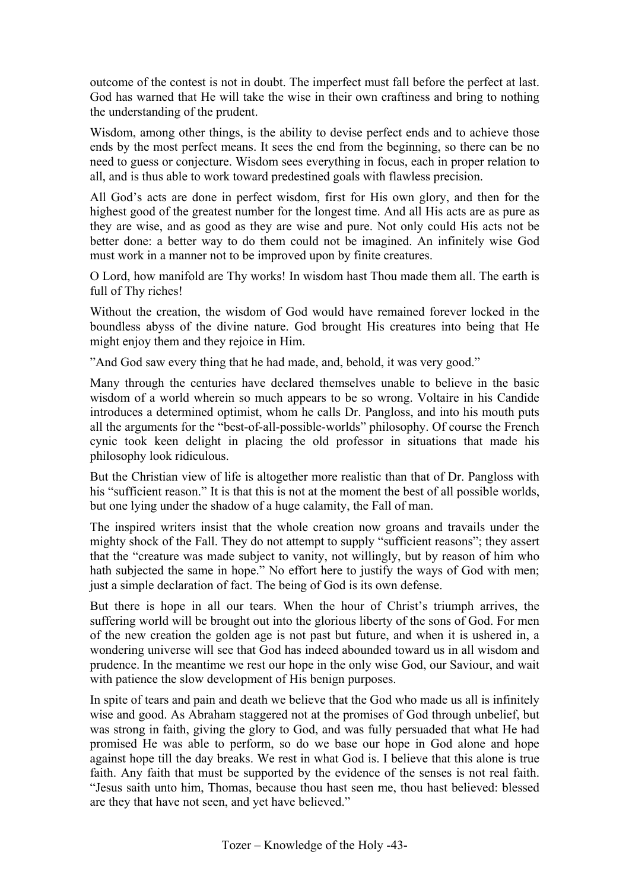outcome of the contest is not in doubt. The imperfect must fall before the perfect at last. God has warned that He will take the wise in their own craftiness and bring to nothing the understanding of the prudent.

Wisdom, among other things, is the ability to devise perfect ends and to achieve those ends by the most perfect means. It sees the end from the beginning, so there can be no need to guess or conjecture. Wisdom sees everything in focus, each in proper relation to all, and is thus able to work toward predestined goals with flawless precision.

All God's acts are done in perfect wisdom, first for His own glory, and then for the highest good of the greatest number for the longest time. And all His acts are as pure as they are wise, and as good as they are wise and pure. Not only could His acts not be better done: a better way to do them could not be imagined. An infinitely wise God must work in a manner not to be improved upon by finite creatures.

O Lord, how manifold are Thy works! In wisdom hast Thou made them all. The earth is full of Thy riches!

Without the creation, the wisdom of God would have remained forever locked in the boundless abyss of the divine nature. God brought His creatures into being that He might enjoy them and they rejoice in Him.

"And God saw every thing that he had made, and, behold, it was very good."

Many through the centuries have declared themselves unable to believe in the basic wisdom of a world wherein so much appears to be so wrong. Voltaire in his Candide introduces a determined optimist, whom he calls Dr. Pangloss, and into his mouth puts all the arguments for the "best-of-all-possible-worlds" philosophy. Of course the French cynic took keen delight in placing the old professor in situations that made his philosophy look ridiculous.

But the Christian view of life is altogether more realistic than that of Dr. Pangloss with his "sufficient reason." It is that this is not at the moment the best of all possible worlds, but one lying under the shadow of a huge calamity, the Fall of man.

The inspired writers insist that the whole creation now groans and travails under the mighty shock of the Fall. They do not attempt to supply "sufficient reasons"; they assert that the "creature was made subject to vanity, not willingly, but by reason of him who hath subjected the same in hope." No effort here to justify the ways of God with men; just a simple declaration of fact. The being of God is its own defense.

But there is hope in all our tears. When the hour of Christ's triumph arrives, the suffering world will be brought out into the glorious liberty of the sons of God. For men of the new creation the golden age is not past but future, and when it is ushered in, a wondering universe will see that God has indeed abounded toward us in all wisdom and prudence. In the meantime we rest our hope in the only wise God, our Saviour, and wait with patience the slow development of His benign purposes.

In spite of tears and pain and death we believe that the God who made us all is infinitely wise and good. As Abraham staggered not at the promises of God through unbelief, but was strong in faith, giving the glory to God, and was fully persuaded that what He had promised He was able to perform, so do we base our hope in God alone and hope against hope till the day breaks. We rest in what God is. I believe that this alone is true faith. Any faith that must be supported by the evidence of the senses is not real faith. "Jesus saith unto him, Thomas, because thou hast seen me, thou hast believed: blessed are they that have not seen, and yet have believed."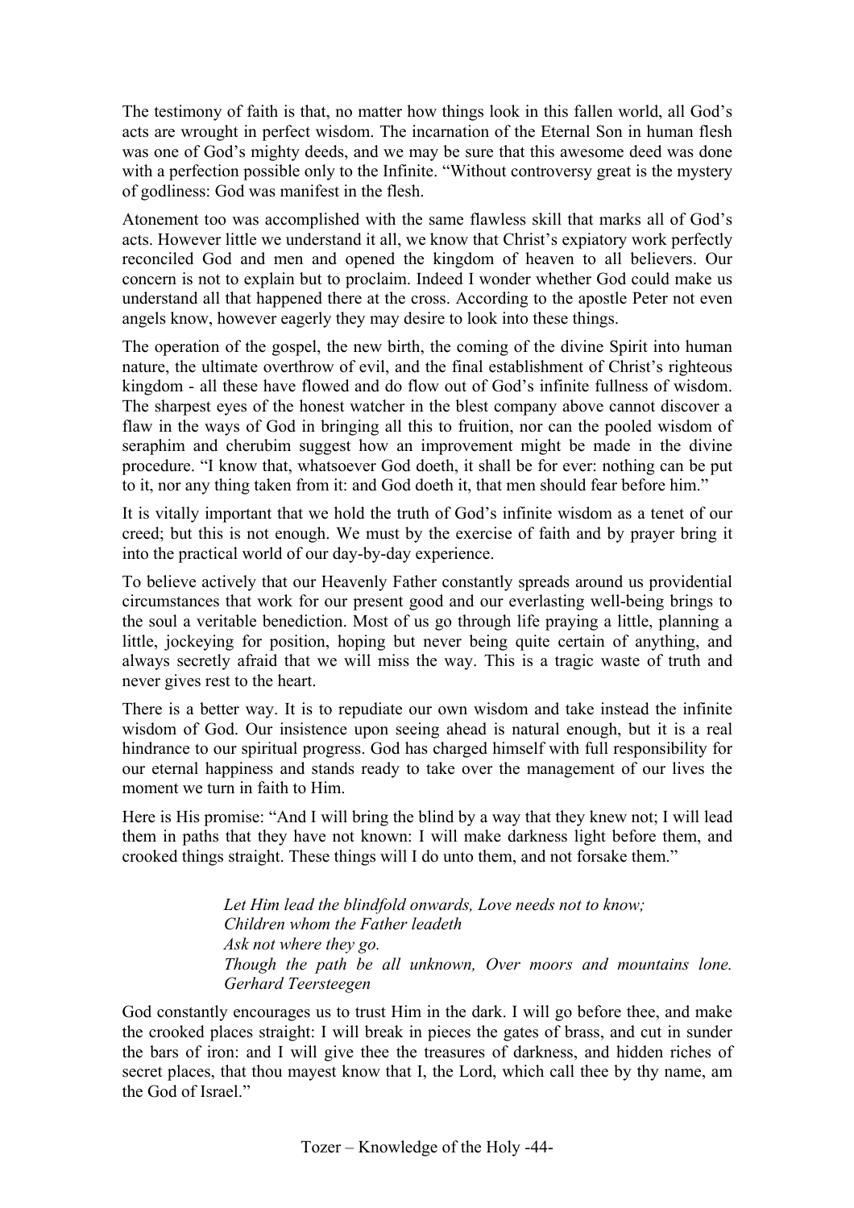The testimony of faith is that, no matter how things look in this fallen world, all God's acts are wrought in perfect wisdom. The incarnation of the Eternal Son in human flesh was one of God's mighty deeds, and we may be sure that this awesome deed was done with a perfection possible only to the Infinite. "Without controversy great is the mystery of godliness: God was manifest in the flesh.

Atonement too was accomplished with the same flawless skill that marks all of God's acts. However little we understand it all, we know that Christ's expiatory work perfectly reconciled God and men and opened the kingdom of heaven to all believers. Our concern is not to explain but to proclaim. Indeed I wonder whether God could make us understand all that happened there at the cross. According to the apostle Peter not even angels know, however eagerly they may desire to look into these things.

The operation of the gospel, the new birth, the coming of the divine Spirit into human nature, the ultimate overthrow of evil, and the final establishment of Christ's righteous kingdom - all these have flowed and do flow out of God's infinite fullness of wisdom. The sharpest eyes of the honest watcher in the blest company above cannot discover a flaw in the ways of God in bringing all this to fruition, nor can the pooled wisdom of seraphim and cherubim suggest how an improvement might be made in the divine procedure. "I know that, whatsoever God doeth, it shall be for ever: nothing can be put to it, nor any thing taken from it: and God doeth it, that men should fear before him."

It is vitally important that we hold the truth of God's infinite wisdom as a tenet of our creed; but this is not enough. We must by the exercise of faith and by prayer bring it into the practical world of our day-by-day experience.

To believe actively that our Heavenly Father constantly spreads around us providential circumstances that work for our present good and our everlasting well-being brings to the soul a veritable benediction. Most of us go through life praying a little, planning a little, jockeying for position, hoping but never being quite certain of anything, and always secretly afraid that we will miss the way. This is a tragic waste of truth and never gives rest to the heart.

There is a better way. It is to repudiate our own wisdom and take instead the infinite wisdom of God. Our insistence upon seeing ahead is natural enough, but it is a real hindrance to our spiritual progress. God has charged himself with full responsibility for our eternal happiness and stands ready to take over the management of our lives the moment we turn in faith to Him.

Here is His promise: "And I will bring the blind by a way that they knew not; I will lead them in paths that they have not known: I will make darkness light before them, and crooked things straight. These things will I do unto them, and not forsake them."

*Let Him lead the blindfold onwards, Love needs not to know;*
*Children whom the Father leadeth*
*Ask not where they go.*
*Though the path be all unknown, Over moors and mountains lone.*
*Gerhard Teersteegen*

God constantly encourages us to trust Him in the dark. I will go before thee, and make the crooked places straight: I will break in pieces the gates of brass, and cut in sunder the bars of iron: and I will give thee the treasures of darkness, and hidden riches of secret places, that thou mayest know that I, the Lord, which call thee by thy name, am the God of Israel."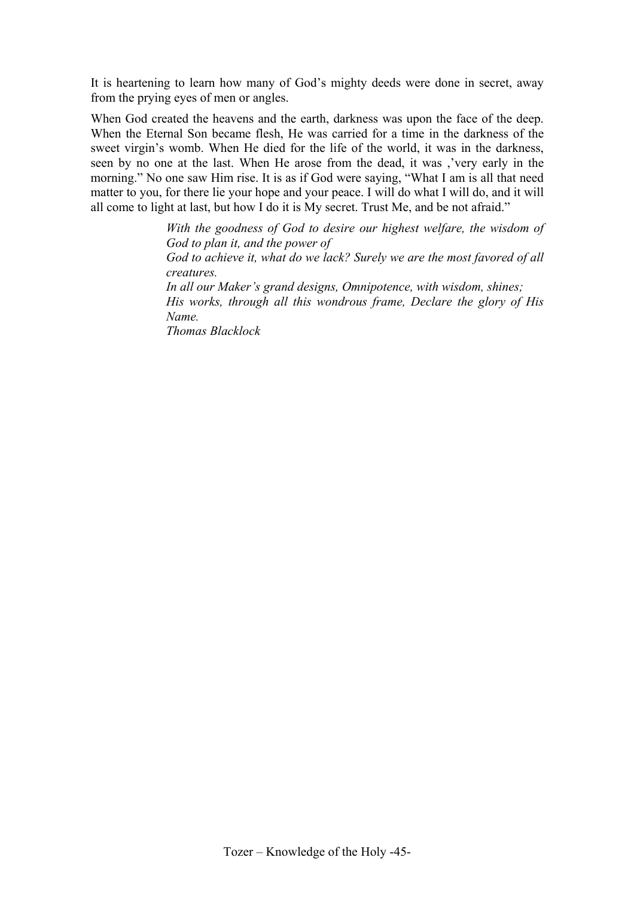It is heartening to learn how many of God's mighty deeds were done in secret, away from the prying eyes of men or angles.

When God created the heavens and the earth, darkness was upon the face of the deep. When the Eternal Son became flesh, He was carried for a time in the darkness of the sweet virgin's womb. When He died for the life of the world, it was in the darkness, seen by no one at the last. When He arose from the dead, it was ,'very early in the morning." No one saw Him rise. It is as if God were saying, "What I am is all that need matter to you, for there lie your hope and your peace. I will do what I will do, and it will all come to light at last, but how I do it is My secret. Trust Me, and be not afraid."

> *With the goodness of God to desire our highest welfare, the wisdom of God to plan it, and the power of*
> *God to achieve it, what do we lack? Surely we are the most favored of all creatures.*
> *In all our Maker's grand designs, Omnipotence, with wisdom, shines;*
> *His works, through all this wondrous frame, Declare the glory of His Name.*
> *Thomas Blacklock*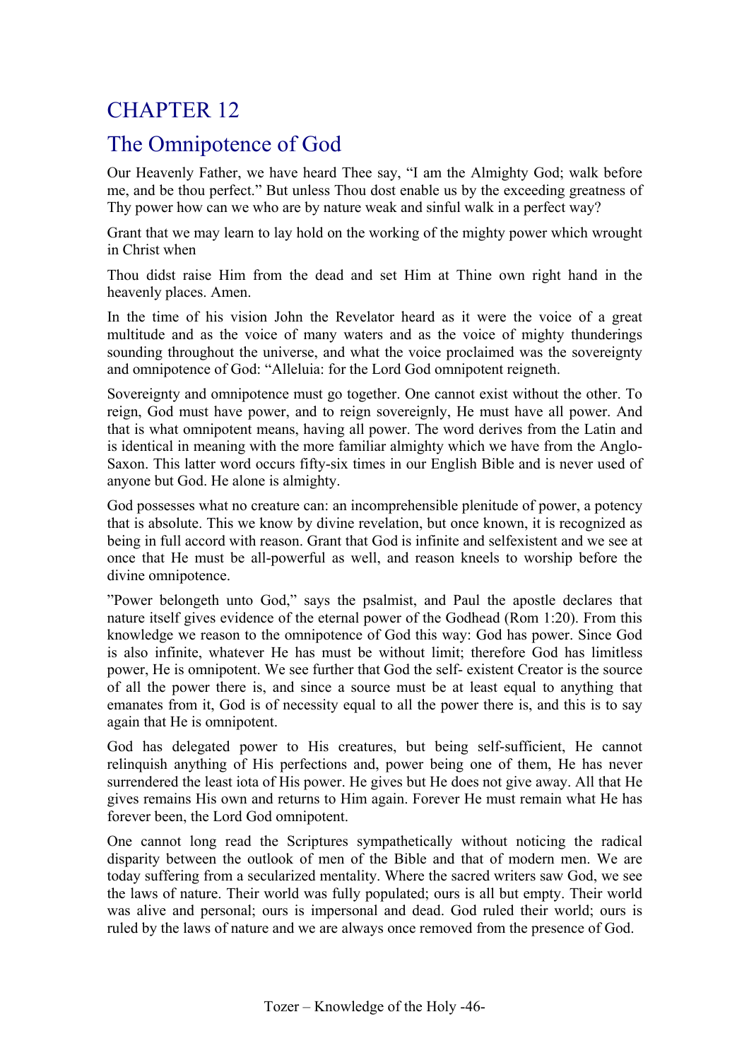# CHAPTER 12

## The Omnipotence of God

Our Heavenly Father, we have heard Thee say, "I am the Almighty God; walk before me, and be thou perfect." But unless Thou dost enable us by the exceeding greatness of Thy power how can we who are by nature weak and sinful walk in a perfect way?

Grant that we may learn to lay hold on the working of the mighty power which wrought in Christ when

Thou didst raise Him from the dead and set Him at Thine own right hand in the heavenly places. Amen.

In the time of his vision John the Revelator heard as it were the voice of a great multitude and as the voice of many waters and as the voice of mighty thunderings sounding throughout the universe, and what the voice proclaimed was the sovereignty and omnipotence of God: "Alleluia: for the Lord God omnipotent reigneth.

Sovereignty and omnipotence must go together. One cannot exist without the other. To reign, God must have power, and to reign sovereignly, He must have all power. And that is what omnipotent means, having all power. The word derives from the Latin and is identical in meaning with the more familiar almighty which we have from the Anglo-Saxon. This latter word occurs fifty-six times in our English Bible and is never used of anyone but God. He alone is almighty.

God possesses what no creature can: an incomprehensible plenitude of power, a potency that is absolute. This we know by divine revelation, but once known, it is recognized as being in full accord with reason. Grant that God is infinite and selfexistent and we see at once that He must be all-powerful as well, and reason kneels to worship before the divine omnipotence.

"Power belongeth unto God," says the psalmist, and Paul the apostle declares that nature itself gives evidence of the eternal power of the Godhead (Rom 1:20). From this knowledge we reason to the omnipotence of God this way: God has power. Since God is also infinite, whatever He has must be without limit; therefore God has limitless power, He is omnipotent. We see further that God the self- existent Creator is the source of all the power there is, and since a source must be at least equal to anything that emanates from it, God is of necessity equal to all the power there is, and this is to say again that He is omnipotent.

God has delegated power to His creatures, but being self-sufficient, He cannot relinquish anything of His perfections and, power being one of them, He has never surrendered the least iota of His power. He gives but He does not give away. All that He gives remains His own and returns to Him again. Forever He must remain what He has forever been, the Lord God omnipotent.

One cannot long read the Scriptures sympathetically without noticing the radical disparity between the outlook of men of the Bible and that of modern men. We are today suffering from a secularized mentality. Where the sacred writers saw God, we see the laws of nature. Their world was fully populated; ours is all but empty. Their world was alive and personal; ours is impersonal and dead. God ruled their world; ours is ruled by the laws of nature and we are always once removed from the presence of God.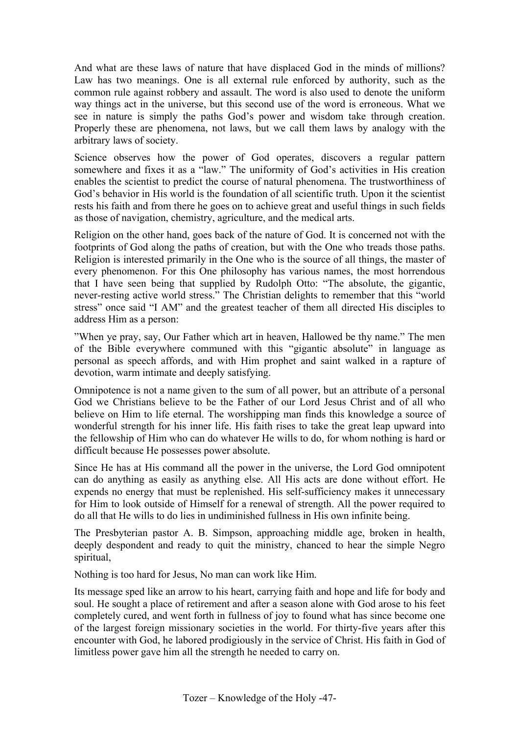And what are these laws of nature that have displaced God in the minds of millions? Law has two meanings. One is all external rule enforced by authority, such as the common rule against robbery and assault. The word is also used to denote the uniform way things act in the universe, but this second use of the word is erroneous. What we see in nature is simply the paths God's power and wisdom take through creation. Properly these are phenomena, not laws, but we call them laws by analogy with the arbitrary laws of society.

Science observes how the power of God operates, discovers a regular pattern somewhere and fixes it as a "law." The uniformity of God's activities in His creation enables the scientist to predict the course of natural phenomena. The trustworthiness of God's behavior in His world is the foundation of all scientific truth. Upon it the scientist rests his faith and from there he goes on to achieve great and useful things in such fields as those of navigation, chemistry, agriculture, and the medical arts.

Religion on the other hand, goes back of the nature of God. It is concerned not with the footprints of God along the paths of creation, but with the One who treads those paths. Religion is interested primarily in the One who is the source of all things, the master of every phenomenon. For this One philosophy has various names, the most horrendous that I have seen being that supplied by Rudolph Otto: "The absolute, the gigantic, never-resting active world stress." The Christian delights to remember that this "world stress" once said "I AM" and the greatest teacher of them all directed His disciples to address Him as a person:

"When ye pray, say, Our Father which art in heaven, Hallowed be thy name." The men of the Bible everywhere communed with this "gigantic absolute" in language as personal as speech affords, and with Him prophet and saint walked in a rapture of devotion, warm intimate and deeply satisfying.

Omnipotence is not a name given to the sum of all power, but an attribute of a personal God we Christians believe to be the Father of our Lord Jesus Christ and of all who believe on Him to life eternal. The worshipping man finds this knowledge a source of wonderful strength for his inner life. His faith rises to take the great leap upward into the fellowship of Him who can do whatever He wills to do, for whom nothing is hard or difficult because He possesses power absolute.

Since He has at His command all the power in the universe, the Lord God omnipotent can do anything as easily as anything else. All His acts are done without effort. He expends no energy that must be replenished. His self-sufficiency makes it unnecessary for Him to look outside of Himself for a renewal of strength. All the power required to do all that He wills to do lies in undiminished fullness in His own infinite being.

The Presbyterian pastor A. B. Simpson, approaching middle age, broken in health, deeply despondent and ready to quit the ministry, chanced to hear the simple Negro spiritual,

Nothing is too hard for Jesus, No man can work like Him.

Its message sped like an arrow to his heart, carrying faith and hope and life for body and soul. He sought a place of retirement and after a season alone with God arose to his feet completely cured, and went forth in fullness of joy to found what has since become one of the largest foreign missionary societies in the world. For thirty-five years after this encounter with God, he labored prodigiously in the service of Christ. His faith in God of limitless power gave him all the strength he needed to carry on.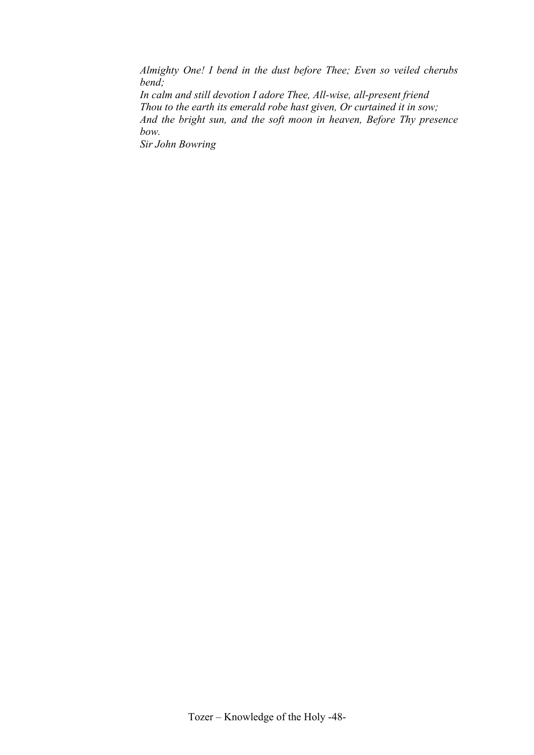*Almighty One! I bend in the dust before Thee; Even so veiled cherubs bend;*
*In calm and still devotion I adore Thee, All-wise, all-present friend*
*Thou to the earth its emerald robe hast given, Or curtained it in sow;*
*And the bright sun, and the soft moon in heaven, Before Thy presence bow.*
*Sir John Bowring*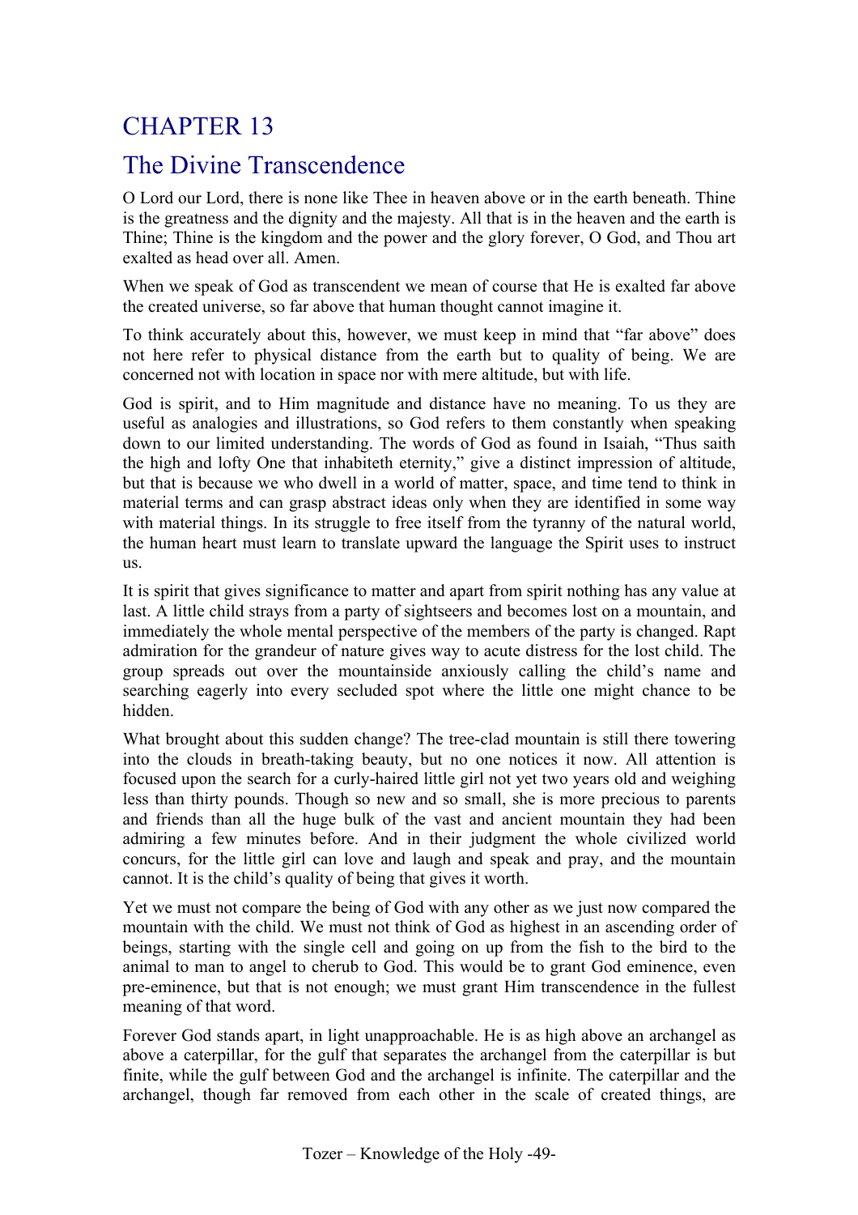# CHAPTER 13

## The Divine Transcendence

O Lord our Lord, there is none like Thee in heaven above or in the earth beneath. Thine is the greatness and the dignity and the majesty. All that is in the heaven and the earth is Thine; Thine is the kingdom and the power and the glory forever, O God, and Thou art exalted as head over all. Amen.

When we speak of God as transcendent we mean of course that He is exalted far above the created universe, so far above that human thought cannot imagine it.

To think accurately about this, however, we must keep in mind that "far above" does not here refer to physical distance from the earth but to quality of being. We are concerned not with location in space nor with mere altitude, but with life.

God is spirit, and to Him magnitude and distance have no meaning. To us they are useful as analogies and illustrations, so God refers to them constantly when speaking down to our limited understanding. The words of God as found in Isaiah, "Thus saith the high and lofty One that inhabiteth eternity," give a distinct impression of altitude, but that is because we who dwell in a world of matter, space, and time tend to think in material terms and can grasp abstract ideas only when they are identified in some way with material things. In its struggle to free itself from the tyranny of the natural world, the human heart must learn to translate upward the language the Spirit uses to instruct us.

It is spirit that gives significance to matter and apart from spirit nothing has any value at last. A little child strays from a party of sightseers and becomes lost on a mountain, and immediately the whole mental perspective of the members of the party is changed. Rapt admiration for the grandeur of nature gives way to acute distress for the lost child. The group spreads out over the mountainside anxiously calling the child's name and searching eagerly into every secluded spot where the little one might chance to be hidden.

What brought about this sudden change? The tree-clad mountain is still there towering into the clouds in breath-taking beauty, but no one notices it now. All attention is focused upon the search for a curly-haired little girl not yet two years old and weighing less than thirty pounds. Though so new and so small, she is more precious to parents and friends than all the huge bulk of the vast and ancient mountain they had been admiring a few minutes before. And in their judgment the whole civilized world concurs, for the little girl can love and laugh and speak and pray, and the mountain cannot. It is the child's quality of being that gives it worth.

Yet we must not compare the being of God with any other as we just now compared the mountain with the child. We must not think of God as highest in an ascending order of beings, starting with the single cell and going on up from the fish to the bird to the animal to man to angel to cherub to God. This would be to grant God eminence, even pre-eminence, but that is not enough; we must grant Him transcendence in the fullest meaning of that word.

Forever God stands apart, in light unapproachable. He is as high above an archangel as above a caterpillar, for the gulf that separates the archangel from the caterpillar is but finite, while the gulf between God and the archangel is infinite. The caterpillar and the archangel, though far removed from each other in the scale of created things, are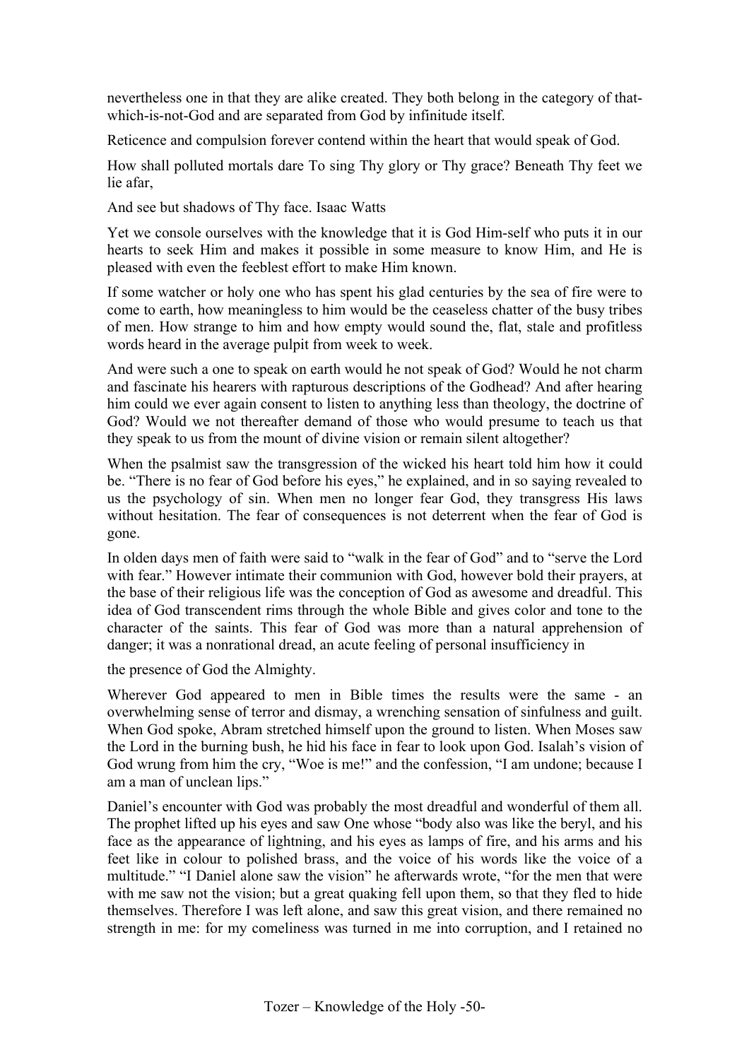nevertheless one in that they are alike created. They both belong in the category of that-which-is-not-God and are separated from God by infinitude itself.

Reticence and compulsion forever contend within the heart that would speak of God.

How shall polluted mortals dare To sing Thy glory or Thy grace? Beneath Thy feet we lie afar,

And see but shadows of Thy face. Isaac Watts

Yet we console ourselves with the knowledge that it is God Him-self who puts it in our hearts to seek Him and makes it possible in some measure to know Him, and He is pleased with even the feeblest effort to make Him known.

If some watcher or holy one who has spent his glad centuries by the sea of fire were to come to earth, how meaningless to him would be the ceaseless chatter of the busy tribes of men. How strange to him and how empty would sound the, flat, stale and profitless words heard in the average pulpit from week to week.

And were such a one to speak on earth would he not speak of God? Would he not charm and fascinate his hearers with rapturous descriptions of the Godhead? And after hearing him could we ever again consent to listen to anything less than theology, the doctrine of God? Would we not thereafter demand of those who would presume to teach us that they speak to us from the mount of divine vision or remain silent altogether?

When the psalmist saw the transgression of the wicked his heart told him how it could be. "There is no fear of God before his eyes," he explained, and in so saying revealed to us the psychology of sin. When men no longer fear God, they transgress His laws without hesitation. The fear of consequences is not deterrent when the fear of God is gone.

In olden days men of faith were said to "walk in the fear of God" and to "serve the Lord with fear." However intimate their communion with God, however bold their prayers, at the base of their religious life was the conception of God as awesome and dreadful. This idea of God transcendent rims through the whole Bible and gives color and tone to the character of the saints. This fear of God was more than a natural apprehension of danger; it was a nonrational dread, an acute feeling of personal insufficiency in

the presence of God the Almighty.

Wherever God appeared to men in Bible times the results were the same - an overwhelming sense of terror and dismay, a wrenching sensation of sinfulness and guilt. When God spoke, Abram stretched himself upon the ground to listen. When Moses saw the Lord in the burning bush, he hid his face in fear to look upon God. Isalah's vision of God wrung from him the cry, "Woe is me!" and the confession, "I am undone; because I am a man of unclean lips."

Daniel's encounter with God was probably the most dreadful and wonderful of them all. The prophet lifted up his eyes and saw One whose "body also was like the beryl, and his face as the appearance of lightning, and his eyes as lamps of fire, and his arms and his feet like in colour to polished brass, and the voice of his words like the voice of a multitude." "I Daniel alone saw the vision" he afterwards wrote, "for the men that were with me saw not the vision; but a great quaking fell upon them, so that they fled to hide themselves. Therefore I was left alone, and saw this great vision, and there remained no strength in me: for my comeliness was turned in me into corruption, and I retained no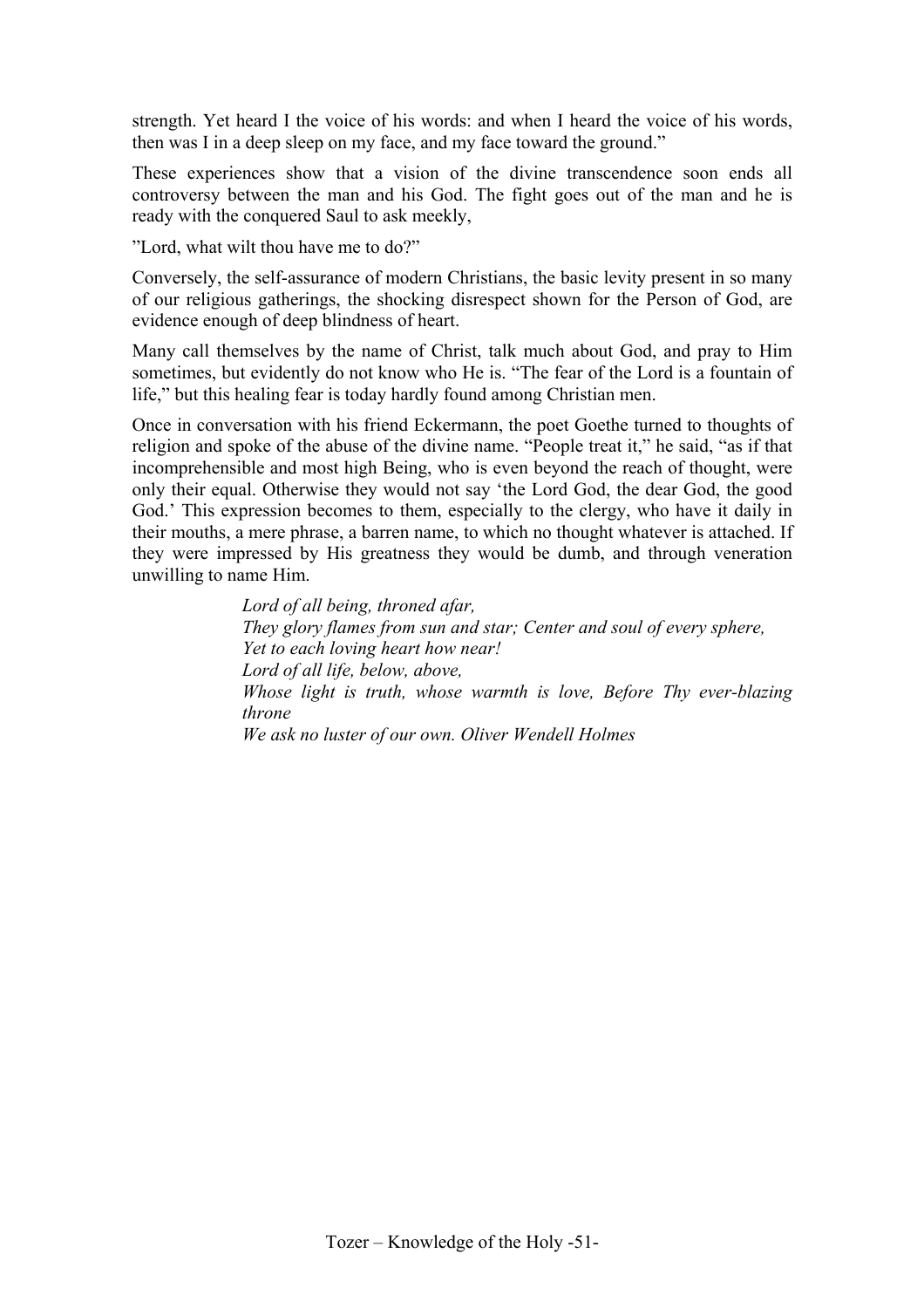strength. Yet heard I the voice of his words: and when I heard the voice of his words, then was I in a deep sleep on my face, and my face toward the ground."

These experiences show that a vision of the divine transcendence soon ends all controversy between the man and his God. The fight goes out of the man and he is ready with the conquered Saul to ask meekly,

"Lord, what wilt thou have me to do?"

Conversely, the self-assurance of modern Christians, the basic levity present in so many of our religious gatherings, the shocking disrespect shown for the Person of God, are evidence enough of deep blindness of heart.

Many call themselves by the name of Christ, talk much about God, and pray to Him sometimes, but evidently do not know who He is. "The fear of the Lord is a fountain of life," but this healing fear is today hardly found among Christian men.

Once in conversation with his friend Eckermann, the poet Goethe turned to thoughts of religion and spoke of the abuse of the divine name. "People treat it," he said, "as if that incomprehensible and most high Being, who is even beyond the reach of thought, were only their equal. Otherwise they would not say 'the Lord God, the dear God, the good God.' This expression becomes to them, especially to the clergy, who have it daily in their mouths, a mere phrase, a barren name, to which no thought whatever is attached. If they were impressed by His greatness they would be dumb, and through veneration unwilling to name Him.

*Lord of all being, throned afar,*
*They glory flames from sun and star; Center and soul of every sphere,*
*Yet to each loving heart how near!*
*Lord of all life, below, above,*
*Whose light is truth, whose warmth is love, Before Thy ever-blazing throne*
*We ask no luster of our own. Oliver Wendell Holmes*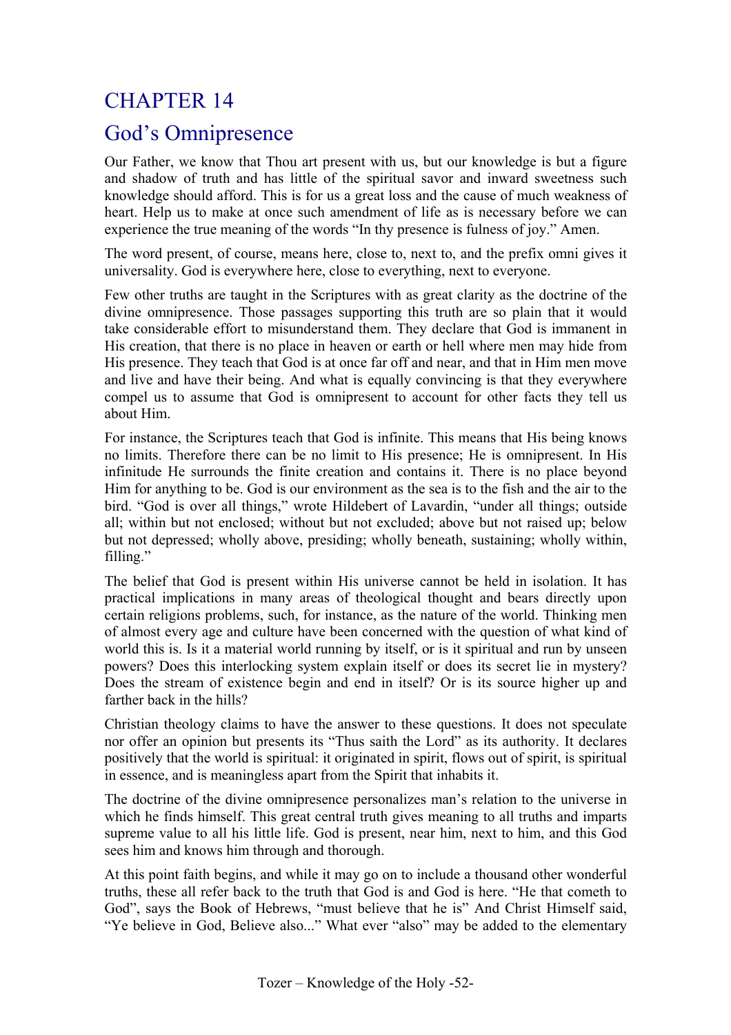# CHAPTER 14

## God's Omnipresence

Our Father, we know that Thou art present with us, but our knowledge is but a figure and shadow of truth and has little of the spiritual savor and inward sweetness such knowledge should afford. This is for us a great loss and the cause of much weakness of heart. Help us to make at once such amendment of life as is necessary before we can experience the true meaning of the words "In thy presence is fulness of joy." Amen.

The word present, of course, means here, close to, next to, and the prefix omni gives it universality. God is everywhere here, close to everything, next to everyone.

Few other truths are taught in the Scriptures with as great clarity as the doctrine of the divine omnipresence. Those passages supporting this truth are so plain that it would take considerable effort to misunderstand them. They declare that God is immanent in His creation, that there is no place in heaven or earth or hell where men may hide from His presence. They teach that God is at once far off and near, and that in Him men move and live and have their being. And what is equally convincing is that they everywhere compel us to assume that God is omnipresent to account for other facts they tell us about Him.

For instance, the Scriptures teach that God is infinite. This means that His being knows no limits. Therefore there can be no limit to His presence; He is omnipresent. In His infinitude He surrounds the finite creation and contains it. There is no place beyond Him for anything to be. God is our environment as the sea is to the fish and the air to the bird. "God is over all things," wrote Hildebert of Lavardin, "under all things; outside all; within but not enclosed; without but not excluded; above but not raised up; below but not depressed; wholly above, presiding; wholly beneath, sustaining; wholly within, filling."

The belief that God is present within His universe cannot be held in isolation. It has practical implications in many areas of theological thought and bears directly upon certain religions problems, such, for instance, as the nature of the world. Thinking men of almost every age and culture have been concerned with the question of what kind of world this is. Is it a material world running by itself, or is it spiritual and run by unseen powers? Does this interlocking system explain itself or does its secret lie in mystery? Does the stream of existence begin and end in itself? Or is its source higher up and farther back in the hills?

Christian theology claims to have the answer to these questions. It does not speculate nor offer an opinion but presents its "Thus saith the Lord" as its authority. It declares positively that the world is spiritual: it originated in spirit, flows out of spirit, is spiritual in essence, and is meaningless apart from the Spirit that inhabits it.

The doctrine of the divine omnipresence personalizes man's relation to the universe in which he finds himself. This great central truth gives meaning to all truths and imparts supreme value to all his little life. God is present, near him, next to him, and this God sees him and knows him through and thorough.

At this point faith begins, and while it may go on to include a thousand other wonderful truths, these all refer back to the truth that God is and God is here. "He that cometh to God", says the Book of Hebrews, "must believe that he is" And Christ Himself said, "Ye believe in God, Believe also..." What ever "also" may be added to the elementary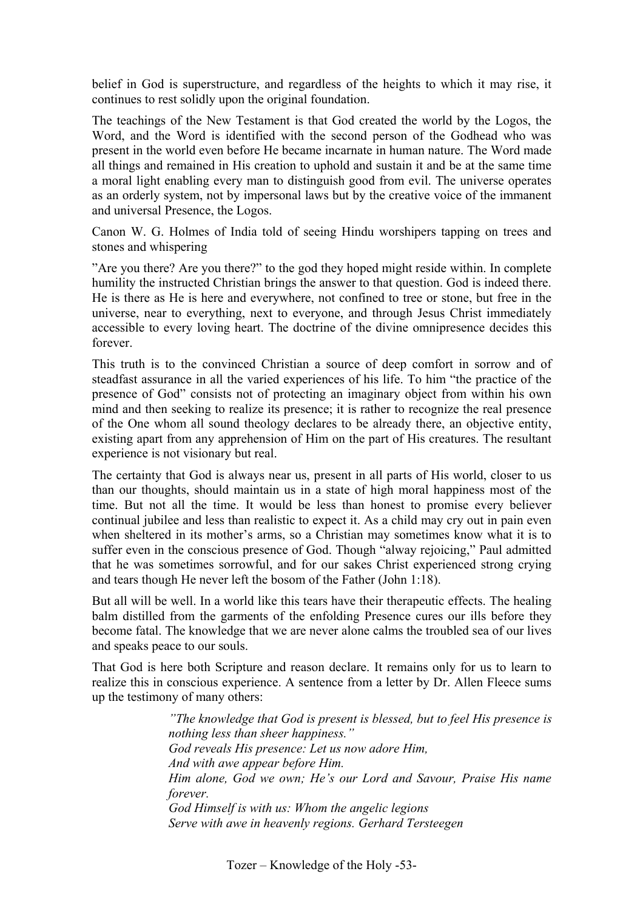belief in God is superstructure, and regardless of the heights to which it may rise, it continues to rest solidly upon the original foundation.

The teachings of the New Testament is that God created the world by the Logos, the Word, and the Word is identified with the second person of the Godhead who was present in the world even before He became incarnate in human nature. The Word made all things and remained in His creation to uphold and sustain it and be at the same time a moral light enabling every man to distinguish good from evil. The universe operates as an orderly system, not by impersonal laws but by the creative voice of the immanent and universal Presence, the Logos.

Canon W. G. Holmes of India told of seeing Hindu worshipers tapping on trees and stones and whispering

"Are you there? Are you there?" to the god they hoped might reside within. In complete humility the instructed Christian brings the answer to that question. God is indeed there. He is there as He is here and everywhere, not confined to tree or stone, but free in the universe, near to everything, next to everyone, and through Jesus Christ immediately accessible to every loving heart. The doctrine of the divine omnipresence decides this forever.

This truth is to the convinced Christian a source of deep comfort in sorrow and of steadfast assurance in all the varied experiences of his life. To him "the practice of the presence of God" consists not of protecting an imaginary object from within his own mind and then seeking to realize its presence; it is rather to recognize the real presence of the One whom all sound theology declares to be already there, an objective entity, existing apart from any apprehension of Him on the part of His creatures. The resultant experience is not visionary but real.

The certainty that God is always near us, present in all parts of His world, closer to us than our thoughts, should maintain us in a state of high moral happiness most of the time. But not all the time. It would be less than honest to promise every believer continual jubilee and less than realistic to expect it. As a child may cry out in pain even when sheltered in its mother's arms, so a Christian may sometimes know what it is to suffer even in the conscious presence of God. Though "alway rejoicing," Paul admitted that he was sometimes sorrowful, and for our sakes Christ experienced strong crying and tears though He never left the bosom of the Father (John 1:18).

But all will be well. In a world like this tears have their therapeutic effects. The healing balm distilled from the garments of the enfolding Presence cures our ills before they become fatal. The knowledge that we are never alone calms the troubled sea of our lives and speaks peace to our souls.

That God is here both Scripture and reason declare. It remains only for us to learn to realize this in conscious experience. A sentence from a letter by Dr. Allen Fleece sums up the testimony of many others:

> *"The knowledge that God is present is blessed, but to feel His presence is nothing less than sheer happiness."*
> *God reveals His presence: Let us now adore Him,*
> *And with awe appear before Him.*
> *Him alone, God we own; He's our Lord and Savour, Praise His name forever.*
> *God Himself is with us: Whom the angelic legions*
> *Serve with awe in heavenly regions. Gerhard Tersteegen*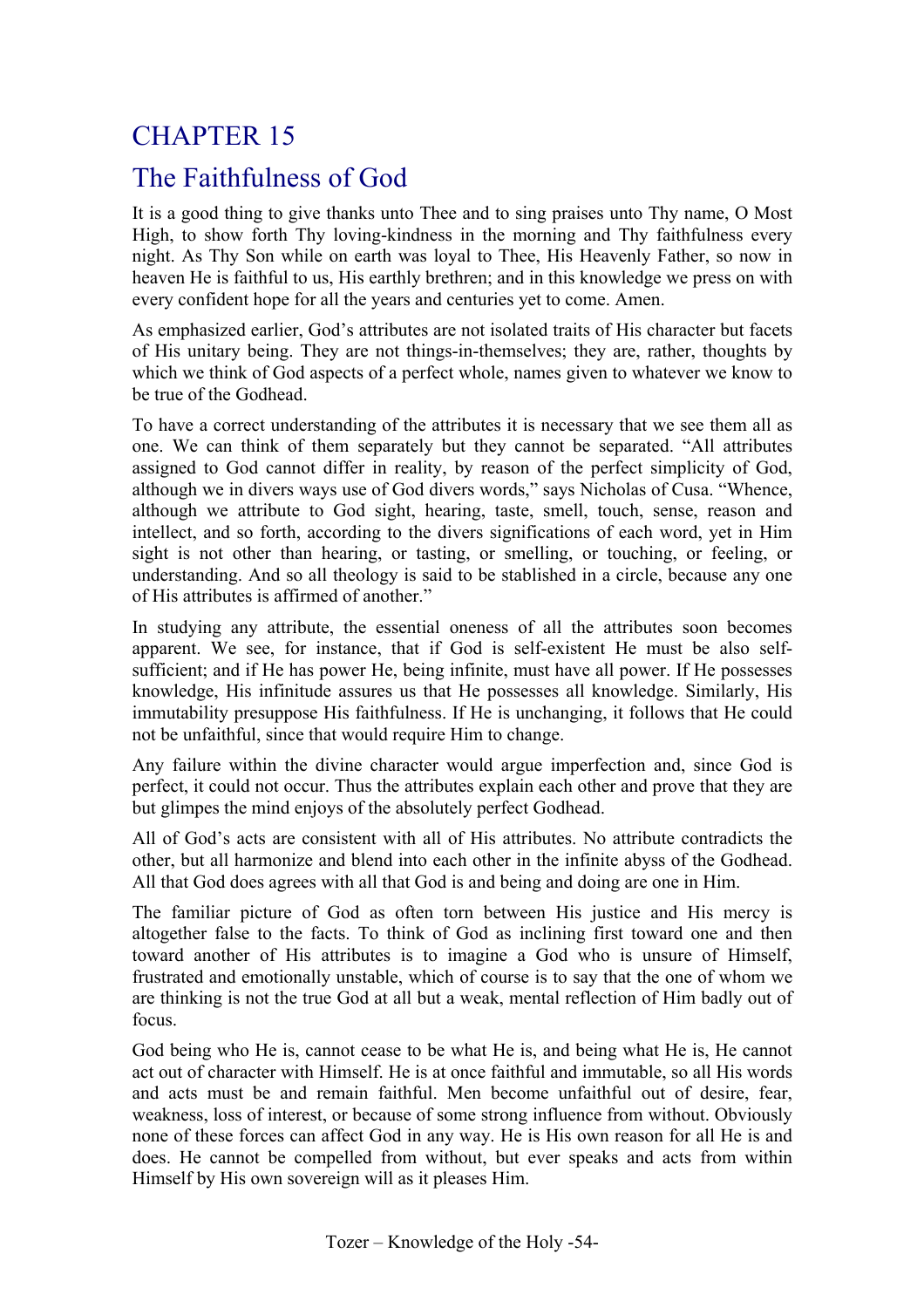# CHAPTER 15

## The Faithfulness of God

It is a good thing to give thanks unto Thee and to sing praises unto Thy name, O Most High, to show forth Thy loving-kindness in the morning and Thy faithfulness every night. As Thy Son while on earth was loyal to Thee, His Heavenly Father, so now in heaven He is faithful to us, His earthly brethren; and in this knowledge we press on with every confident hope for all the years and centuries yet to come. Amen.

As emphasized earlier, God's attributes are not isolated traits of His character but facets of His unitary being. They are not things-in-themselves; they are, rather, thoughts by which we think of God aspects of a perfect whole, names given to whatever we know to be true of the Godhead.

To have a correct understanding of the attributes it is necessary that we see them all as one. We can think of them separately but they cannot be separated. "All attributes assigned to God cannot differ in reality, by reason of the perfect simplicity of God, although we in divers ways use of God divers words," says Nicholas of Cusa. "Whence, although we attribute to God sight, hearing, taste, smell, touch, sense, reason and intellect, and so forth, according to the divers significations of each word, yet in Him sight is not other than hearing, or tasting, or smelling, or touching, or feeling, or understanding. And so all theology is said to be stablished in a circle, because any one of His attributes is affirmed of another."

In studying any attribute, the essential oneness of all the attributes soon becomes apparent. We see, for instance, that if God is self-existent He must be also self-sufficient; and if He has power He, being infinite, must have all power. If He possesses knowledge, His infinitude assures us that He possesses all knowledge. Similarly, His immutability presuppose His faithfulness. If He is unchanging, it follows that He could not be unfaithful, since that would require Him to change.

Any failure within the divine character would argue imperfection and, since God is perfect, it could not occur. Thus the attributes explain each other and prove that they are but glimpes the mind enjoys of the absolutely perfect Godhead.

All of God's acts are consistent with all of His attributes. No attribute contradicts the other, but all harmonize and blend into each other in the infinite abyss of the Godhead. All that God does agrees with all that God is and being and doing are one in Him.

The familiar picture of God as often torn between His justice and His mercy is altogether false to the facts. To think of God as inclining first toward one and then toward another of His attributes is to imagine a God who is unsure of Himself, frustrated and emotionally unstable, which of course is to say that the one of whom we are thinking is not the true God at all but a weak, mental reflection of Him badly out of focus.

God being who He is, cannot cease to be what He is, and being what He is, He cannot act out of character with Himself. He is at once faithful and immutable, so all His words and acts must be and remain faithful. Men become unfaithful out of desire, fear, weakness, loss of interest, or because of some strong influence from without. Obviously none of these forces can affect God in any way. He is His own reason for all He is and does. He cannot be compelled from without, but ever speaks and acts from within Himself by His own sovereign will as it pleases Him.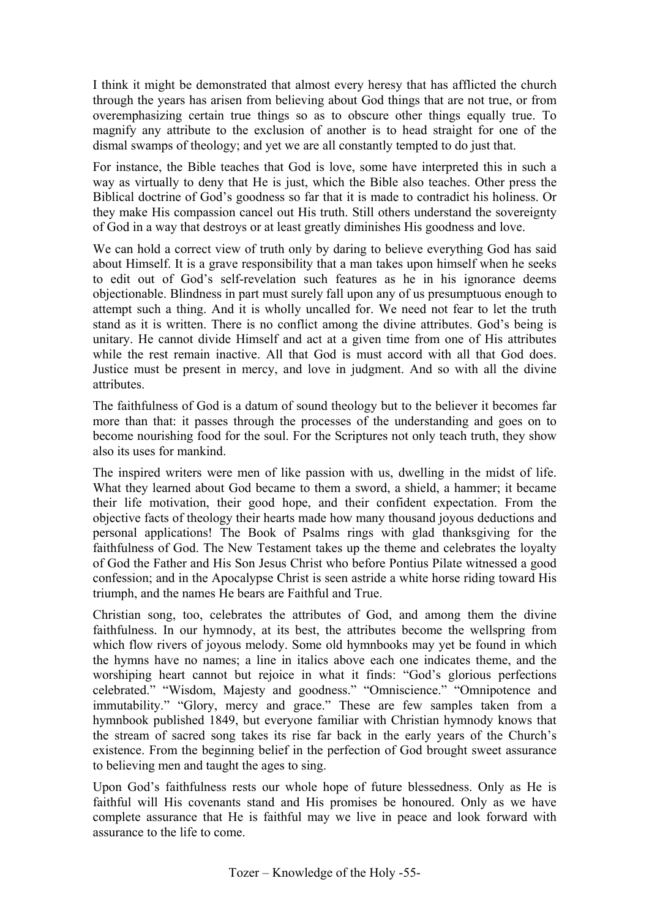I think it might be demonstrated that almost every heresy that has afflicted the church through the years has arisen from believing about God things that are not true, or from overemphasizing certain true things so as to obscure other things equally true. To magnify any attribute to the exclusion of another is to head straight for one of the dismal swamps of theology; and yet we are all constantly tempted to do just that.

For instance, the Bible teaches that God is love, some have interpreted this in such a way as virtually to deny that He is just, which the Bible also teaches. Other press the Biblical doctrine of God's goodness so far that it is made to contradict his holiness. Or they make His compassion cancel out His truth. Still others understand the sovereignty of God in a way that destroys or at least greatly diminishes His goodness and love.

We can hold a correct view of truth only by daring to believe everything God has said about Himself. It is a grave responsibility that a man takes upon himself when he seeks to edit out of God's self-revelation such features as he in his ignorance deems objectionable. Blindness in part must surely fall upon any of us presumptuous enough to attempt such a thing. And it is wholly uncalled for. We need not fear to let the truth stand as it is written. There is no conflict among the divine attributes. God's being is unitary. He cannot divide Himself and act at a given time from one of His attributes while the rest remain inactive. All that God is must accord with all that God does. Justice must be present in mercy, and love in judgment. And so with all the divine attributes.

The faithfulness of God is a datum of sound theology but to the believer it becomes far more than that: it passes through the processes of the understanding and goes on to become nourishing food for the soul. For the Scriptures not only teach truth, they show also its uses for mankind.

The inspired writers were men of like passion with us, dwelling in the midst of life. What they learned about God became to them a sword, a shield, a hammer; it became their life motivation, their good hope, and their confident expectation. From the objective facts of theology their hearts made how many thousand joyous deductions and personal applications! The Book of Psalms rings with glad thanksgiving for the faithfulness of God. The New Testament takes up the theme and celebrates the loyalty of God the Father and His Son Jesus Christ who before Pontius Pilate witnessed a good confession; and in the Apocalypse Christ is seen astride a white horse riding toward His triumph, and the names He bears are Faithful and True.

Christian song, too, celebrates the attributes of God, and among them the divine faithfulness. In our hymnody, at its best, the attributes become the wellspring from which flow rivers of joyous melody. Some old hymnbooks may yet be found in which the hymns have no names; a line in italics above each one indicates theme, and the worshiping heart cannot but rejoice in what it finds: "God's glorious perfections celebrated." "Wisdom, Majesty and goodness." "Omniscience." "Omnipotence and immutability." "Glory, mercy and grace." These are few samples taken from a hymnbook published 1849, but everyone familiar with Christian hymnody knows that the stream of sacred song takes its rise far back in the early years of the Church's existence. From the beginning belief in the perfection of God brought sweet assurance to believing men and taught the ages to sing.

Upon God's faithfulness rests our whole hope of future blessedness. Only as He is faithful will His covenants stand and His promises be honoured. Only as we have complete assurance that He is faithful may we live in peace and look forward with assurance to the life to come.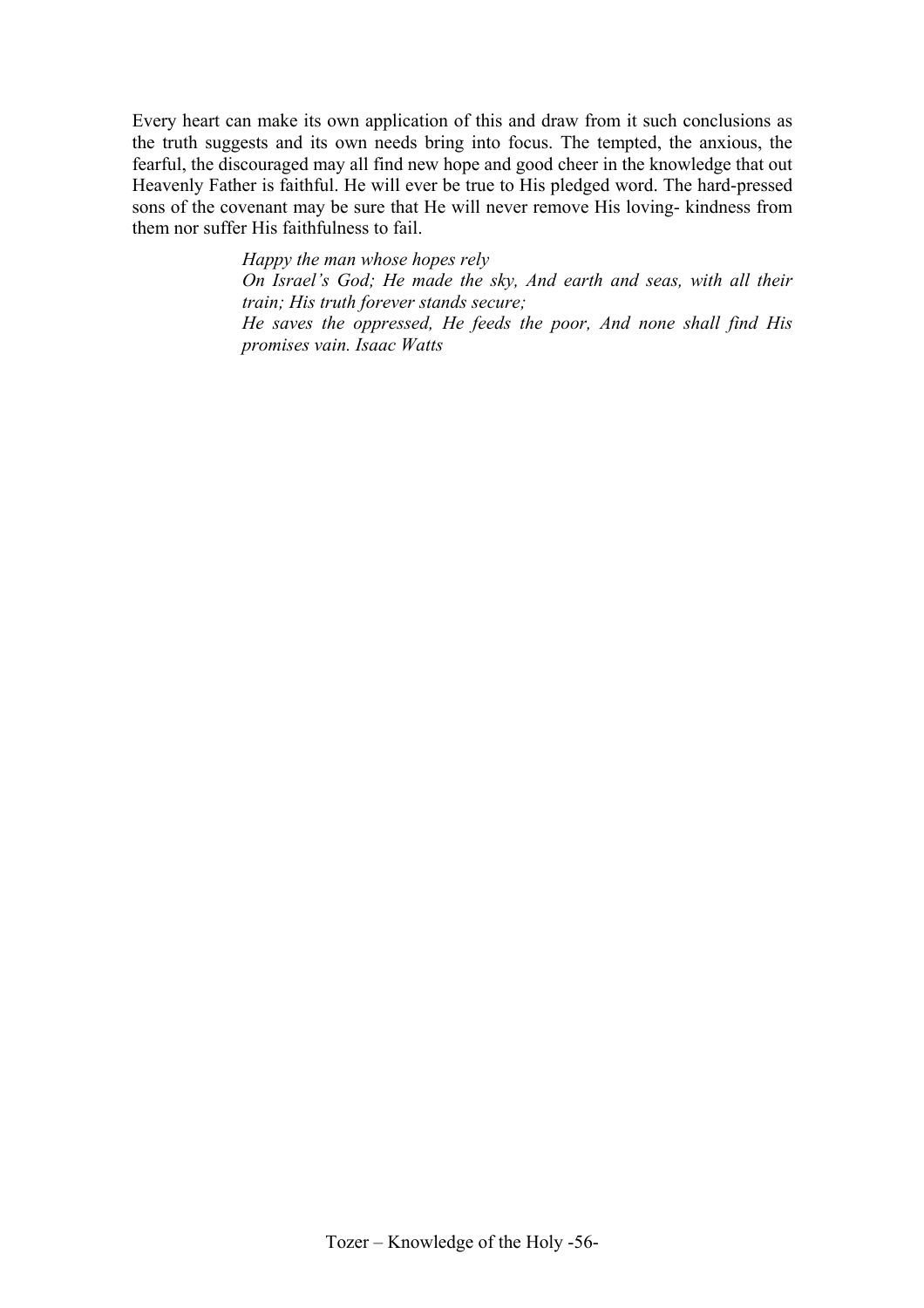Every heart can make its own application of this and draw from it such conclusions as the truth suggests and its own needs bring into focus. The tempted, the anxious, the fearful, the discouraged may all find new hope and good cheer in the knowledge that out Heavenly Father is faithful. He will ever be true to His pledged word. The hard-pressed sons of the covenant may be sure that He will never remove His loving- kindness from them nor suffer His faithfulness to fail.

> *Happy the man whose hopes rely*
> *On Israel's God; He made the sky, And earth and seas, with all their train; His truth forever stands secure;*
> *He saves the oppressed, He feeds the poor, And none shall find His promises vain. Isaac Watts*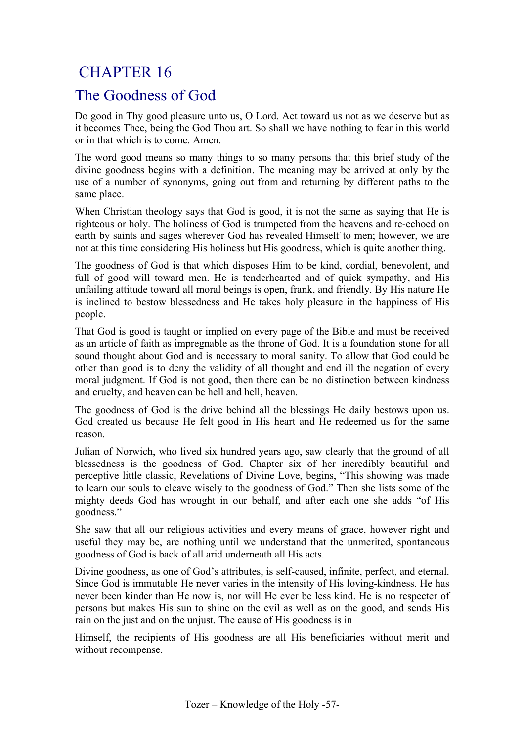# CHAPTER 16

## The Goodness of God

Do good in Thy good pleasure unto us, O Lord. Act toward us not as we deserve but as it becomes Thee, being the God Thou art. So shall we have nothing to fear in this world or in that which is to come. Amen.

The word good means so many things to so many persons that this brief study of the divine goodness begins with a definition. The meaning may be arrived at only by the use of a number of synonyms, going out from and returning by different paths to the same place.

When Christian theology says that God is good, it is not the same as saying that He is righteous or holy. The holiness of God is trumpeted from the heavens and re-echoed on earth by saints and sages wherever God has revealed Himself to men; however, we are not at this time considering His holiness but His goodness, which is quite another thing.

The goodness of God is that which disposes Him to be kind, cordial, benevolent, and full of good will toward men. He is tenderhearted and of quick sympathy, and His unfailing attitude toward all moral beings is open, frank, and friendly. By His nature He is inclined to bestow blessedness and He takes holy pleasure in the happiness of His people.

That God is good is taught or implied on every page of the Bible and must be received as an article of faith as impregnable as the throne of God. It is a foundation stone for all sound thought about God and is necessary to moral sanity. To allow that God could be other than good is to deny the validity of all thought and end ill the negation of every moral judgment. If God is not good, then there can be no distinction between kindness and cruelty, and heaven can be hell and hell, heaven.

The goodness of God is the drive behind all the blessings He daily bestows upon us. God created us because He felt good in His heart and He redeemed us for the same reason.

Julian of Norwich, who lived six hundred years ago, saw clearly that the ground of all blessedness is the goodness of God. Chapter six of her incredibly beautiful and perceptive little classic, Revelations of Divine Love, begins, "This showing was made to learn our souls to cleave wisely to the goodness of God." Then she lists some of the mighty deeds God has wrought in our behalf, and after each one she adds "of His goodness."

She saw that all our religious activities and every means of grace, however right and useful they may be, are nothing until we understand that the unmerited, spontaneous goodness of God is back of all arid underneath all His acts.

Divine goodness, as one of God's attributes, is self-caused, infinite, perfect, and eternal. Since God is immutable He never varies in the intensity of His loving-kindness. He has never been kinder than He now is, nor will He ever be less kind. He is no respecter of persons but makes His sun to shine on the evil as well as on the good, and sends His rain on the just and on the unjust. The cause of His goodness is in Himself, the recipients of His goodness are all His beneficiaries without merit and without recompense.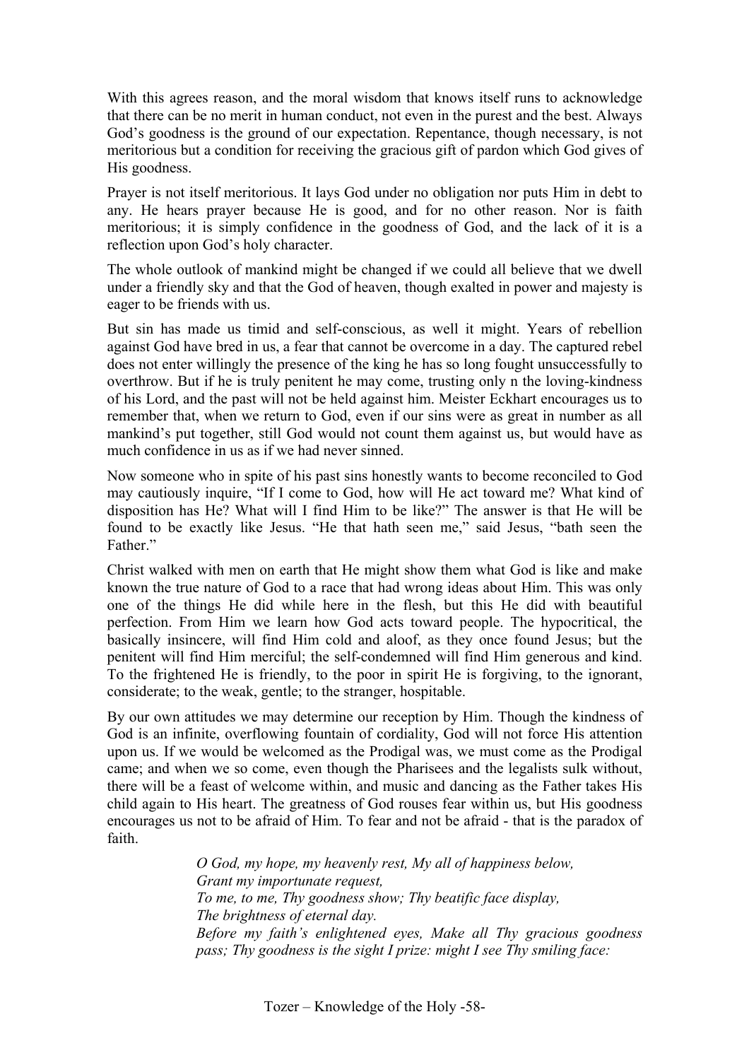With this agrees reason, and the moral wisdom that knows itself runs to acknowledge that there can be no merit in human conduct, not even in the purest and the best. Always God's goodness is the ground of our expectation. Repentance, though necessary, is not meritorious but a condition for receiving the gracious gift of pardon which God gives of His goodness.

Prayer is not itself meritorious. It lays God under no obligation nor puts Him in debt to any. He hears prayer because He is good, and for no other reason. Nor is faith meritorious; it is simply confidence in the goodness of God, and the lack of it is a reflection upon God's holy character.

The whole outlook of mankind might be changed if we could all believe that we dwell under a friendly sky and that the God of heaven, though exalted in power and majesty is eager to be friends with us.

But sin has made us timid and self-conscious, as well it might. Years of rebellion against God have bred in us, a fear that cannot be overcome in a day. The captured rebel does not enter willingly the presence of the king he has so long fought unsuccessfully to overthrow. But if he is truly penitent he may come, trusting only n the loving-kindness of his Lord, and the past will not be held against him. Meister Eckhart encourages us to remember that, when we return to God, even if our sins were as great in number as all mankind's put together, still God would not count them against us, but would have as much confidence in us as if we had never sinned.

Now someone who in spite of his past sins honestly wants to become reconciled to God may cautiously inquire, "If I come to God, how will He act toward me? What kind of disposition has He? What will I find Him to be like?" The answer is that He will be found to be exactly like Jesus. "He that hath seen me," said Jesus, "bath seen the Father."

Christ walked with men on earth that He might show them what God is like and make known the true nature of God to a race that had wrong ideas about Him. This was only one of the things He did while here in the flesh, but this He did with beautiful perfection. From Him we learn how God acts toward people. The hypocritical, the basically insincere, will find Him cold and aloof, as they once found Jesus; but the penitent will find Him merciful; the self-condemned will find Him generous and kind. To the frightened He is friendly, to the poor in spirit He is forgiving, to the ignorant, considerate; to the weak, gentle; to the stranger, hospitable.

By our own attitudes we may determine our reception by Him. Though the kindness of God is an infinite, overflowing fountain of cordiality, God will not force His attention upon us. If we would be welcomed as the Prodigal was, we must come as the Prodigal came; and when we so come, even though the Pharisees and the legalists sulk without, there will be a feast of welcome within, and music and dancing as the Father takes His child again to His heart. The greatness of God rouses fear within us, but His goodness encourages us not to be afraid of Him. To fear and not be afraid - that is the paradox of faith.

*O God, my hope, my heavenly rest, My all of happiness below,*
*Grant my importunate request,*
*To me, to me, Thy goodness show; Thy beatific face display,*
*The brightness of eternal day.*
*Before my faith's enlightened eyes, Make all Thy gracious goodness pass; Thy goodness is the sight I prize: might I see Thy smiling face:*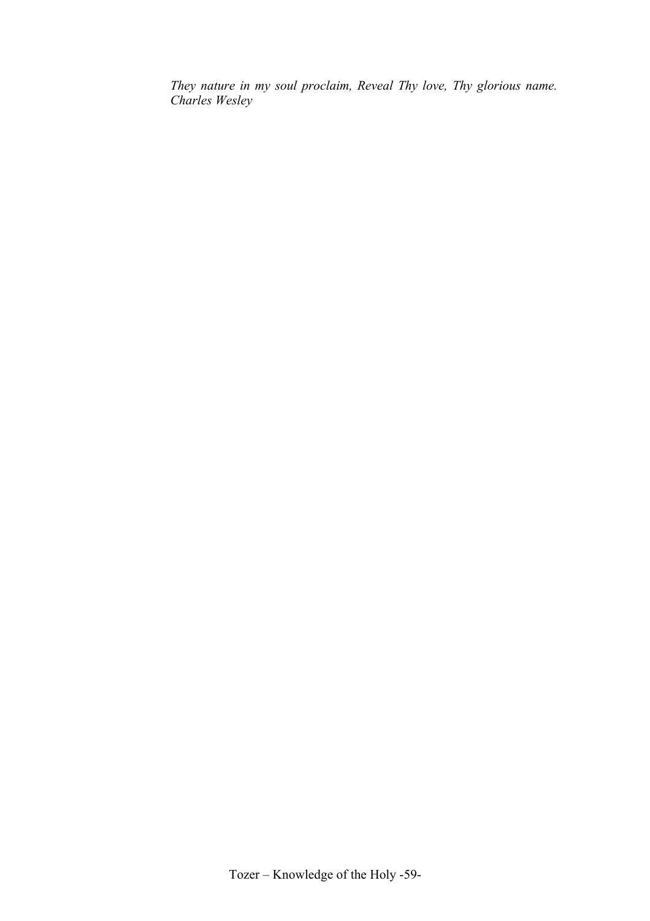*They nature in my soul proclaim, Reveal Thy love, Thy glorious name.*
*Charles Wesley*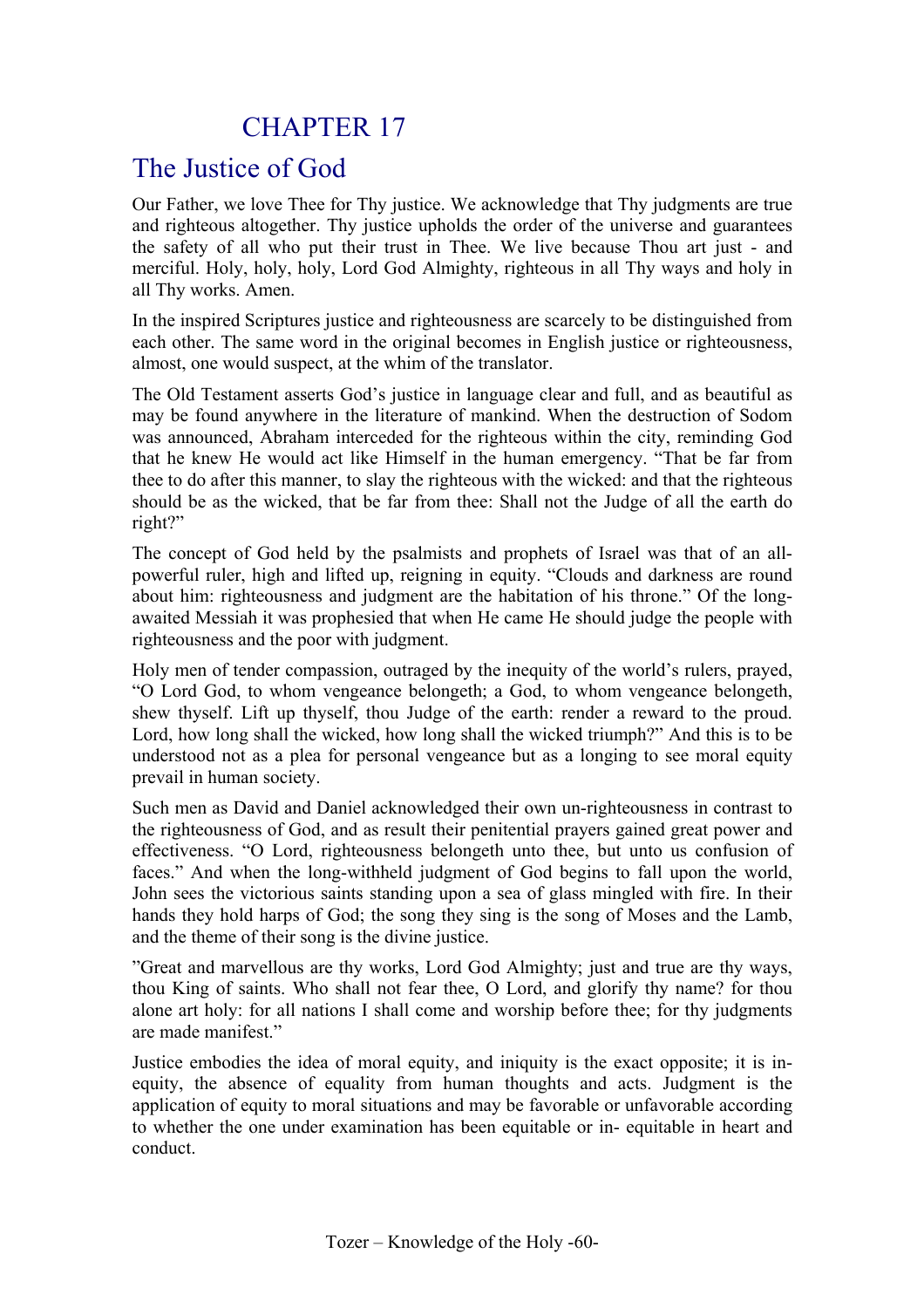# CHAPTER 17

## The Justice of God

Our Father, we love Thee for Thy justice. We acknowledge that Thy judgments are true and righteous altogether. Thy justice upholds the order of the universe and guarantees the safety of all who put their trust in Thee. We live because Thou art just - and merciful. Holy, holy, holy, Lord God Almighty, righteous in all Thy ways and holy in all Thy works. Amen.

In the inspired Scriptures justice and righteousness are scarcely to be distinguished from each other. The same word in the original becomes in English justice or righteousness, almost, one would suspect, at the whim of the translator.

The Old Testament asserts God's justice in language clear and full, and as beautiful as may be found anywhere in the literature of mankind. When the destruction of Sodom was announced, Abraham interceded for the righteous within the city, reminding God that he knew He would act like Himself in the human emergency. "That be far from thee to do after this manner, to slay the righteous with the wicked: and that the righteous should be as the wicked, that be far from thee: Shall not the Judge of all the earth do right?"

The concept of God held by the psalmists and prophets of Israel was that of an all-powerful ruler, high and lifted up, reigning in equity. "Clouds and darkness are round about him: righteousness and judgment are the habitation of his throne." Of the long-awaited Messiah it was prophesied that when He came He should judge the people with righteousness and the poor with judgment.

Holy men of tender compassion, outraged by the inequity of the world's rulers, prayed, "O Lord God, to whom vengeance belongeth; a God, to whom vengeance belongeth, shew thyself. Lift up thyself, thou Judge of the earth: render a reward to the proud. Lord, how long shall the wicked, how long shall the wicked triumph?" And this is to be understood not as a plea for personal vengeance but as a longing to see moral equity prevail in human society.

Such men as David and Daniel acknowledged their own un-righteousness in contrast to the righteousness of God, and as result their penitential prayers gained great power and effectiveness. "O Lord, righteousness belongeth unto thee, but unto us confusion of faces." And when the long-withheld judgment of God begins to fall upon the world, John sees the victorious saints standing upon a sea of glass mingled with fire. In their hands they hold harps of God; the song they sing is the song of Moses and the Lamb, and the theme of their song is the divine justice.

"Great and marvellous are thy works, Lord God Almighty; just and true are thy ways, thou King of saints. Who shall not fear thee, O Lord, and glorify thy name? for thou alone art holy: for all nations I shall come and worship before thee; for thy judgments are made manifest."

Justice embodies the idea of moral equity, and iniquity is the exact opposite; it is in-equity, the absence of equality from human thoughts and acts. Judgment is the application of equity to moral situations and may be favorable or unfavorable according to whether the one under examination has been equitable or in- equitable in heart and conduct.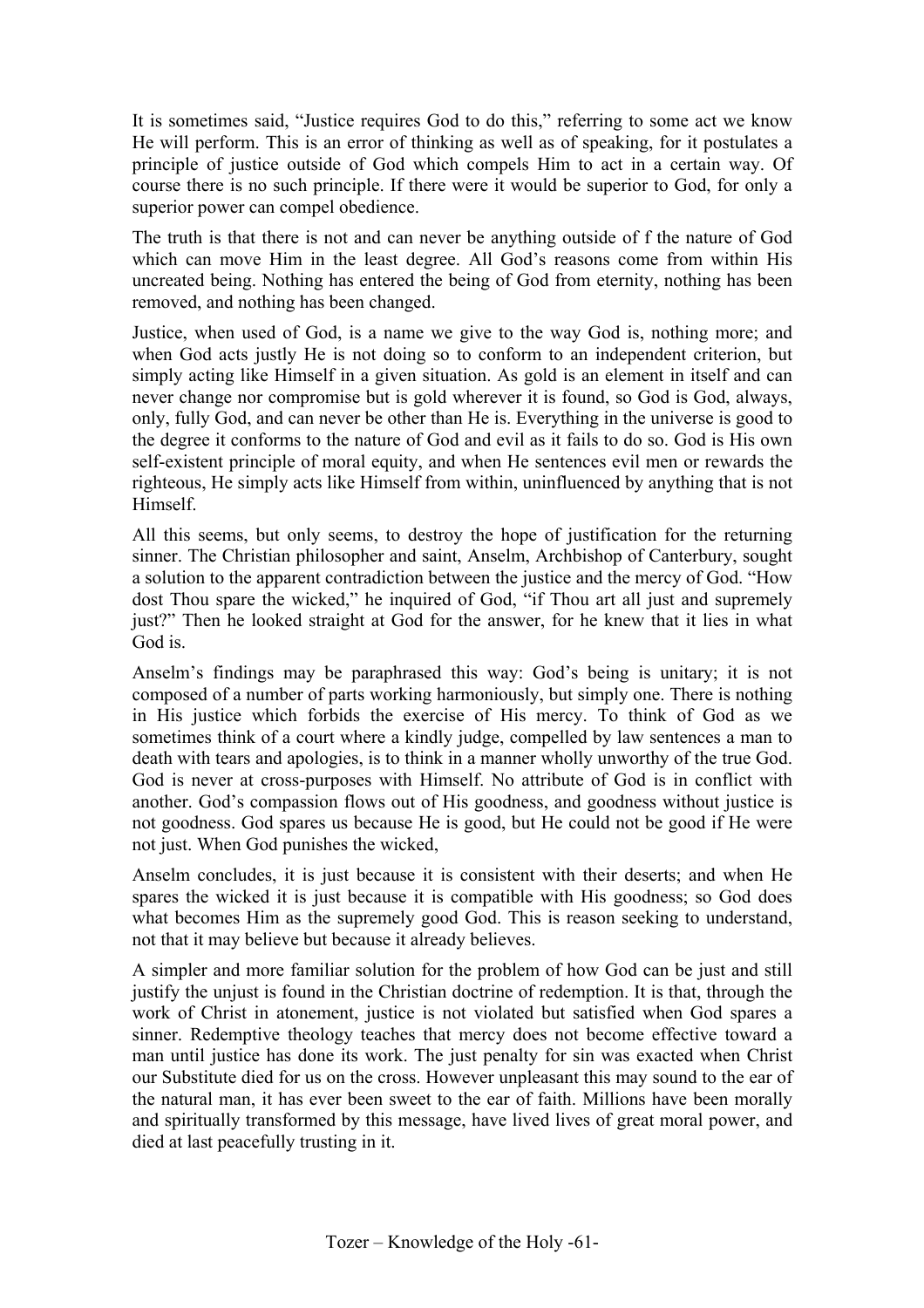It is sometimes said, "Justice requires God to do this," referring to some act we know He will perform. This is an error of thinking as well as of speaking, for it postulates a principle of justice outside of God which compels Him to act in a certain way. Of course there is no such principle. If there were it would be superior to God, for only a superior power can compel obedience.

The truth is that there is not and can never be anything outside of f the nature of God which can move Him in the least degree. All God's reasons come from within His uncreated being. Nothing has entered the being of God from eternity, nothing has been removed, and nothing has been changed.

Justice, when used of God, is a name we give to the way God is, nothing more; and when God acts justly He is not doing so to conform to an independent criterion, but simply acting like Himself in a given situation. As gold is an element in itself and can never change nor compromise but is gold wherever it is found, so God is God, always, only, fully God, and can never be other than He is. Everything in the universe is good to the degree it conforms to the nature of God and evil as it fails to do so. God is His own self-existent principle of moral equity, and when He sentences evil men or rewards the righteous, He simply acts like Himself from within, uninfluenced by anything that is not Himself.

All this seems, but only seems, to destroy the hope of justification for the returning sinner. The Christian philosopher and saint, Anselm, Archbishop of Canterbury, sought a solution to the apparent contradiction between the justice and the mercy of God. "How dost Thou spare the wicked," he inquired of God, "if Thou art all just and supremely just?" Then he looked straight at God for the answer, for he knew that it lies in what God is.

Anselm's findings may be paraphrased this way: God's being is unitary; it is not composed of a number of parts working harmoniously, but simply one. There is nothing in His justice which forbids the exercise of His mercy. To think of God as we sometimes think of a court where a kindly judge, compelled by law sentences a man to death with tears and apologies, is to think in a manner wholly unworthy of the true God. God is never at cross-purposes with Himself. No attribute of God is in conflict with another. God's compassion flows out of His goodness, and goodness without justice is not goodness. God spares us because He is good, but He could not be good if He were not just. When God punishes the wicked,

Anselm concludes, it is just because it is consistent with their deserts; and when He spares the wicked it is just because it is compatible with His goodness; so God does what becomes Him as the supremely good God. This is reason seeking to understand, not that it may believe but because it already believes.

A simpler and more familiar solution for the problem of how God can be just and still justify the unjust is found in the Christian doctrine of redemption. It is that, through the work of Christ in atonement, justice is not violated but satisfied when God spares a sinner. Redemptive theology teaches that mercy does not become effective toward a man until justice has done its work. The just penalty for sin was exacted when Christ our Substitute died for us on the cross. However unpleasant this may sound to the ear of the natural man, it has ever been sweet to the ear of faith. Millions have been morally and spiritually transformed by this message, have lived lives of great moral power, and died at last peacefully trusting in it.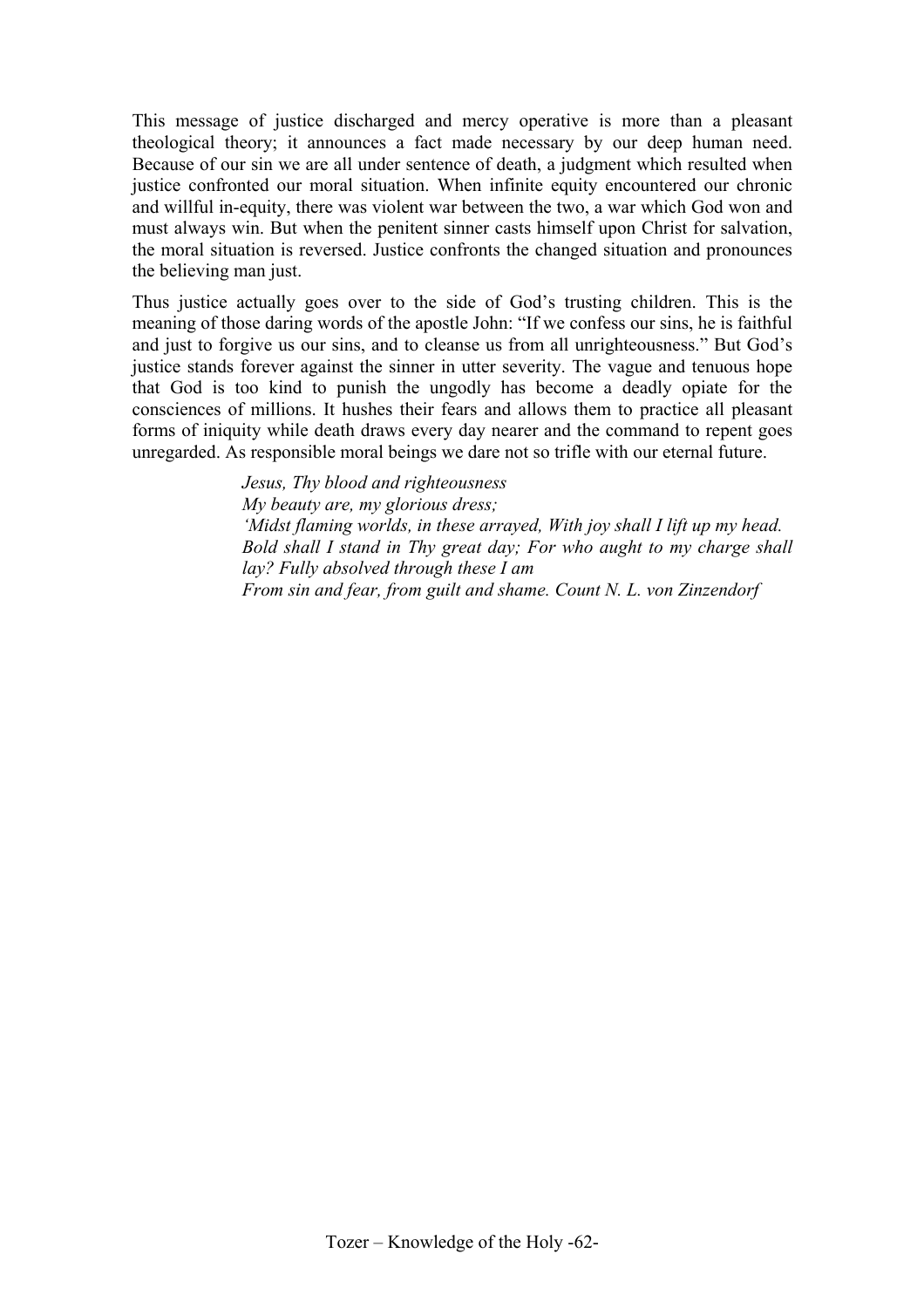This message of justice discharged and mercy operative is more than a pleasant theological theory; it announces a fact made necessary by our deep human need. Because of our sin we are all under sentence of death, a judgment which resulted when justice confronted our moral situation. When infinite equity encountered our chronic and willful in-equity, there was violent war between the two, a war which God won and must always win. But when the penitent sinner casts himself upon Christ for salvation, the moral situation is reversed. Justice confronts the changed situation and pronounces the believing man just.

Thus justice actually goes over to the side of God's trusting children. This is the meaning of those daring words of the apostle John: "If we confess our sins, he is faithful and just to forgive us our sins, and to cleanse us from all unrighteousness." But God's justice stands forever against the sinner in utter severity. The vague and tenuous hope that God is too kind to punish the ungodly has become a deadly opiate for the consciences of millions. It hushes their fears and allows them to practice all pleasant forms of iniquity while death draws every day nearer and the command to repent goes unregarded. As responsible moral beings we dare not so trifle with our eternal future.

> *Jesus, Thy blood and righteousness*
> *My beauty are, my glorious dress;*
> *'Midst flaming worlds, in these arrayed, With joy shall I lift up my head.*
> *Bold shall I stand in Thy great day; For who aught to my charge shall lay? Fully absolved through these I am*
> *From sin and fear, from guilt and shame. Count N. L. von Zinzendorf*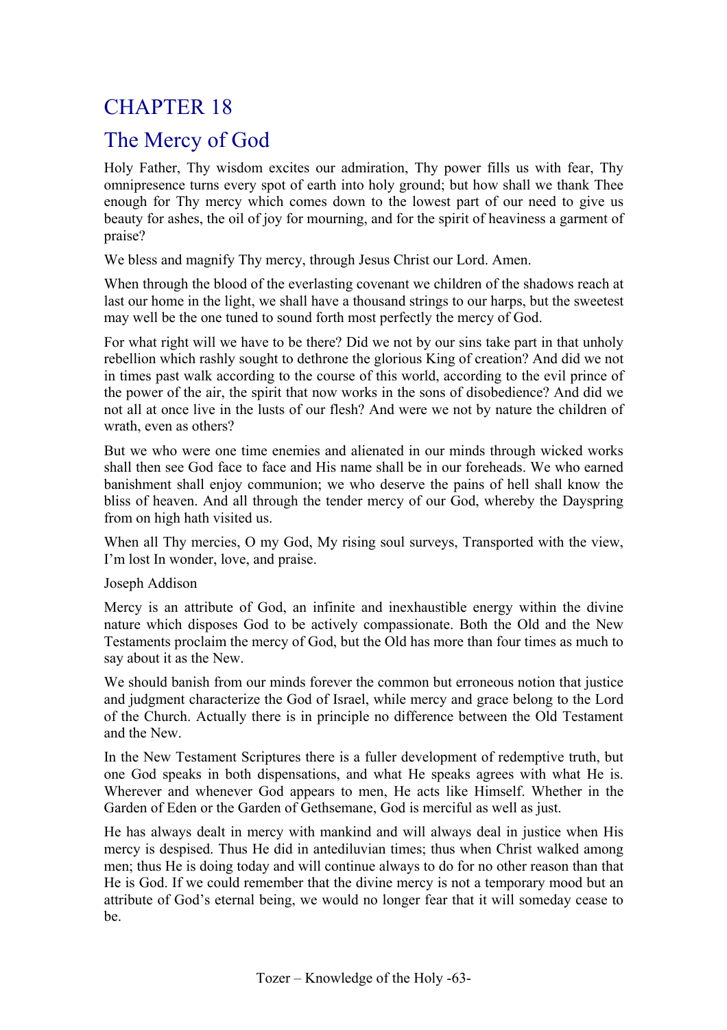# CHAPTER 18

## The Mercy of God

Holy Father, Thy wisdom excites our admiration, Thy power fills us with fear, Thy omnipresence turns every spot of earth into holy ground; but how shall we thank Thee enough for Thy mercy which comes down to the lowest part of our need to give us beauty for ashes, the oil of joy for mourning, and for the spirit of heaviness a garment of praise?

We bless and magnify Thy mercy, through Jesus Christ our Lord. Amen.

When through the blood of the everlasting covenant we children of the shadows reach at last our home in the light, we shall have a thousand strings to our harps, but the sweetest may well be the one tuned to sound forth most perfectly the mercy of God.

For what right will we have to be there? Did we not by our sins take part in that unholy rebellion which rashly sought to dethrone the glorious King of creation? And did we not in times past walk according to the course of this world, according to the evil prince of the power of the air, the spirit that now works in the sons of disobedience? And did we not all at once live in the lusts of our flesh? And were we not by nature the children of wrath, even as others?

But we who were one time enemies and alienated in our minds through wicked works shall then see God face to face and His name shall be in our foreheads. We who earned banishment shall enjoy communion; we who deserve the pains of hell shall know the bliss of heaven. And all through the tender mercy of our God, whereby the Dayspring from on high hath visited us.

When all Thy mercies, O my God, My rising soul surveys, Transported with the view, I'm lost In wonder, love, and praise.

Joseph Addison

Mercy is an attribute of God, an infinite and inexhaustible energy within the divine nature which disposes God to be actively compassionate. Both the Old and the New Testaments proclaim the mercy of God, but the Old has more than four times as much to say about it as the New.

We should banish from our minds forever the common but erroneous notion that justice and judgment characterize the God of Israel, while mercy and grace belong to the Lord of the Church. Actually there is in principle no difference between the Old Testament and the New.

In the New Testament Scriptures there is a fuller development of redemptive truth, but one God speaks in both dispensations, and what He speaks agrees with what He is. Wherever and whenever God appears to men, He acts like Himself. Whether in the Garden of Eden or the Garden of Gethsemane, God is merciful as well as just.

He has always dealt in mercy with mankind and will always deal in justice when His mercy is despised. Thus He did in antediluvian times; thus when Christ walked among men; thus He is doing today and will continue always to do for no other reason than that He is God. If we could remember that the divine mercy is not a temporary mood but an attribute of God's eternal being, we would no longer fear that it will someday cease to be.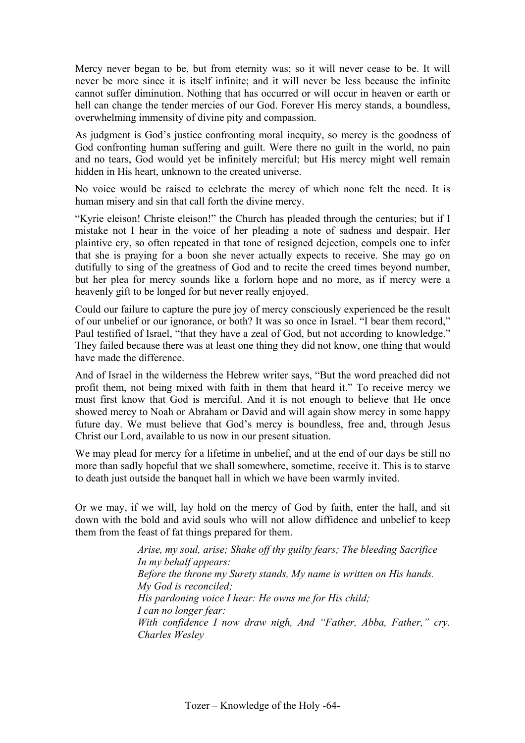Mercy never began to be, but from eternity was; so it will never cease to be. It will never be more since it is itself infinite; and it will never be less because the infinite cannot suffer diminution. Nothing that has occurred or will occur in heaven or earth or hell can change the tender mercies of our God. Forever His mercy stands, a boundless, overwhelming immensity of divine pity and compassion.

As judgment is God's justice confronting moral inequity, so mercy is the goodness of God confronting human suffering and guilt. Were there no guilt in the world, no pain and no tears, God would yet be infinitely merciful; but His mercy might well remain hidden in His heart, unknown to the created universe.

No voice would be raised to celebrate the mercy of which none felt the need. It is human misery and sin that call forth the divine mercy.

"Kyrie eleison! Christe eleison!" the Church has pleaded through the centuries; but if I mistake not I hear in the voice of her pleading a note of sadness and despair. Her plaintive cry, so often repeated in that tone of resigned dejection, compels one to infer that she is praying for a boon she never actually expects to receive. She may go on dutifully to sing of the greatness of God and to recite the creed times beyond number, but her plea for mercy sounds like a forlorn hope and no more, as if mercy were a heavenly gift to be longed for but never really enjoyed.

Could our failure to capture the pure joy of mercy consciously experienced be the result of our unbelief or our ignorance, or both? It was so once in Israel. "I bear them record," Paul testified of Israel, "that they have a zeal of God, but not according to knowledge." They failed because there was at least one thing they did not know, one thing that would have made the difference.

And of Israel in the wilderness the Hebrew writer says, "But the word preached did not profit them, not being mixed with faith in them that heard it." To receive mercy we must first know that God is merciful. And it is not enough to believe that He once showed mercy to Noah or Abraham or David and will again show mercy in some happy future day. We must believe that God's mercy is boundless, free and, through Jesus Christ our Lord, available to us now in our present situation.

We may plead for mercy for a lifetime in unbelief, and at the end of our days be still no more than sadly hopeful that we shall somewhere, sometime, receive it. This is to starve to death just outside the banquet hall in which we have been warmly invited.

Or we may, if we will, lay hold on the mercy of God by faith, enter the hall, and sit down with the bold and avid souls who will not allow diffidence and unbelief to keep them from the feast of fat things prepared for them.

> *Arise, my soul, arise; Shake off thy guilty fears; The bleeding Sacrifice*
> *In my behalf appears:*
> *Before the throne my Surety stands, My name is written on His hands.*
> *My God is reconciled;*
> *His pardoning voice I hear: He owns me for His child;*
> *I can no longer fear:*
> *With confidence I now draw nigh, And "Father, Abba, Father," cry.*
> *Charles Wesley*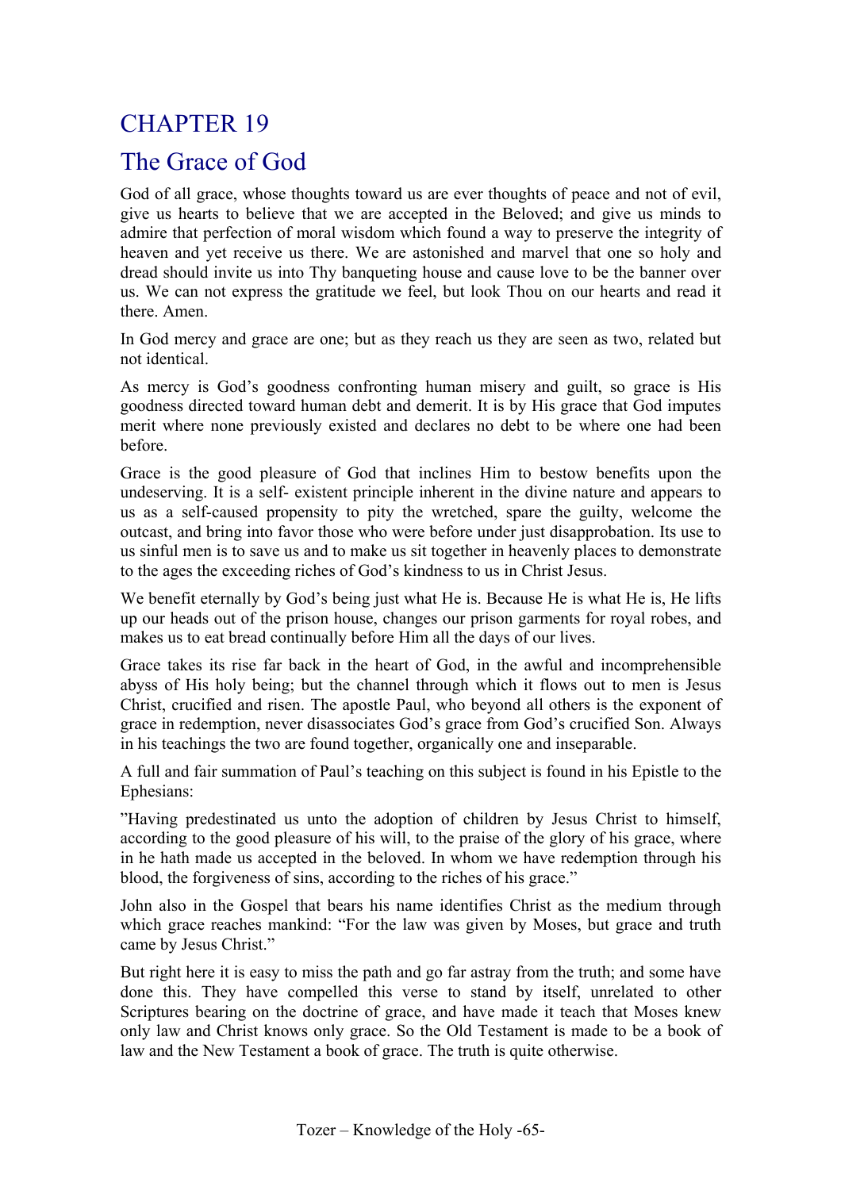# CHAPTER 19

## The Grace of God

God of all grace, whose thoughts toward us are ever thoughts of peace and not of evil, give us hearts to believe that we are accepted in the Beloved; and give us minds to admire that perfection of moral wisdom which found a way to preserve the integrity of heaven and yet receive us there. We are astonished and marvel that one so holy and dread should invite us into Thy banqueting house and cause love to be the banner over us. We can not express the gratitude we feel, but look Thou on our hearts and read it there. Amen.

In God mercy and grace are one; but as they reach us they are seen as two, related but not identical.

As mercy is God's goodness confronting human misery and guilt, so grace is His goodness directed toward human debt and demerit. It is by His grace that God imputes merit where none previously existed and declares no debt to be where one had been before.

Grace is the good pleasure of God that inclines Him to bestow benefits upon the undeserving. It is a self- existent principle inherent in the divine nature and appears to us as a self-caused propensity to pity the wretched, spare the guilty, welcome the outcast, and bring into favor those who were before under just disapprobation. Its use to us sinful men is to save us and to make us sit together in heavenly places to demonstrate to the ages the exceeding riches of God's kindness to us in Christ Jesus.

We benefit eternally by God's being just what He is. Because He is what He is, He lifts up our heads out of the prison house, changes our prison garments for royal robes, and makes us to eat bread continually before Him all the days of our lives.

Grace takes its rise far back in the heart of God, in the awful and incomprehensible abyss of His holy being; but the channel through which it flows out to men is Jesus Christ, crucified and risen. The apostle Paul, who beyond all others is the exponent of grace in redemption, never disassociates God's grace from God's crucified Son. Always in his teachings the two are found together, organically one and inseparable.

A full and fair summation of Paul's teaching on this subject is found in his Epistle to the Ephesians:

"Having predestinated us unto the adoption of children by Jesus Christ to himself, according to the good pleasure of his will, to the praise of the glory of his grace, where in he hath made us accepted in the beloved. In whom we have redemption through his blood, the forgiveness of sins, according to the riches of his grace."

John also in the Gospel that bears his name identifies Christ as the medium through which grace reaches mankind: "For the law was given by Moses, but grace and truth came by Jesus Christ."

But right here it is easy to miss the path and go far astray from the truth; and some have done this. They have compelled this verse to stand by itself, unrelated to other Scriptures bearing on the doctrine of grace, and have made it teach that Moses knew only law and Christ knows only grace. So the Old Testament is made to be a book of law and the New Testament a book of grace. The truth is quite otherwise.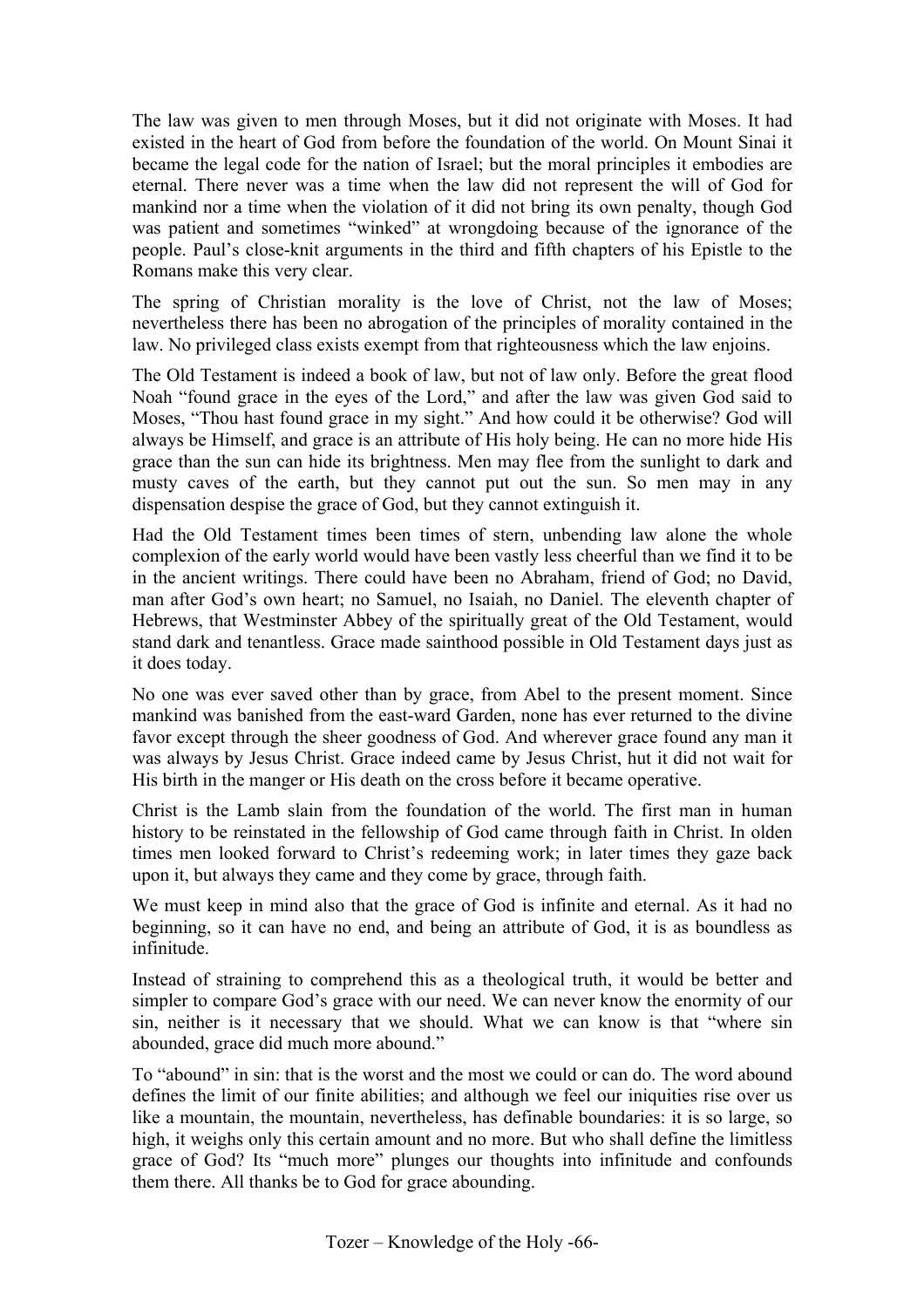The law was given to men through Moses, but it did not originate with Moses. It had existed in the heart of God from before the foundation of the world. On Mount Sinai it became the legal code for the nation of Israel; but the moral principles it embodies are eternal. There never was a time when the law did not represent the will of God for mankind nor a time when the violation of it did not bring its own penalty, though God was patient and sometimes "winked" at wrongdoing because of the ignorance of the people. Paul's close-knit arguments in the third and fifth chapters of his Epistle to the Romans make this very clear.

The spring of Christian morality is the love of Christ, not the law of Moses; nevertheless there has been no abrogation of the principles of morality contained in the law. No privileged class exists exempt from that righteousness which the law enjoins.

The Old Testament is indeed a book of law, but not of law only. Before the great flood Noah "found grace in the eyes of the Lord," and after the law was given God said to Moses, "Thou hast found grace in my sight." And how could it be otherwise? God will always be Himself, and grace is an attribute of His holy being. He can no more hide His grace than the sun can hide its brightness. Men may flee from the sunlight to dark and musty caves of the earth, but they cannot put out the sun. So men may in any dispensation despise the grace of God, but they cannot extinguish it.

Had the Old Testament times been times of stern, unbending law alone the whole complexion of the early world would have been vastly less cheerful than we find it to be in the ancient writings. There could have been no Abraham, friend of God; no David, man after God's own heart; no Samuel, no Isaiah, no Daniel. The eleventh chapter of Hebrews, that Westminster Abbey of the spiritually great of the Old Testament, would stand dark and tenantless. Grace made sainthood possible in Old Testament days just as it does today.

No one was ever saved other than by grace, from Abel to the present moment. Since mankind was banished from the east-ward Garden, none has ever returned to the divine favor except through the sheer goodness of God. And wherever grace found any man it was always by Jesus Christ. Grace indeed came by Jesus Christ, hut it did not wait for His birth in the manger or His death on the cross before it became operative.

Christ is the Lamb slain from the foundation of the world. The first man in human history to be reinstated in the fellowship of God came through faith in Christ. In olden times men looked forward to Christ's redeeming work; in later times they gaze back upon it, but always they came and they come by grace, through faith.

We must keep in mind also that the grace of God is infinite and eternal. As it had no beginning, so it can have no end, and being an attribute of God, it is as boundless as infinitude.

Instead of straining to comprehend this as a theological truth, it would be better and simpler to compare God's grace with our need. We can never know the enormity of our sin, neither is it necessary that we should. What we can know is that "where sin abounded, grace did much more abound."

To "abound" in sin: that is the worst and the most we could or can do. The word abound defines the limit of our finite abilities; and although we feel our iniquities rise over us like a mountain, the mountain, nevertheless, has definable boundaries: it is so large, so high, it weighs only this certain amount and no more. But who shall define the limitless grace of God? Its "much more" plunges our thoughts into infinitude and confounds them there. All thanks be to God for grace abounding.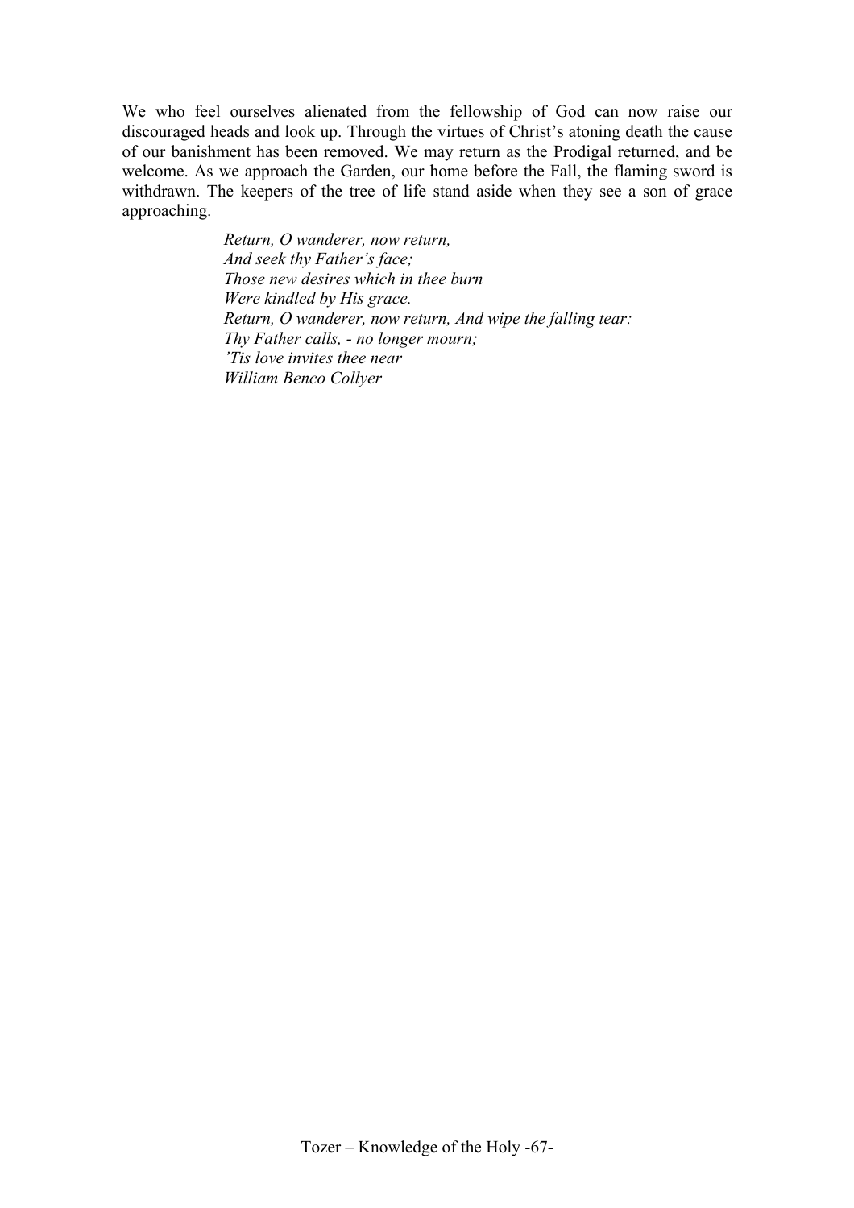We who feel ourselves alienated from the fellowship of God can now raise our discouraged heads and look up. Through the virtues of Christ's atoning death the cause of our banishment has been removed. We may return as the Prodigal returned, and be welcome. As we approach the Garden, our home before the Fall, the flaming sword is withdrawn. The keepers of the tree of life stand aside when they see a son of grace approaching.

> *Return, O wanderer, now return,*
> *And seek thy Father's face;*
> *Those new desires which in thee burn*
> *Were kindled by His grace.*
> *Return, O wanderer, now return, And wipe the falling tear:*
> *Thy Father calls, - no longer mourn;*
> *'Tis love invites thee near*
> *William Benco Collyer*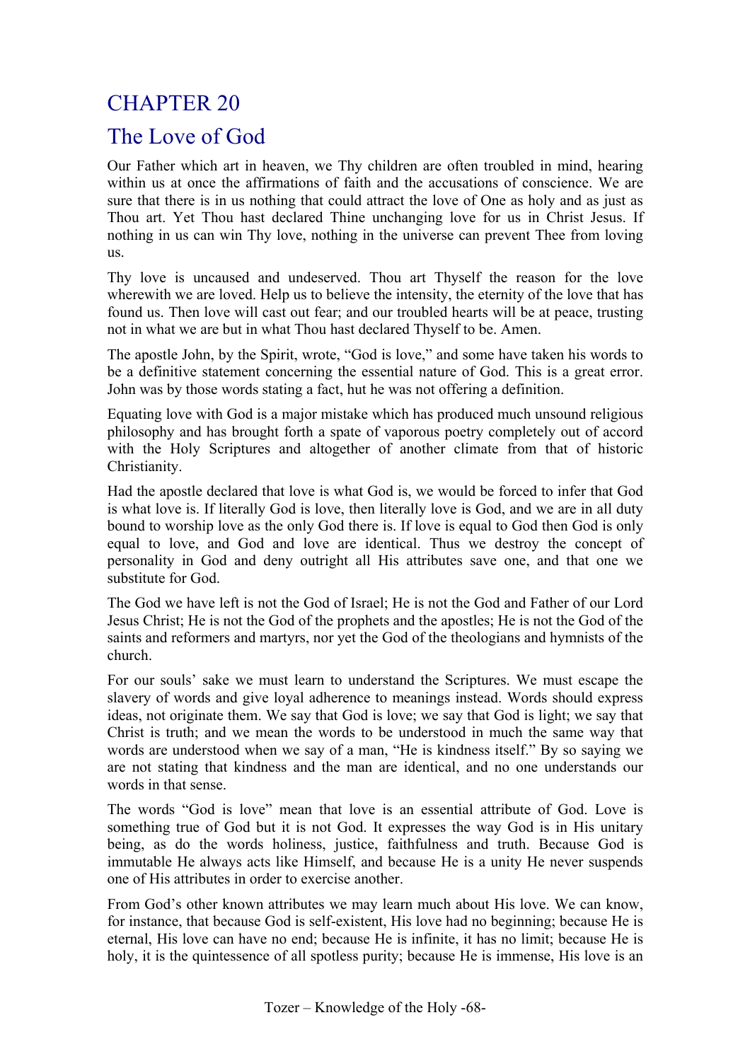# CHAPTER 20

# The Love of God

Our Father which art in heaven, we Thy children are often troubled in mind, hearing within us at once the affirmations of faith and the accusations of conscience. We are sure that there is in us nothing that could attract the love of One as holy and as just as Thou art. Yet Thou hast declared Thine unchanging love for us in Christ Jesus. If nothing in us can win Thy love, nothing in the universe can prevent Thee from loving us.

Thy love is uncaused and undeserved. Thou art Thyself the reason for the love wherewith we are loved. Help us to believe the intensity, the eternity of the love that has found us. Then love will cast out fear; and our troubled hearts will be at peace, trusting not in what we are but in what Thou hast declared Thyself to be. Amen.

The apostle John, by the Spirit, wrote, "God is love," and some have taken his words to be a definitive statement concerning the essential nature of God. This is a great error. John was by those words stating a fact, hut he was not offering a definition.

Equating love with God is a major mistake which has produced much unsound religious philosophy and has brought forth a spate of vaporous poetry completely out of accord with the Holy Scriptures and altogether of another climate from that of historic Christianity.

Had the apostle declared that love is what God is, we would be forced to infer that God is what love is. If literally God is love, then literally love is God, and we are in all duty bound to worship love as the only God there is. If love is equal to God then God is only equal to love, and God and love are identical. Thus we destroy the concept of personality in God and deny outright all His attributes save one, and that one we substitute for God.

The God we have left is not the God of Israel; He is not the God and Father of our Lord Jesus Christ; He is not the God of the prophets and the apostles; He is not the God of the saints and reformers and martyrs, nor yet the God of the theologians and hymnists of the church.

For our souls' sake we must learn to understand the Scriptures. We must escape the slavery of words and give loyal adherence to meanings instead. Words should express ideas, not originate them. We say that God is love; we say that God is light; we say that Christ is truth; and we mean the words to be understood in much the same way that words are understood when we say of a man, "He is kindness itself." By so saying we are not stating that kindness and the man are identical, and no one understands our words in that sense.

The words "God is love" mean that love is an essential attribute of God. Love is something true of God but it is not God. It expresses the way God is in His unitary being, as do the words holiness, justice, faithfulness and truth. Because God is immutable He always acts like Himself, and because He is a unity He never suspends one of His attributes in order to exercise another.

From God's other known attributes we may learn much about His love. We can know, for instance, that because God is self-existent, His love had no beginning; because He is eternal, His love can have no end; because He is infinite, it has no limit; because He is holy, it is the quintessence of all spotless purity; because He is immense, His love is an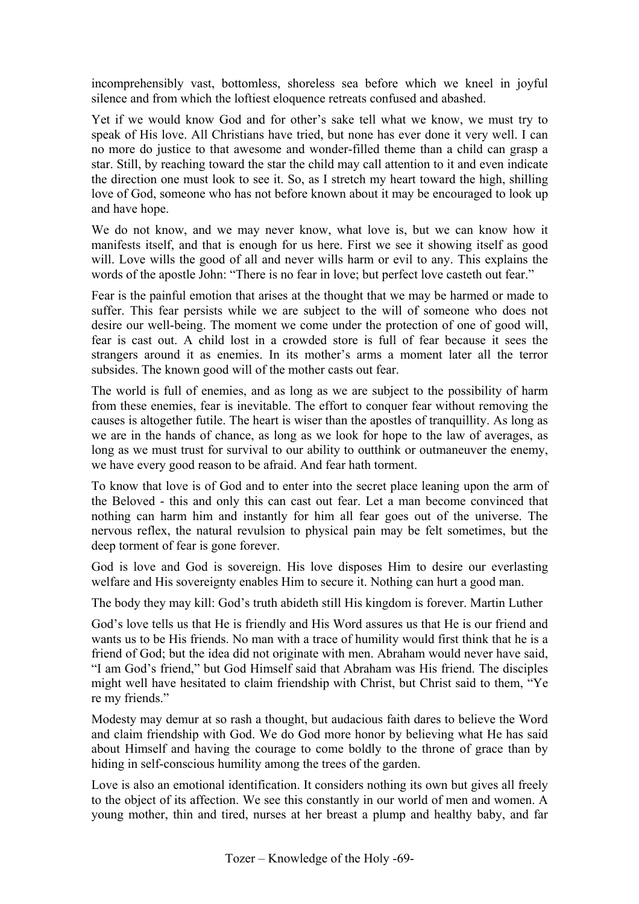incomprehensibly vast, bottomless, shoreless sea before which we kneel in joyful silence and from which the loftiest eloquence retreats confused and abashed.

Yet if we would know God and for other's sake tell what we know, we must try to speak of His love. All Christians have tried, but none has ever done it very well. I can no more do justice to that awesome and wonder-filled theme than a child can grasp a star. Still, by reaching toward the star the child may call attention to it and even indicate the direction one must look to see it. So, as I stretch my heart toward the high, shilling love of God, someone who has not before known about it may be encouraged to look up and have hope.

We do not know, and we may never know, what love is, but we can know how it manifests itself, and that is enough for us here. First we see it showing itself as good will. Love wills the good of all and never wills harm or evil to any. This explains the words of the apostle John: "There is no fear in love; but perfect love casteth out fear."

Fear is the painful emotion that arises at the thought that we may be harmed or made to suffer. This fear persists while we are subject to the will of someone who does not desire our well-being. The moment we come under the protection of one of good will, fear is cast out. A child lost in a crowded store is full of fear because it sees the strangers around it as enemies. In its mother's arms a moment later all the terror subsides. The known good will of the mother casts out fear.

The world is full of enemies, and as long as we are subject to the possibility of harm from these enemies, fear is inevitable. The effort to conquer fear without removing the causes is altogether futile. The heart is wiser than the apostles of tranquillity. As long as we are in the hands of chance, as long as we look for hope to the law of averages, as long as we must trust for survival to our ability to outthink or outmaneuver the enemy, we have every good reason to be afraid. And fear hath torment.

To know that love is of God and to enter into the secret place leaning upon the arm of the Beloved - this and only this can cast out fear. Let a man become convinced that nothing can harm him and instantly for him all fear goes out of the universe. The nervous reflex, the natural revulsion to physical pain may be felt sometimes, but the deep torment of fear is gone forever.

God is love and God is sovereign. His love disposes Him to desire our everlasting welfare and His sovereignty enables Him to secure it. Nothing can hurt a good man.

The body they may kill: God's truth abideth still His kingdom is forever. Martin Luther

God's love tells us that He is friendly and His Word assures us that He is our friend and wants us to be His friends. No man with a trace of humility would first think that he is a friend of God; but the idea did not originate with men. Abraham would never have said, "I am God's friend," but God Himself said that Abraham was His friend. The disciples might well have hesitated to claim friendship with Christ, but Christ said to them, "Ye re my friends."

Modesty may demur at so rash a thought, but audacious faith dares to believe the Word and claim friendship with God. We do God more honor by believing what He has said about Himself and having the courage to come boldly to the throne of grace than by hiding in self-conscious humility among the trees of the garden.

Love is also an emotional identification. It considers nothing its own but gives all freely to the object of its affection. We see this constantly in our world of men and women. A young mother, thin and tired, nurses at her breast a plump and healthy baby, and far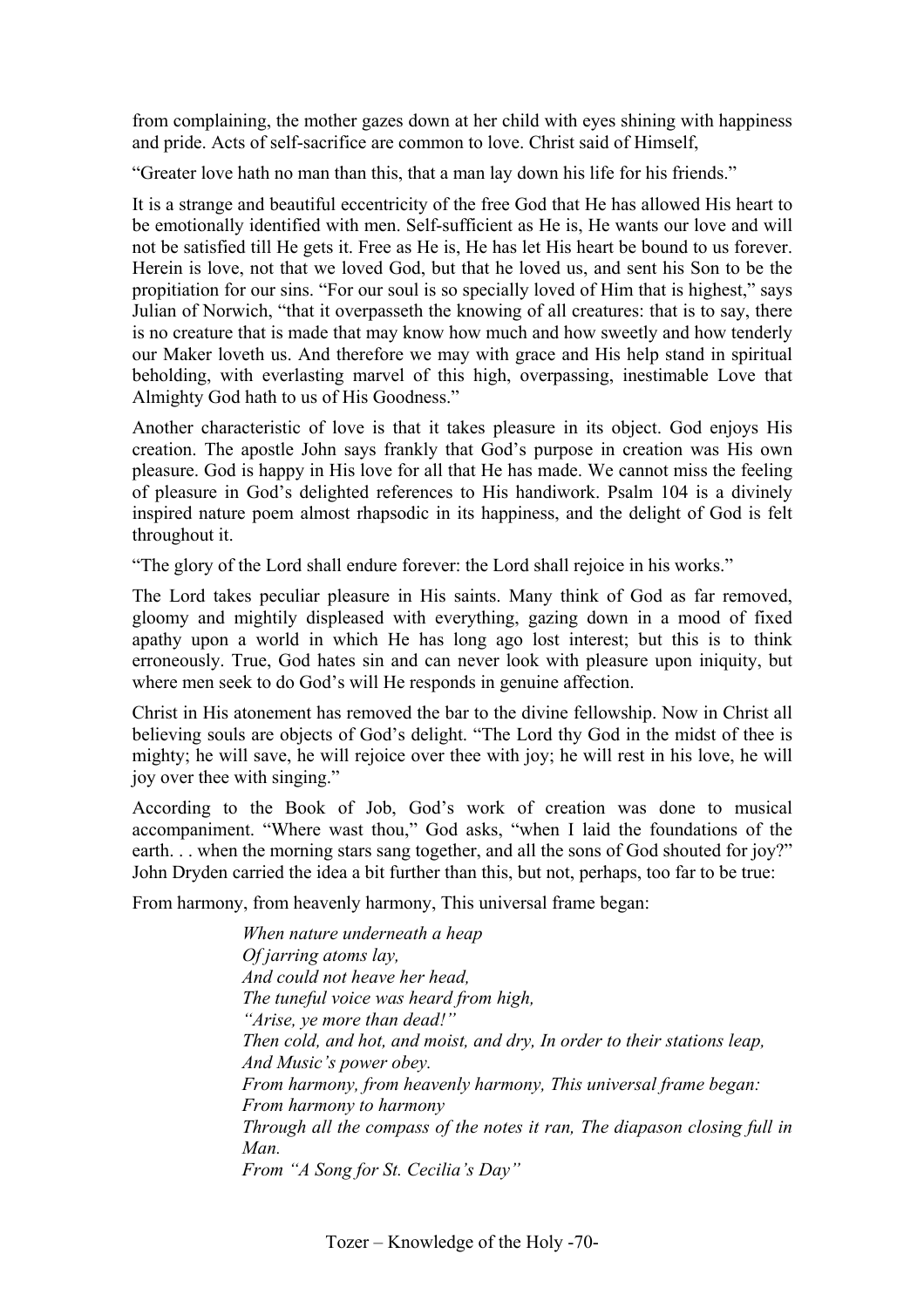from complaining, the mother gazes down at her child with eyes shining with happiness and pride. Acts of self-sacrifice are common to love. Christ said of Himself,

"Greater love hath no man than this, that a man lay down his life for his friends."

It is a strange and beautiful eccentricity of the free God that He has allowed His heart to be emotionally identified with men. Self-sufficient as He is, He wants our love and will not be satisfied till He gets it. Free as He is, He has let His heart be bound to us forever. Herein is love, not that we loved God, but that he loved us, and sent his Son to be the propitiation for our sins. "For our soul is so specially loved of Him that is highest," says Julian of Norwich, "that it overpasseth the knowing of all creatures: that is to say, there is no creature that is made that may know how much and how sweetly and how tenderly our Maker loveth us. And therefore we may with grace and His help stand in spiritual beholding, with everlasting marvel of this high, overpassing, inestimable Love that Almighty God hath to us of His Goodness."

Another characteristic of love is that it takes pleasure in its object. God enjoys His creation. The apostle John says frankly that God's purpose in creation was His own pleasure. God is happy in His love for all that He has made. We cannot miss the feeling of pleasure in God's delighted references to His handiwork. Psalm 104 is a divinely inspired nature poem almost rhapsodic in its happiness, and the delight of God is felt throughout it.

"The glory of the Lord shall endure forever: the Lord shall rejoice in his works."

The Lord takes peculiar pleasure in His saints. Many think of God as far removed, gloomy and mightily displeased with everything, gazing down in a mood of fixed apathy upon a world in which He has long ago lost interest; but this is to think erroneously. True, God hates sin and can never look with pleasure upon iniquity, but where men seek to do God's will He responds in genuine affection.

Christ in His atonement has removed the bar to the divine fellowship. Now in Christ all believing souls are objects of God's delight. "The Lord thy God in the midst of thee is mighty; he will save, he will rejoice over thee with joy; he will rest in his love, he will joy over thee with singing."

According to the Book of Job, God's work of creation was done to musical accompaniment. "Where wast thou," God asks, "when I laid the foundations of the earth. . . when the morning stars sang together, and all the sons of God shouted for joy?" John Dryden carried the idea a bit further than this, but not, perhaps, too far to be true:

From harmony, from heavenly harmony, This universal frame began:

> *When nature underneath a heap*
> *Of jarring atoms lay,*
> *And could not heave her head,*
> *The tuneful voice was heard from high,*
> *"Arise, ye more than dead!"*
> *Then cold, and hot, and moist, and dry, In order to their stations leap,*
> *And Music's power obey.*
> *From harmony, from heavenly harmony, This universal frame began:*
> *From harmony to harmony*
> *Through all the compass of the notes it ran, The diapason closing full in Man.*
> *From "A Song for St. Cecilia's Day"*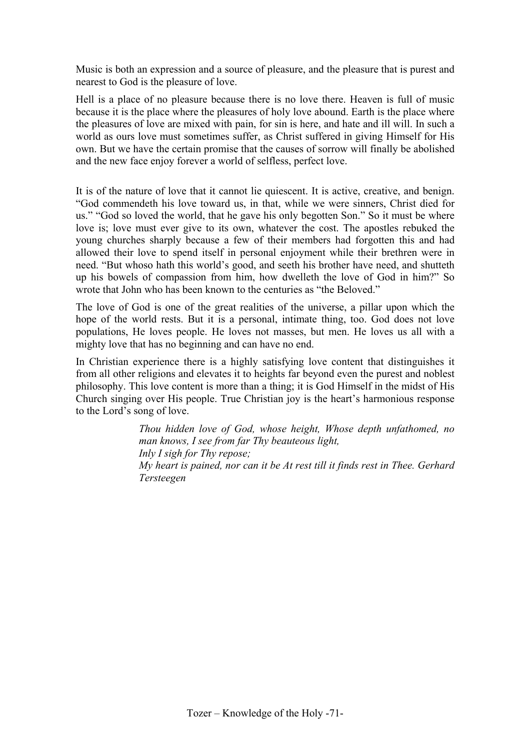Music is both an expression and a source of pleasure, and the pleasure that is purest and nearest to God is the pleasure of love.

Hell is a place of no pleasure because there is no love there. Heaven is full of music because it is the place where the pleasures of holy love abound. Earth is the place where the pleasures of love are mixed with pain, for sin is here, and hate and ill will. In such a world as ours love must sometimes suffer, as Christ suffered in giving Himself for His own. But we have the certain promise that the causes of sorrow will finally be abolished and the new face enjoy forever a world of selfless, perfect love.

It is of the nature of love that it cannot lie quiescent. It is active, creative, and benign. "God commendeth his love toward us, in that, while we were sinners, Christ died for us." "God so loved the world, that he gave his only begotten Son." So it must be where love is; love must ever give to its own, whatever the cost. The apostles rebuked the young churches sharply because a few of their members had forgotten this and had allowed their love to spend itself in personal enjoyment while their brethren were in need. "But whoso hath this world's good, and seeth his brother have need, and shutteth up his bowels of compassion from him, how dwelleth the love of God in him?" So wrote that John who has been known to the centuries as "the Beloved."

The love of God is one of the great realities of the universe, a pillar upon which the hope of the world rests. But it is a personal, intimate thing, too. God does not love populations, He loves people. He loves not masses, but men. He loves us all with a mighty love that has no beginning and can have no end.

In Christian experience there is a highly satisfying love content that distinguishes it from all other religions and elevates it to heights far beyond even the purest and noblest philosophy. This love content is more than a thing; it is God Himself in the midst of His Church singing over His people. True Christian joy is the heart's harmonious response to the Lord's song of love.

> *Thou hidden love of God, whose height, Whose depth unfathomed, no man knows, I see from far Thy beauteous light,*
> *Inly I sigh for Thy repose;*
> *My heart is pained, nor can it be At rest till it finds rest in Thee. Gerhard Tersteegen*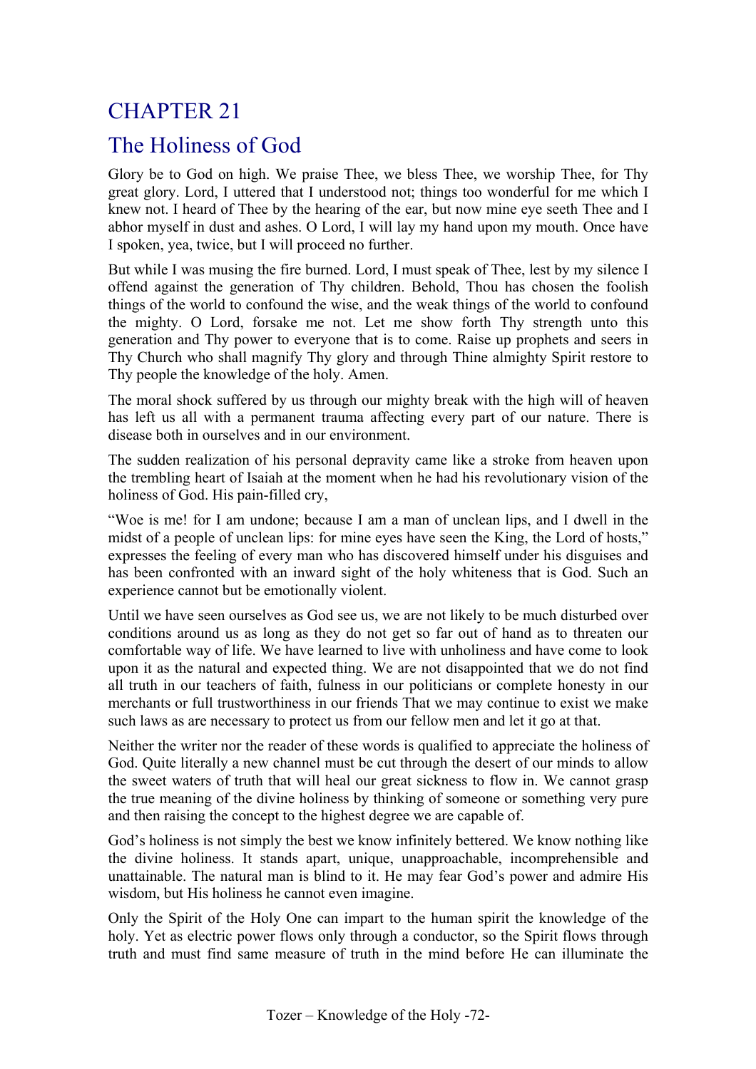# CHAPTER 21

## The Holiness of God

Glory be to God on high. We praise Thee, we bless Thee, we worship Thee, for Thy great glory. Lord, I uttered that I understood not; things too wonderful for me which I knew not. I heard of Thee by the hearing of the ear, but now mine eye seeth Thee and I abhor myself in dust and ashes. O Lord, I will lay my hand upon my mouth. Once have I spoken, yea, twice, but I will proceed no further.

But while I was musing the fire burned. Lord, I must speak of Thee, lest by my silence I offend against the generation of Thy children. Behold, Thou has chosen the foolish things of the world to confound the wise, and the weak things of the world to confound the mighty. O Lord, forsake me not. Let me show forth Thy strength unto this generation and Thy power to everyone that is to come. Raise up prophets and seers in Thy Church who shall magnify Thy glory and through Thine almighty Spirit restore to Thy people the knowledge of the holy. Amen.

The moral shock suffered by us through our mighty break with the high will of heaven has left us all with a permanent trauma affecting every part of our nature. There is disease both in ourselves and in our environment.

The sudden realization of his personal depravity came like a stroke from heaven upon the trembling heart of Isaiah at the moment when he had his revolutionary vision of the holiness of God. His pain-filled cry,

"Woe is me! for I am undone; because I am a man of unclean lips, and I dwell in the midst of a people of unclean lips: for mine eyes have seen the King, the Lord of hosts," expresses the feeling of every man who has discovered himself under his disguises and has been confronted with an inward sight of the holy whiteness that is God. Such an experience cannot but be emotionally violent.

Until we have seen ourselves as God see us, we are not likely to be much disturbed over conditions around us as long as they do not get so far out of hand as to threaten our comfortable way of life. We have learned to live with unholiness and have come to look upon it as the natural and expected thing. We are not disappointed that we do not find all truth in our teachers of faith, fulness in our politicians or complete honesty in our merchants or full trustworthiness in our friends That we may continue to exist we make such laws as are necessary to protect us from our fellow men and let it go at that.

Neither the writer nor the reader of these words is qualified to appreciate the holiness of God. Quite literally a new channel must be cut through the desert of our minds to allow the sweet waters of truth that will heal our great sickness to flow in. We cannot grasp the true meaning of the divine holiness by thinking of someone or something very pure and then raising the concept to the highest degree we are capable of.

God's holiness is not simply the best we know infinitely bettered. We know nothing like the divine holiness. It stands apart, unique, unapproachable, incomprehensible and unattainable. The natural man is blind to it. He may fear God's power and admire His wisdom, but His holiness he cannot even imagine.

Only the Spirit of the Holy One can impart to the human spirit the knowledge of the holy. Yet as electric power flows only through a conductor, so the Spirit flows through truth and must find same measure of truth in the mind before He can illuminate the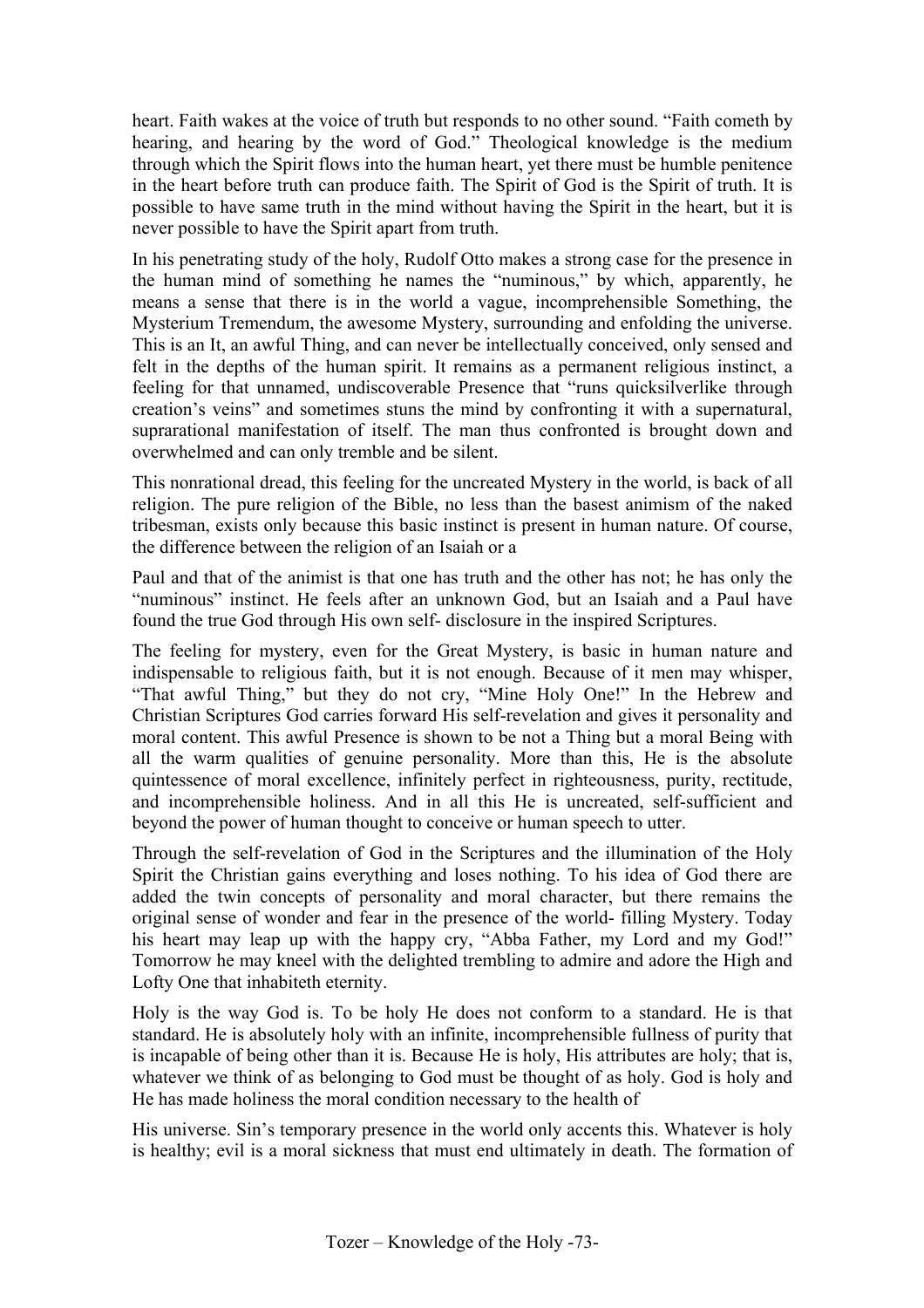heart. Faith wakes at the voice of truth but responds to no other sound. "Faith cometh by hearing, and hearing by the word of God." Theological knowledge is the medium through which the Spirit flows into the human heart, yet there must be humble penitence in the heart before truth can produce faith. The Spirit of God is the Spirit of truth. It is possible to have same truth in the mind without having the Spirit in the heart, but it is never possible to have the Spirit apart from truth.

In his penetrating study of the holy, Rudolf Otto makes a strong case for the presence in the human mind of something he names the "numinous," by which, apparently, he means a sense that there is in the world a vague, incomprehensible Something, the Mysterium Tremendum, the awesome Mystery, surrounding and enfolding the universe. This is an It, an awful Thing, and can never be intellectually conceived, only sensed and felt in the depths of the human spirit. It remains as a permanent religious instinct, a feeling for that unnamed, undiscoverable Presence that "runs quicksilverlike through creation's veins" and sometimes stuns the mind by confronting it with a supernatural, suprarational manifestation of itself. The man thus confronted is brought down and overwhelmed and can only tremble and be silent.

This nonrational dread, this feeling for the uncreated Mystery in the world, is back of all religion. The pure religion of the Bible, no less than the basest animism of the naked tribesman, exists only because this basic instinct is present in human nature. Of course, the difference between the religion of an Isaiah or a Paul and that of the animist is that one has truth and the other has not; he has only the "numinous" instinct. He feels after an unknown God, but an Isaiah and a Paul have found the true God through His own self- disclosure in the inspired Scriptures.

The feeling for mystery, even for the Great Mystery, is basic in human nature and indispensable to religious faith, but it is not enough. Because of it men may whisper, "That awful Thing," but they do not cry, "Mine Holy One!" In the Hebrew and Christian Scriptures God carries forward His self-revelation and gives it personality and moral content. This awful Presence is shown to be not a Thing but a moral Being with all the warm qualities of genuine personality. More than this, He is the absolute quintessence of moral excellence, infinitely perfect in righteousness, purity, rectitude, and incomprehensible holiness. And in all this He is uncreated, self-sufficient and beyond the power of human thought to conceive or human speech to utter.

Through the self-revelation of God in the Scriptures and the illumination of the Holy Spirit the Christian gains everything and loses nothing. To his idea of God there are added the twin concepts of personality and moral character, but there remains the original sense of wonder and fear in the presence of the world- filling Mystery. Today his heart may leap up with the happy cry, "Abba Father, my Lord and my God!" Tomorrow he may kneel with the delighted trembling to admire and adore the High and Lofty One that inhabiteth eternity.

Holy is the way God is. To be holy He does not conform to a standard. He is that standard. He is absolutely holy with an infinite, incomprehensible fullness of purity that is incapable of being other than it is. Because He is holy, His attributes are holy; that is, whatever we think of as belonging to God must be thought of as holy. God is holy and He has made holiness the moral condition necessary to the health of His universe. Sin's temporary presence in the world only accents this. Whatever is holy is healthy; evil is a moral sickness that must end ultimately in death. The formation of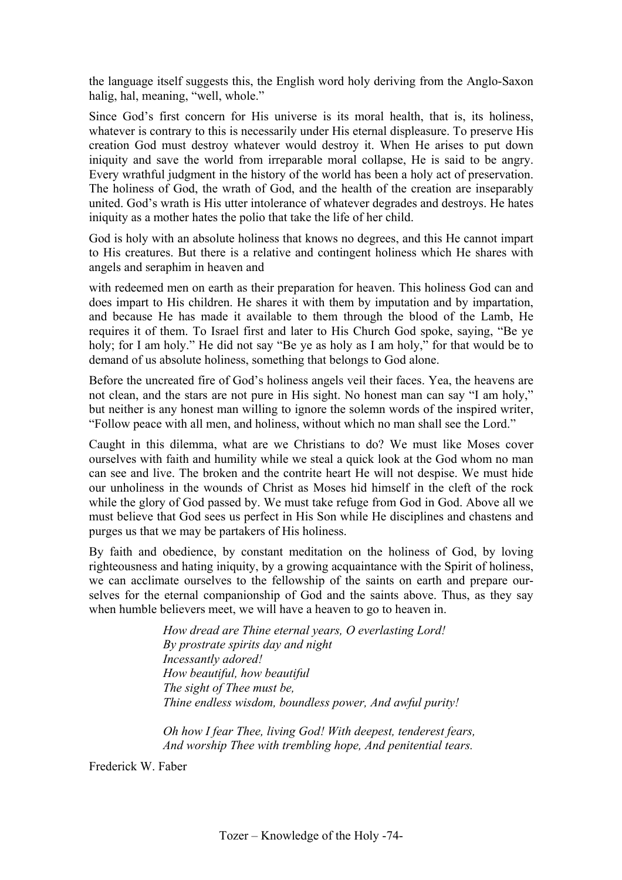the language itself suggests this, the English word holy deriving from the Anglo-Saxon halig, hal, meaning, "well, whole."

Since God's first concern for His universe is its moral health, that is, its holiness, whatever is contrary to this is necessarily under His eternal displeasure. To preserve His creation God must destroy whatever would destroy it. When He arises to put down iniquity and save the world from irreparable moral collapse, He is said to be angry. Every wrathful judgment in the history of the world has been a holy act of preservation. The holiness of God, the wrath of God, and the health of the creation are inseparably united. God's wrath is His utter intolerance of whatever degrades and destroys. He hates iniquity as a mother hates the polio that take the life of her child.

God is holy with an absolute holiness that knows no degrees, and this He cannot impart to His creatures. But there is a relative and contingent holiness which He shares with angels and seraphim in heaven and

with redeemed men on earth as their preparation for heaven. This holiness God can and does impart to His children. He shares it with them by imputation and by impartation, and because He has made it available to them through the blood of the Lamb, He requires it of them. To Israel first and later to His Church God spoke, saying, "Be ye holy; for I am holy." He did not say "Be ye as holy as I am holy," for that would be to demand of us absolute holiness, something that belongs to God alone.

Before the uncreated fire of God's holiness angels veil their faces. Yea, the heavens are not clean, and the stars are not pure in His sight. No honest man can say "I am holy," but neither is any honest man willing to ignore the solemn words of the inspired writer, "Follow peace with all men, and holiness, without which no man shall see the Lord."

Caught in this dilemma, what are we Christians to do? We must like Moses cover ourselves with faith and humility while we steal a quick look at the God whom no man can see and live. The broken and the contrite heart He will not despise. We must hide our unholiness in the wounds of Christ as Moses hid himself in the cleft of the rock while the glory of God passed by. We must take refuge from God in God. Above all we must believe that God sees us perfect in His Son while He disciplines and chastens and purges us that we may be partakers of His holiness.

By faith and obedience, by constant meditation on the holiness of God, by loving righteousness and hating iniquity, by a growing acquaintance with the Spirit of holiness, we can acclimate ourselves to the fellowship of the saints on earth and prepare ourselves for the eternal companionship of God and the saints above. Thus, as they say when humble believers meet, we will have a heaven to go to heaven in.

*How dread are Thine eternal years, O everlasting Lord!*  
*By prostrate spirits day and night*  
*Incessantly adored!*  
*How beautiful, how beautiful*  
*The sight of Thee must be,*  
*Thine endless wisdom, boundless power, And awful purity!*

*Oh how I fear Thee, living God! With deepest, tenderest fears,*  
*And worship Thee with trembling hope, And penitential tears.*

Frederick W. Faber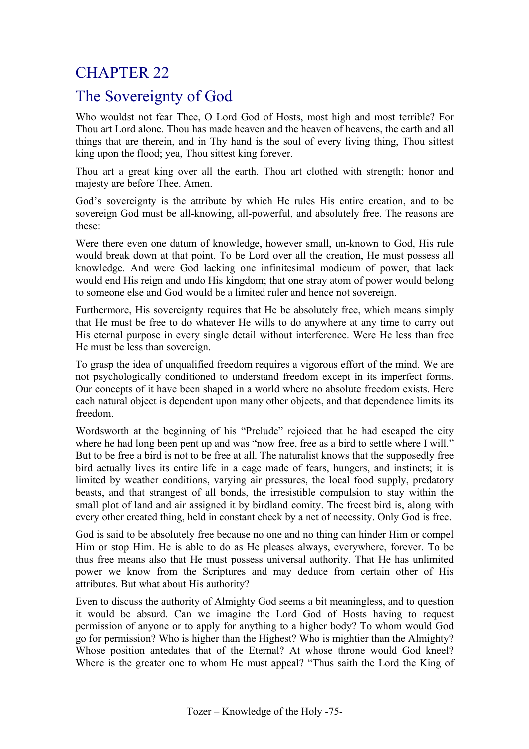# CHAPTER 22

# The Sovereignty of God

Who wouldst not fear Thee, O Lord God of Hosts, most high and most terrible? For Thou art Lord alone. Thou has made heaven and the heaven of heavens, the earth and all things that are therein, and in Thy hand is the soul of every living thing, Thou sittest king upon the flood; yea, Thou sittest king forever.

Thou art a great king over all the earth. Thou art clothed with strength; honor and majesty are before Thee. Amen.

God's sovereignty is the attribute by which He rules His entire creation, and to be sovereign God must be all-knowing, all-powerful, and absolutely free. The reasons are these:

Were there even one datum of knowledge, however small, un-known to God, His rule would break down at that point. To be Lord over all the creation, He must possess all knowledge. And were God lacking one infinitesimal modicum of power, that lack would end His reign and undo His kingdom; that one stray atom of power would belong to someone else and God would be a limited ruler and hence not sovereign.

Furthermore, His sovereignty requires that He be absolutely free, which means simply that He must be free to do whatever He wills to do anywhere at any time to carry out His eternal purpose in every single detail without interference. Were He less than free He must be less than sovereign.

To grasp the idea of unqualified freedom requires a vigorous effort of the mind. We are not psychologically conditioned to understand freedom except in its imperfect forms. Our concepts of it have been shaped in a world where no absolute freedom exists. Here each natural object is dependent upon many other objects, and that dependence limits its freedom.

Wordsworth at the beginning of his "Prelude" rejoiced that he had escaped the city where he had long been pent up and was "now free, free as a bird to settle where I will." But to be free a bird is not to be free at all. The naturalist knows that the supposedly free bird actually lives its entire life in a cage made of fears, hungers, and instincts; it is limited by weather conditions, varying air pressures, the local food supply, predatory beasts, and that strangest of all bonds, the irresistible compulsion to stay within the small plot of land and air assigned it by birdland comity. The freest bird is, along with every other created thing, held in constant check by a net of necessity. Only God is free.

God is said to be absolutely free because no one and no thing can hinder Him or compel Him or stop Him. He is able to do as He pleases always, everywhere, forever. To be thus free means also that He must possess universal authority. That He has unlimited power we know from the Scriptures and may deduce from certain other of His attributes. But what about His authority?

Even to discuss the authority of Almighty God seems a bit meaningless, and to question it would be absurd. Can we imagine the Lord God of Hosts having to request permission of anyone or to apply for anything to a higher body? To whom would God go for permission? Who is higher than the Highest? Who is mightier than the Almighty? Whose position antedates that of the Eternal? At whose throne would God kneel? Where is the greater one to whom He must appeal? "Thus saith the Lord the King of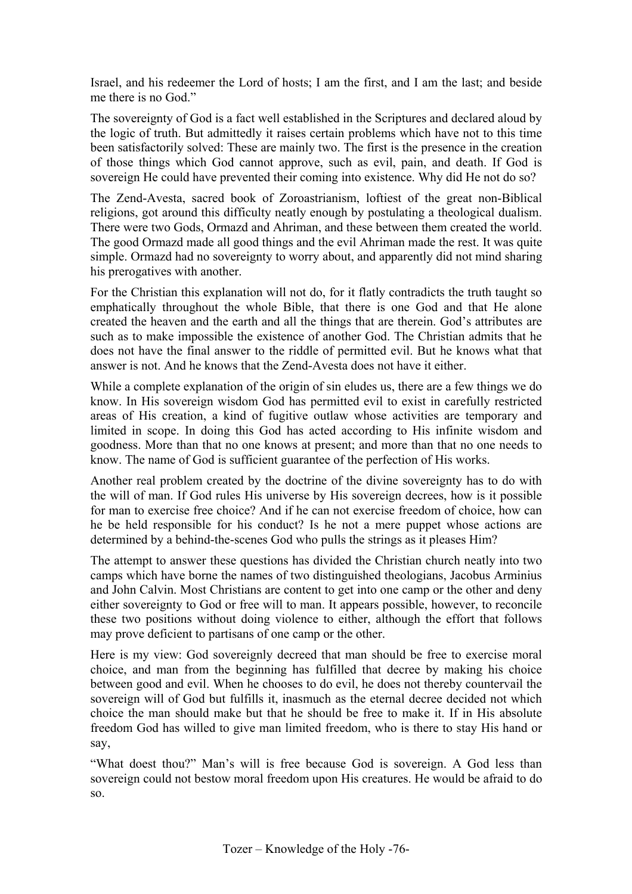Israel, and his redeemer the Lord of hosts; I am the first, and I am the last; and beside me there is no God."

The sovereignty of God is a fact well established in the Scriptures and declared aloud by the logic of truth. But admittedly it raises certain problems which have not to this time been satisfactorily solved: These are mainly two. The first is the presence in the creation of those things which God cannot approve, such as evil, pain, and death. If God is sovereign He could have prevented their coming into existence. Why did He not do so?

The Zend-Avesta, sacred book of Zoroastrianism, loftiest of the great non-Biblical religions, got around this difficulty neatly enough by postulating a theological dualism. There were two Gods, Ormazd and Ahriman, and these between them created the world. The good Ormazd made all good things and the evil Ahriman made the rest. It was quite simple. Ormazd had no sovereignty to worry about, and apparently did not mind sharing his prerogatives with another.

For the Christian this explanation will not do, for it flatly contradicts the truth taught so emphatically throughout the whole Bible, that there is one God and that He alone created the heaven and the earth and all the things that are therein. God's attributes are such as to make impossible the existence of another God. The Christian admits that he does not have the final answer to the riddle of permitted evil. But he knows what that answer is not. And he knows that the Zend-Avesta does not have it either.

While a complete explanation of the origin of sin eludes us, there are a few things we do know. In His sovereign wisdom God has permitted evil to exist in carefully restricted areas of His creation, a kind of fugitive outlaw whose activities are temporary and limited in scope. In doing this God has acted according to His infinite wisdom and goodness. More than that no one knows at present; and more than that no one needs to know. The name of God is sufficient guarantee of the perfection of His works.

Another real problem created by the doctrine of the divine sovereignty has to do with the will of man. If God rules His universe by His sovereign decrees, how is it possible for man to exercise free choice? And if he can not exercise freedom of choice, how can he be held responsible for his conduct? Is he not a mere puppet whose actions are determined by a behind-the-scenes God who pulls the strings as it pleases Him?

The attempt to answer these questions has divided the Christian church neatly into two camps which have borne the names of two distinguished theologians, Jacobus Arminius and John Calvin. Most Christians are content to get into one camp or the other and deny either sovereignty to God or free will to man. It appears possible, however, to reconcile these two positions without doing violence to either, although the effort that follows may prove deficient to partisans of one camp or the other.

Here is my view: God sovereignly decreed that man should be free to exercise moral choice, and man from the beginning has fulfilled that decree by making his choice between good and evil. When he chooses to do evil, he does not thereby countervail the sovereign will of God but fulfills it, inasmuch as the eternal decree decided not which choice the man should make but that he should be free to make it. If in His absolute freedom God has willed to give man limited freedom, who is there to stay His hand or say,

"What doest thou?" Man's will is free because God is sovereign. A God less than sovereign could not bestow moral freedom upon His creatures. He would be afraid to do so.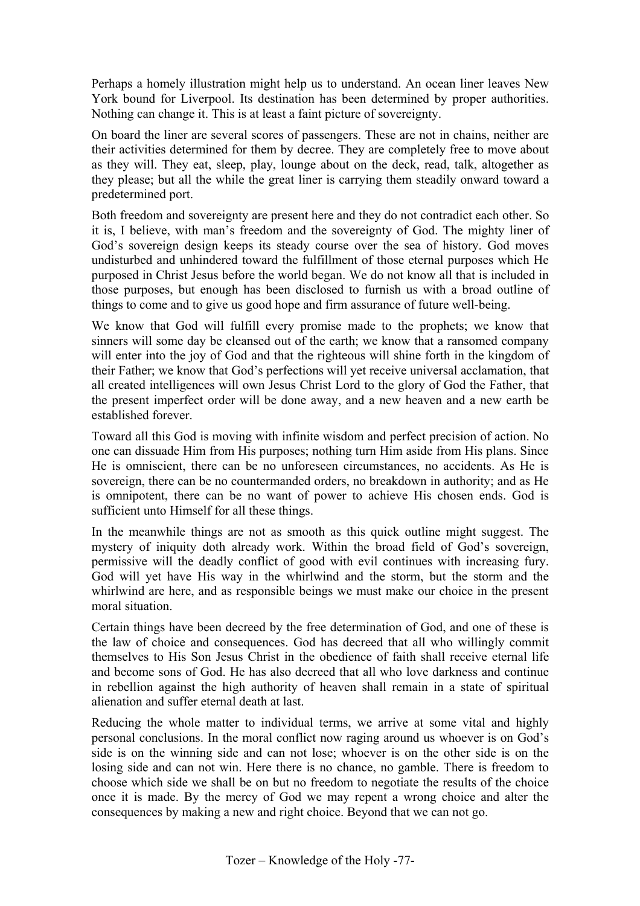Perhaps a homely illustration might help us to understand. An ocean liner leaves New York bound for Liverpool. Its destination has been determined by proper authorities. Nothing can change it. This is at least a faint picture of sovereignty.

On board the liner are several scores of passengers. These are not in chains, neither are their activities determined for them by decree. They are completely free to move about as they will. They eat, sleep, play, lounge about on the deck, read, talk, altogether as they please; but all the while the great liner is carrying them steadily onward toward a predetermined port.

Both freedom and sovereignty are present here and they do not contradict each other. So it is, I believe, with man's freedom and the sovereignty of God. The mighty liner of God's sovereign design keeps its steady course over the sea of history. God moves undisturbed and unhindered toward the fulfillment of those eternal purposes which He purposed in Christ Jesus before the world began. We do not know all that is included in those purposes, but enough has been disclosed to furnish us with a broad outline of things to come and to give us good hope and firm assurance of future well-being.

We know that God will fulfill every promise made to the prophets; we know that sinners will some day be cleansed out of the earth; we know that a ransomed company will enter into the joy of God and that the righteous will shine forth in the kingdom of their Father; we know that God's perfections will yet receive universal acclamation, that all created intelligences will own Jesus Christ Lord to the glory of God the Father, that the present imperfect order will be done away, and a new heaven and a new earth be established forever.

Toward all this God is moving with infinite wisdom and perfect precision of action. No one can dissuade Him from His purposes; nothing turn Him aside from His plans. Since He is omniscient, there can be no unforeseen circumstances, no accidents. As He is sovereign, there can be no countermanded orders, no breakdown in authority; and as He is omnipotent, there can be no want of power to achieve His chosen ends. God is sufficient unto Himself for all these things.

In the meanwhile things are not as smooth as this quick outline might suggest. The mystery of iniquity doth already work. Within the broad field of God's sovereign, permissive will the deadly conflict of good with evil continues with increasing fury. God will yet have His way in the whirlwind and the storm, but the storm and the whirlwind are here, and as responsible beings we must make our choice in the present moral situation.

Certain things have been decreed by the free determination of God, and one of these is the law of choice and consequences. God has decreed that all who willingly commit themselves to His Son Jesus Christ in the obedience of faith shall receive eternal life and become sons of God. He has also decreed that all who love darkness and continue in rebellion against the high authority of heaven shall remain in a state of spiritual alienation and suffer eternal death at last.

Reducing the whole matter to individual terms, we arrive at some vital and highly personal conclusions. In the moral conflict now raging around us whoever is on God's side is on the winning side and can not lose; whoever is on the other side is on the losing side and can not win. Here there is no chance, no gamble. There is freedom to choose which side we shall be on but no freedom to negotiate the results of the choice once it is made. By the mercy of God we may repent a wrong choice and alter the consequences by making a new and right choice. Beyond that we can not go.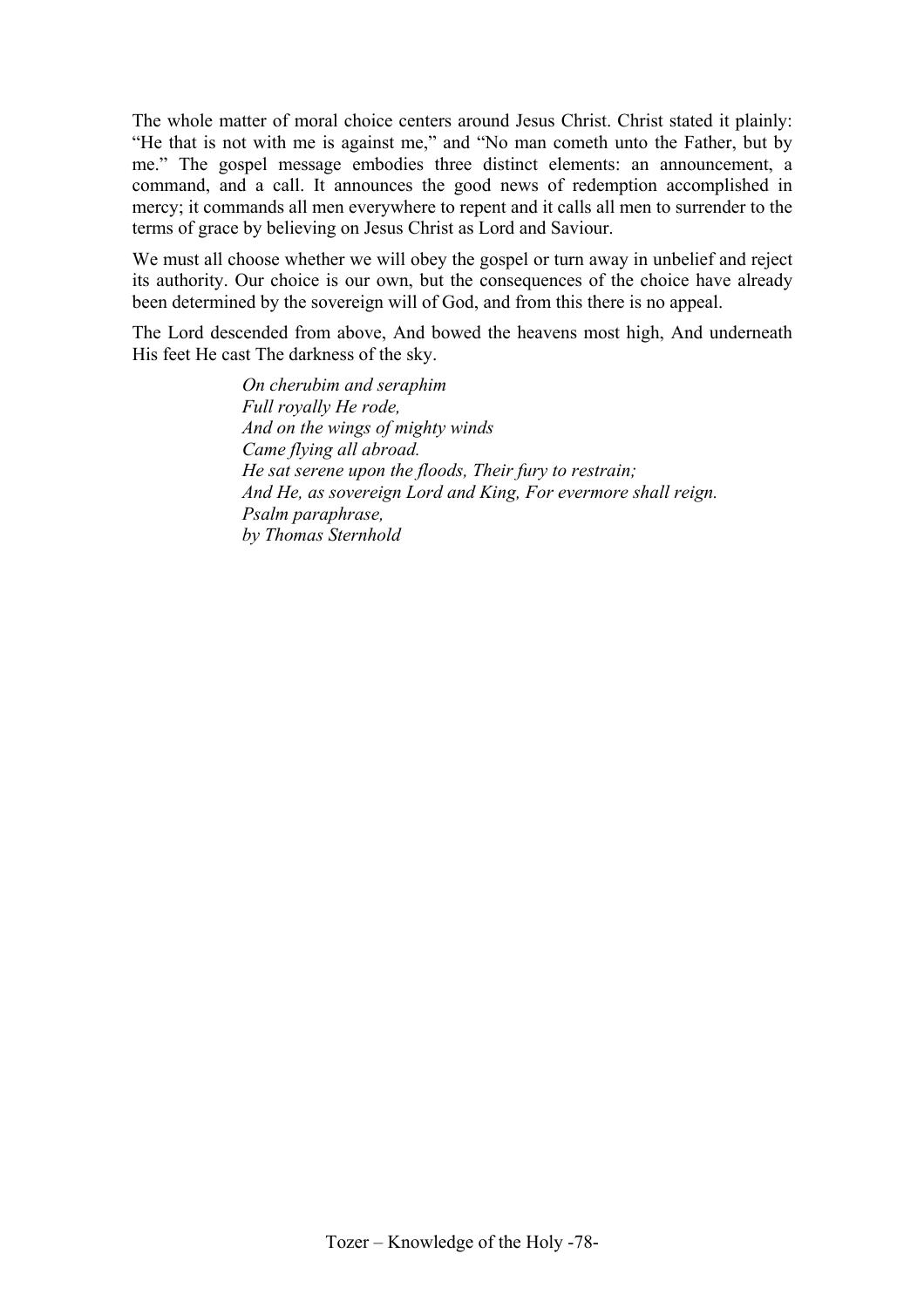The whole matter of moral choice centers around Jesus Christ. Christ stated it plainly: “He that is not with me is against me,” and “No man cometh unto the Father, but by me.” The gospel message embodies three distinct elements: an announcement, a command, and a call. It announces the good news of redemption accomplished in mercy; it commands all men everywhere to repent and it calls all men to surrender to the terms of grace by believing on Jesus Christ as Lord and Saviour.

We must all choose whether we will obey the gospel or turn away in unbelief and reject its authority. Our choice is our own, but the consequences of the choice have already been determined by the sovereign will of God, and from this there is no appeal.

The Lord descended from above, And bowed the heavens most high, And underneath His feet He cast The darkness of the sky.

> *On cherubim and seraphim*
> *Full royally He rode,*
> *And on the wings of mighty winds*
> *Came flying all abroad.*
> *He sat serene upon the floods, Their fury to restrain;*
> *And He, as sovereign Lord and King, For evermore shall reign.*
> *Psalm paraphrase,*
> *by Thomas Sternhold*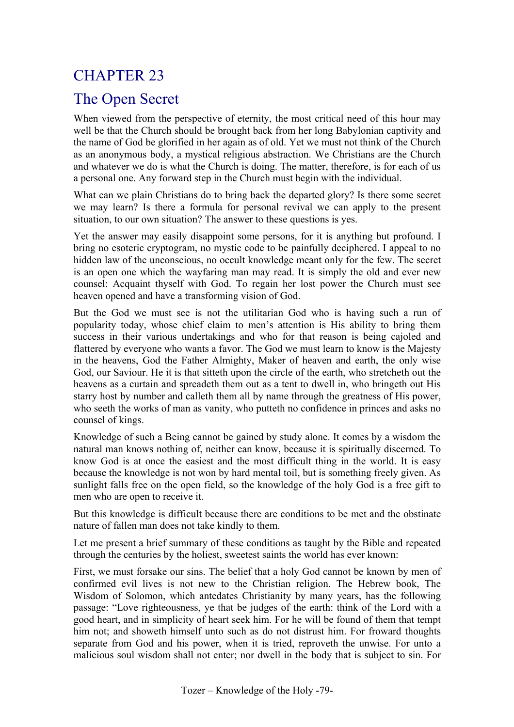# CHAPTER 23

## The Open Secret

When viewed from the perspective of eternity, the most critical need of this hour may well be that the Church should be brought back from her long Babylonian captivity and the name of God be glorified in her again as of old. Yet we must not think of the Church as an anonymous body, a mystical religious abstraction. We Christians are the Church and whatever we do is what the Church is doing. The matter, therefore, is for each of us a personal one. Any forward step in the Church must begin with the individual.

What can we plain Christians do to bring back the departed glory? Is there some secret we may learn? Is there a formula for personal revival we can apply to the present situation, to our own situation? The answer to these questions is yes.

Yet the answer may easily disappoint some persons, for it is anything but profound. I bring no esoteric cryptogram, no mystic code to be painfully deciphered. I appeal to no hidden law of the unconscious, no occult knowledge meant only for the few. The secret is an open one which the wayfaring man may read. It is simply the old and ever new counsel: Acquaint thyself with God. To regain her lost power the Church must see heaven opened and have a transforming vision of God.

But the God we must see is not the utilitarian God who is having such a run of popularity today, whose chief claim to men's attention is His ability to bring them success in their various undertakings and who for that reason is being cajoled and flattered by everyone who wants a favor. The God we must learn to know is the Majesty in the heavens, God the Father Almighty, Maker of heaven and earth, the only wise God, our Saviour. He it is that sitteth upon the circle of the earth, who stretcheth out the heavens as a curtain and spreadeth them out as a tent to dwell in, who bringeth out His starry host by number and calleth them all by name through the greatness of His power, who seeth the works of man as vanity, who putteth no confidence in princes and asks no counsel of kings.

Knowledge of such a Being cannot be gained by study alone. It comes by a wisdom the natural man knows nothing of, neither can know, because it is spiritually discerned. To know God is at once the easiest and the most difficult thing in the world. It is easy because the knowledge is not won by hard mental toil, but is something freely given. As sunlight falls free on the open field, so the knowledge of the holy God is a free gift to men who are open to receive it.

But this knowledge is difficult because there are conditions to be met and the obstinate nature of fallen man does not take kindly to them.

Let me present a brief summary of these conditions as taught by the Bible and repeated through the centuries by the holiest, sweetest saints the world has ever known:

First, we must forsake our sins. The belief that a holy God cannot be known by men of confirmed evil lives is not new to the Christian religion. The Hebrew book, The Wisdom of Solomon, which antedates Christianity by many years, has the following passage: "Love righteousness, ye that be judges of the earth: think of the Lord with a good heart, and in simplicity of heart seek him. For he will be found of them that tempt him not; and showeth himself unto such as do not distrust him. For froward thoughts separate from God and his power, when it is tried, reproveth the unwise. For unto a malicious soul wisdom shall not enter; nor dwell in the body that is subject to sin. For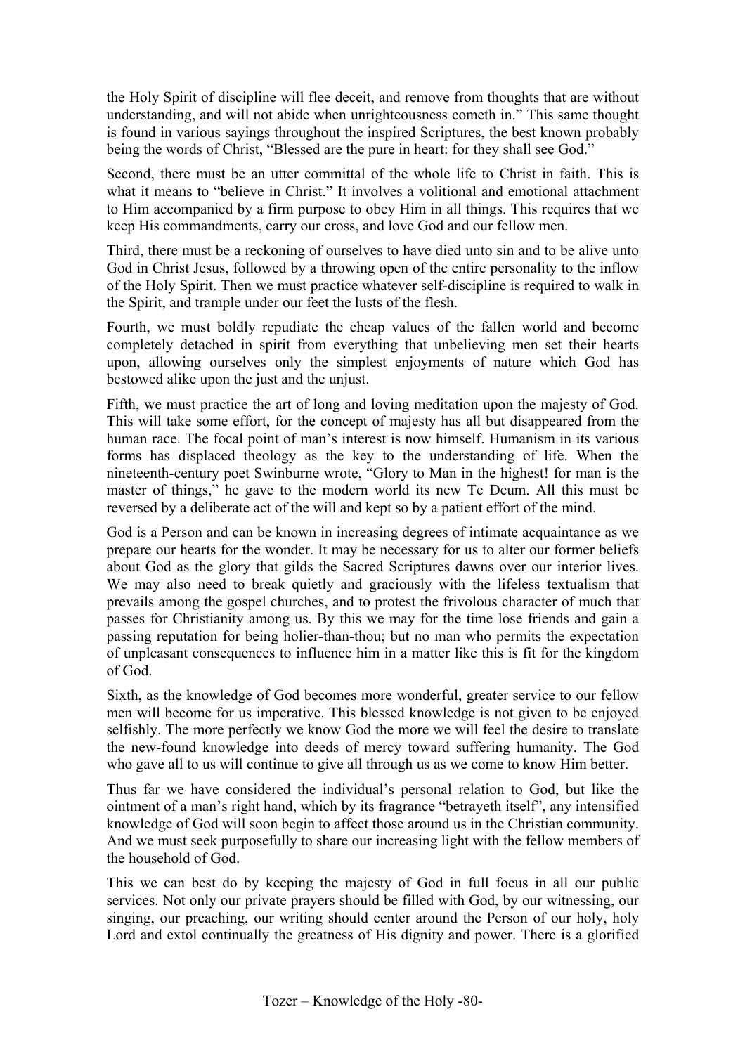the Holy Spirit of discipline will flee deceit, and remove from thoughts that are without understanding, and will not abide when unrighteousness cometh in." This same thought is found in various sayings throughout the inspired Scriptures, the best known probably being the words of Christ, "Blessed are the pure in heart: for they shall see God."

Second, there must be an utter committal of the whole life to Christ in faith. This is what it means to "believe in Christ." It involves a volitional and emotional attachment to Him accompanied by a firm purpose to obey Him in all things. This requires that we keep His commandments, carry our cross, and love God and our fellow men.

Third, there must be a reckoning of ourselves to have died unto sin and to be alive unto God in Christ Jesus, followed by a throwing open of the entire personality to the inflow of the Holy Spirit. Then we must practice whatever self-discipline is required to walk in the Spirit, and trample under our feet the lusts of the flesh.

Fourth, we must boldly repudiate the cheap values of the fallen world and become completely detached in spirit from everything that unbelieving men set their hearts upon, allowing ourselves only the simplest enjoyments of nature which God has bestowed alike upon the just and the unjust.

Fifth, we must practice the art of long and loving meditation upon the majesty of God. This will take some effort, for the concept of majesty has all but disappeared from the human race. The focal point of man's interest is now himself. Humanism in its various forms has displaced theology as the key to the understanding of life. When the nineteenth-century poet Swinburne wrote, "Glory to Man in the highest! for man is the master of things," he gave to the modern world its new Te Deum. All this must be reversed by a deliberate act of the will and kept so by a patient effort of the mind.

God is a Person and can be known in increasing degrees of intimate acquaintance as we prepare our hearts for the wonder. It may be necessary for us to alter our former beliefs about God as the glory that gilds the Sacred Scriptures dawns over our interior lives. We may also need to break quietly and graciously with the lifeless textualism that prevails among the gospel churches, and to protest the frivolous character of much that passes for Christianity among us. By this we may for the time lose friends and gain a passing reputation for being holier-than-thou; but no man who permits the expectation of unpleasant consequences to influence him in a matter like this is fit for the kingdom of God.

Sixth, as the knowledge of God becomes more wonderful, greater service to our fellow men will become for us imperative. This blessed knowledge is not given to be enjoyed selfishly. The more perfectly we know God the more we will feel the desire to translate the new-found knowledge into deeds of mercy toward suffering humanity. The God who gave all to us will continue to give all through us as we come to know Him better.

Thus far we have considered the individual's personal relation to God, but like the ointment of a man's right hand, which by its fragrance "betrayeth itself", any intensified knowledge of God will soon begin to affect those around us in the Christian community. And we must seek purposefully to share our increasing light with the fellow members of the household of God.

This we can best do by keeping the majesty of God in full focus in all our public services. Not only our private prayers should be filled with God, by our witnessing, our singing, our preaching, our writing should center around the Person of our holy, holy Lord and extol continually the greatness of His dignity and power. There is a glorified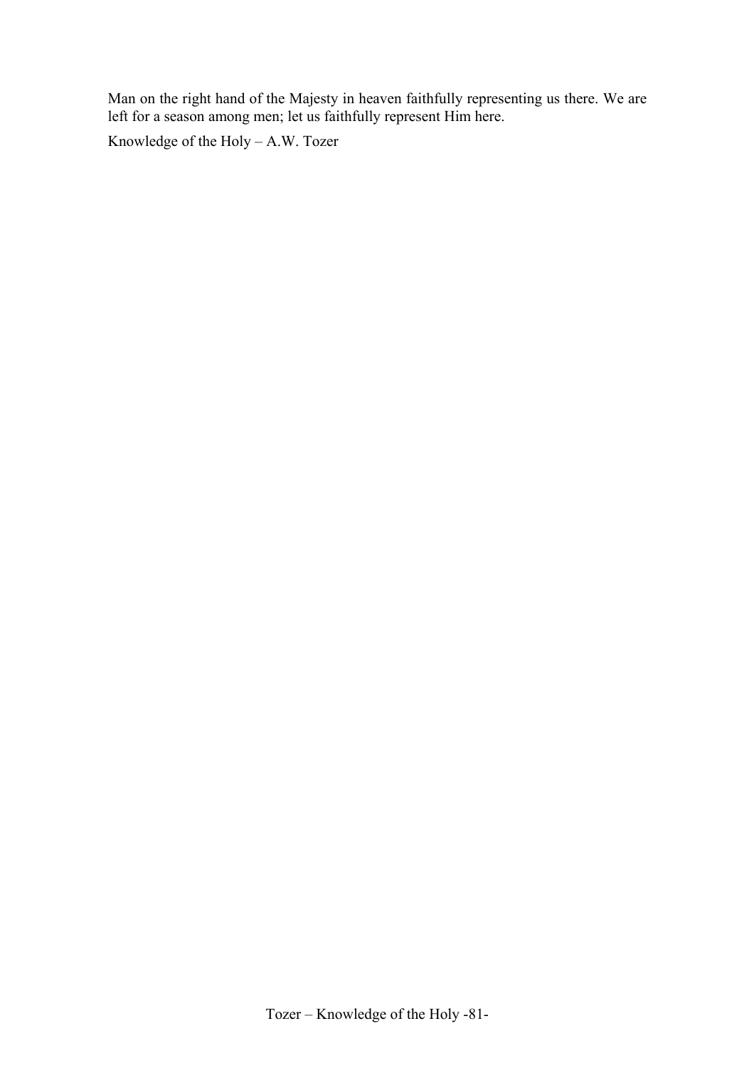Man on the right hand of the Majesty in heaven faithfully representing us there. We are left for a season among men; let us faithfully represent Him here.

Knowledge of the Holy – A.W. Tozer